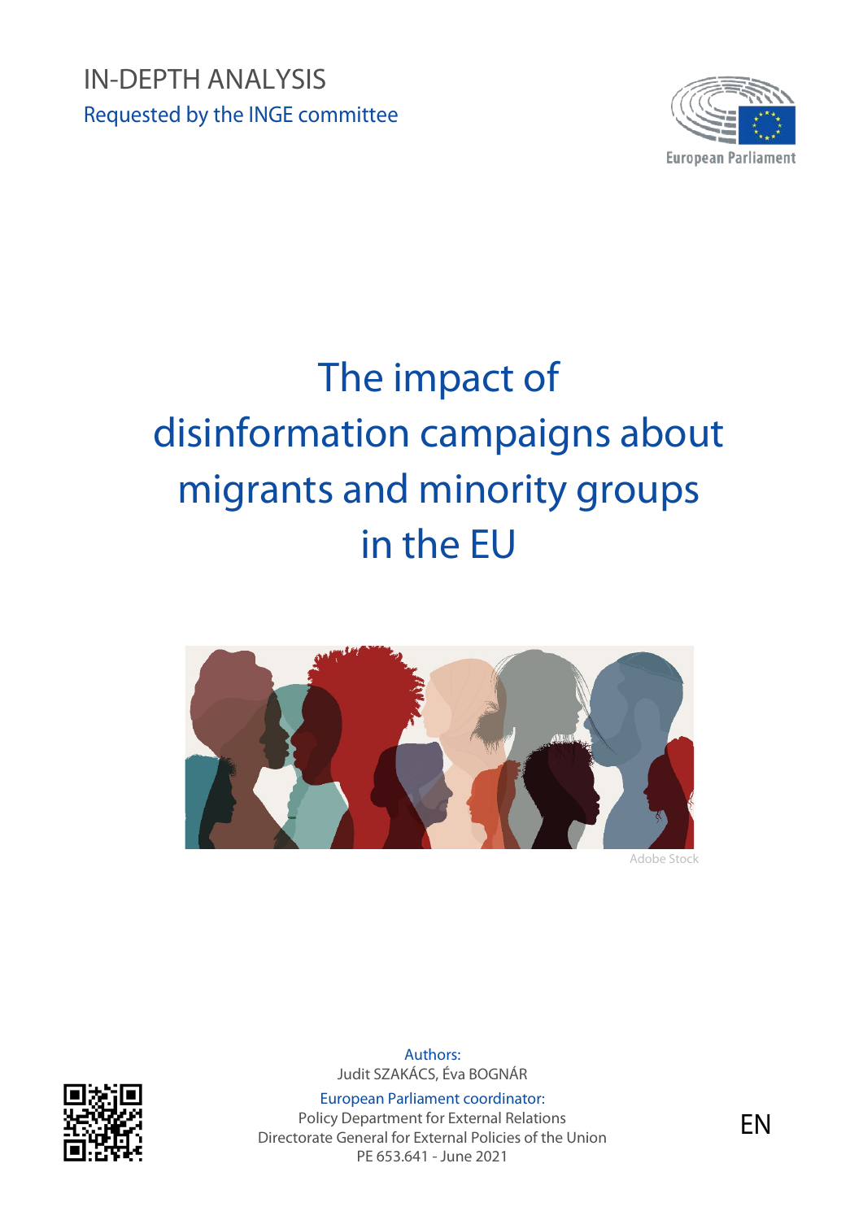IN-DEPTH ANALYSIS

Requested by the INGE committee

European Parliament

# The impact of disinformation campaigns about migrants and minority groups in the EU

Adobe Stock

Authors:
Judit SZAKÁCS, Éva BOGNÁR

European Parliament coordinator:
Policy Department for External Relations
Directorate General for External Policies of the Union
PE 653.641 - June 2021

EN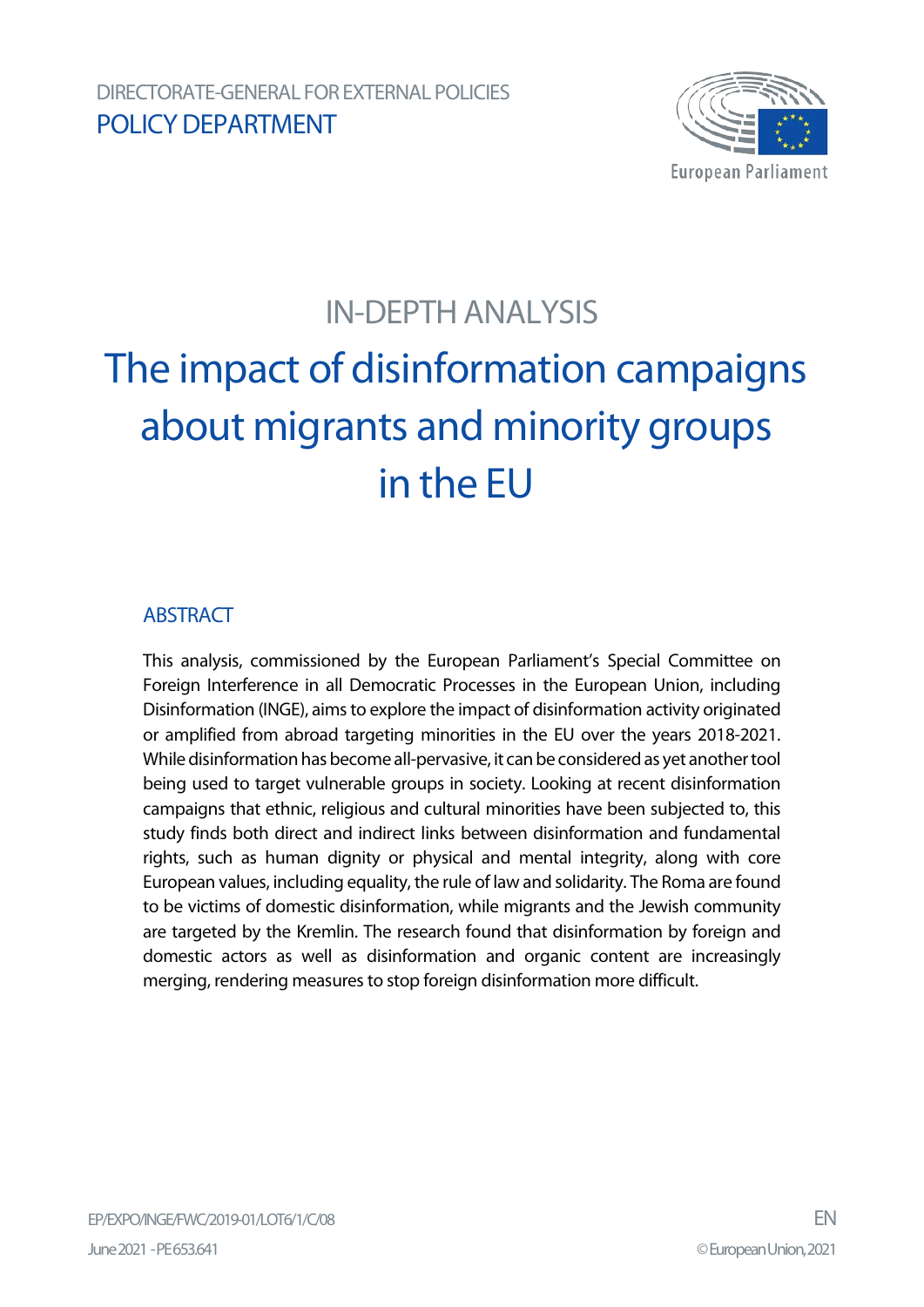DIRECTORATE-GENERAL FOR EXTERNAL POLICIES

POLICY DEPARTMENT

European Parliament

IN-DEPTH ANALYSIS

# The impact of disinformation campaigns about migrants and minority groups in the EU

## ABSTRACT

This analysis, commissioned by the European Parliament's Special Committee on Foreign Interference in all Democratic Processes in the European Union, including Disinformation (INGE), aims to explore the impact of disinformation activity originated or amplified from abroad targeting minorities in the EU over the years 2018-2021. While disinformation has become all-pervasive, it can be considered as yet another tool being used to target vulnerable groups in society. Looking at recent disinformation campaigns that ethnic, religious and cultural minorities have been subjected to, this study finds both direct and indirect links between disinformation and fundamental rights, such as human dignity or physical and mental integrity, along with core European values, including equality, the rule of law and solidarity. The Roma are found to be victims of domestic disinformation, while migrants and the Jewish community are targeted by the Kremlin. The research found that disinformation by foreign and domestic actors as well as disinformation and organic content are increasingly merging, rendering measures to stop foreign disinformation more difficult.

EP/EXPO/INGE/FWC/2019-01/LOT6/1/C/08

June 2021 - PE 653.641

EN

© European Union, 2021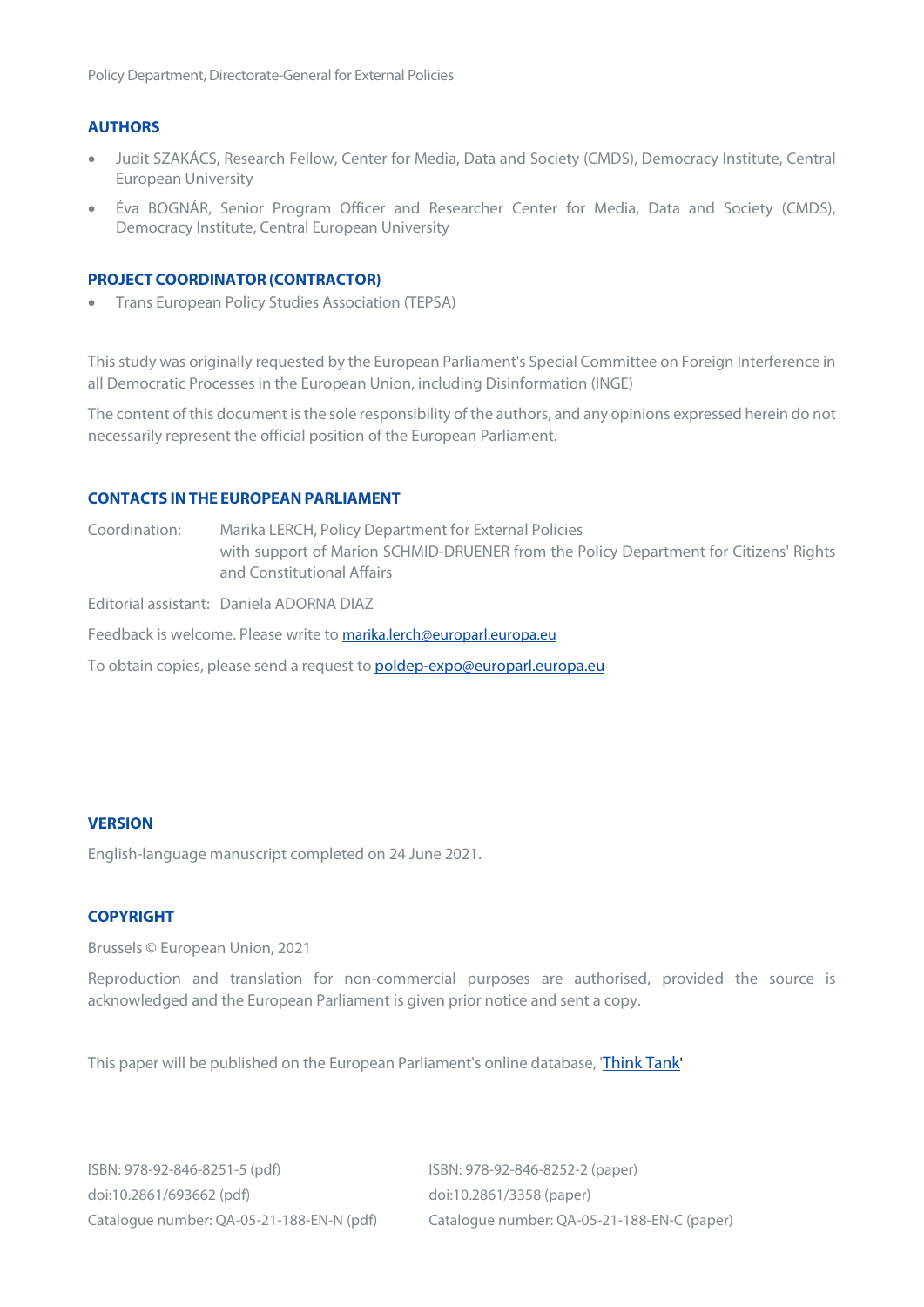## AUTHORS

- Judit SZAKÁCS, Research Fellow, Center for Media, Data and Society (CMDS), Democracy Institute, Central European University
- Éva BOGNÁR, Senior Program Officer and Researcher Center for Media, Data and Society (CMDS), Democracy Institute, Central European University

## PROJECT COORDINATOR (CONTRACTOR)

- Trans European Policy Studies Association (TEPSA)

This study was originally requested by the European Parliament's Special Committee on Foreign Interference in all Democratic Processes in the European Union, including Disinformation (INGE)

The content of this document is the sole responsibility of the authors, and any opinions expressed herein do not necessarily represent the official position of the European Parliament.

## CONTACTS IN THE EUROPEAN PARLIAMENT

Coordination: Marika LERCH, Policy Department for External Policies with support of Marion SCHMID-DRUENER from the Policy Department for Citizens' Rights and Constitutional Affairs

Editorial assistant: Daniela ADORNA DIAZ

Feedback is welcome. Please write to marika.lerch@europarl.europa.eu

To obtain copies, please send a request to poldep-expo@europarl.europa.eu

## VERSION

English-language manuscript completed on 24 June 2021.

## COPYRIGHT

Brussels © European Union, 2021

Reproduction and translation for non-commercial purposes are authorised, provided the source is acknowledged and the European Parliament is given prior notice and sent a copy.

This paper will be published on the European Parliament's online database, 'Think Tank'

ISBN: 978-92-846-8251-5 (pdf)
doi:10.2861/693662 (pdf)
Catalogue number: QA-05-21-188-EN-N (pdf)

ISBN: 978-92-846-8252-2 (paper)
doi:10.2861/3358 (paper)
Catalogue number: QA-05-21-188-EN-C (paper)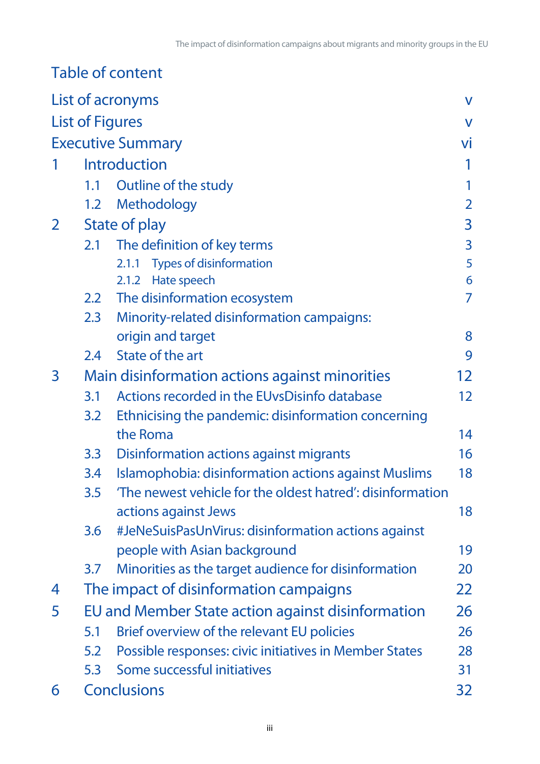# Table of content

| | |
|---|---|
| List of acronyms | v |
| List of Figures | v |
| Executive Summary | vi |
| 1 Introduction | 1 |
| 1.1 Outline of the study | 1 |
| 1.2 Methodology | 2 |
| 2 State of play | 3 |
| 2.1 The definition of key terms | 3 |
| 2.1.1 Types of disinformation | 5 |
| 2.1.2 Hate speech | 6 |
| 2.2 The disinformation ecosystem | 7 |
| 2.3 Minority-related disinformation campaigns: origin and target | 8 |
| 2.4 State of the art | 9 |
| 3 Main disinformation actions against minorities | 12 |
| 3.1 Actions recorded in the EUvsDisinfo database | 12 |
| 3.2 Ethnicising the pandemic: disinformation concerning the Roma | 14 |
| 3.3 Disinformation actions against migrants | 16 |
| 3.4 Islamophobia: disinformation actions against Muslims | 18 |
| 3.5 'The newest vehicle for the oldest hatred': disinformation actions against Jews | 18 |
| 3.6 #JeNeSuisPasUnVirus: disinformation actions against people with Asian background | 19 |
| 3.7 Minorities as the target audience for disinformation | 20 |
| 4 The impact of disinformation campaigns | 22 |
| 5 EU and Member State action against disinformation | 26 |
| 5.1 Brief overview of the relevant EU policies | 26 |
| 5.2 Possible responses: civic initiatives in Member States | 28 |
| 5.3 Some successful initiatives | 31 |
| 6 Conclusions | 32 |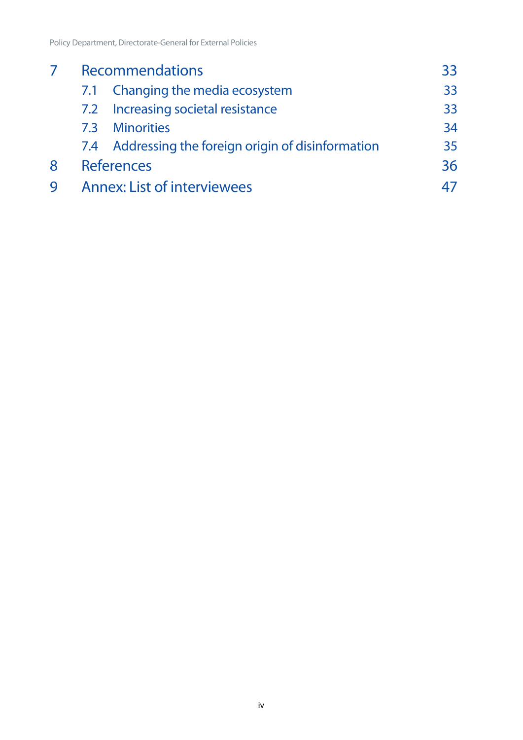7 Recommendations 33

- 7.1 Changing the media ecosystem 33
- 7.2 Increasing societal resistance 33
- 7.3 Minorities 34
- 7.4 Addressing the foreign origin of disinformation 35

8 References 36

9 Annex: List of interviewees 47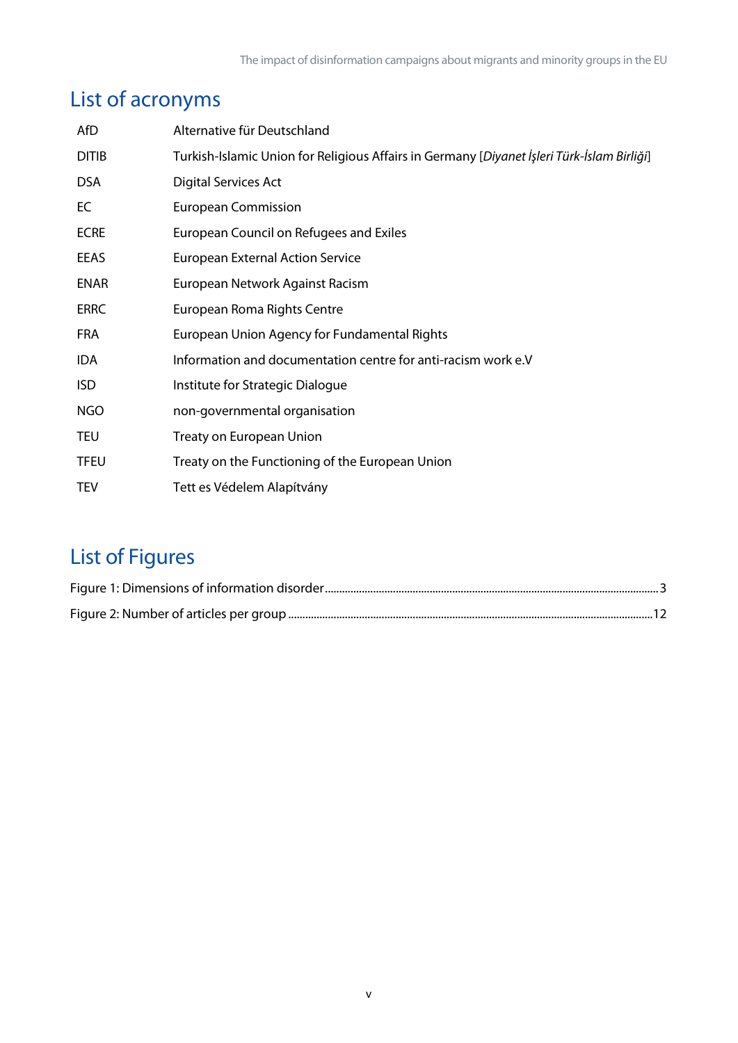## List of acronyms

| | |
|---|---|
| AfD | Alternative für Deutschland |
| DITIB | Turkish-Islamic Union for Religious Affairs in Germany [*Diyanet İşleri Türk-İslam Birliği*] |
| DSA | Digital Services Act |
| EC | European Commission |
| ECRE | European Council on Refugees and Exiles |
| EEAS | European External Action Service |
| ENAR | European Network Against Racism |
| ERRC | European Roma Rights Centre |
| FRA | European Union Agency for Fundamental Rights |
| IDA | Information and documentation centre for anti-racism work e.V |
| ISD | Institute for Strategic Dialogue |
| NGO | non-governmental organisation |
| TEU | Treaty on European Union |
| TFEU | Treaty on the Functioning of the European Union |
| TEV | Tett es Védelem Alapítvány |

## List of Figures

Figure 1: Dimensions of information disorder ........ 3

Figure 2: Number of articles per group ........ 12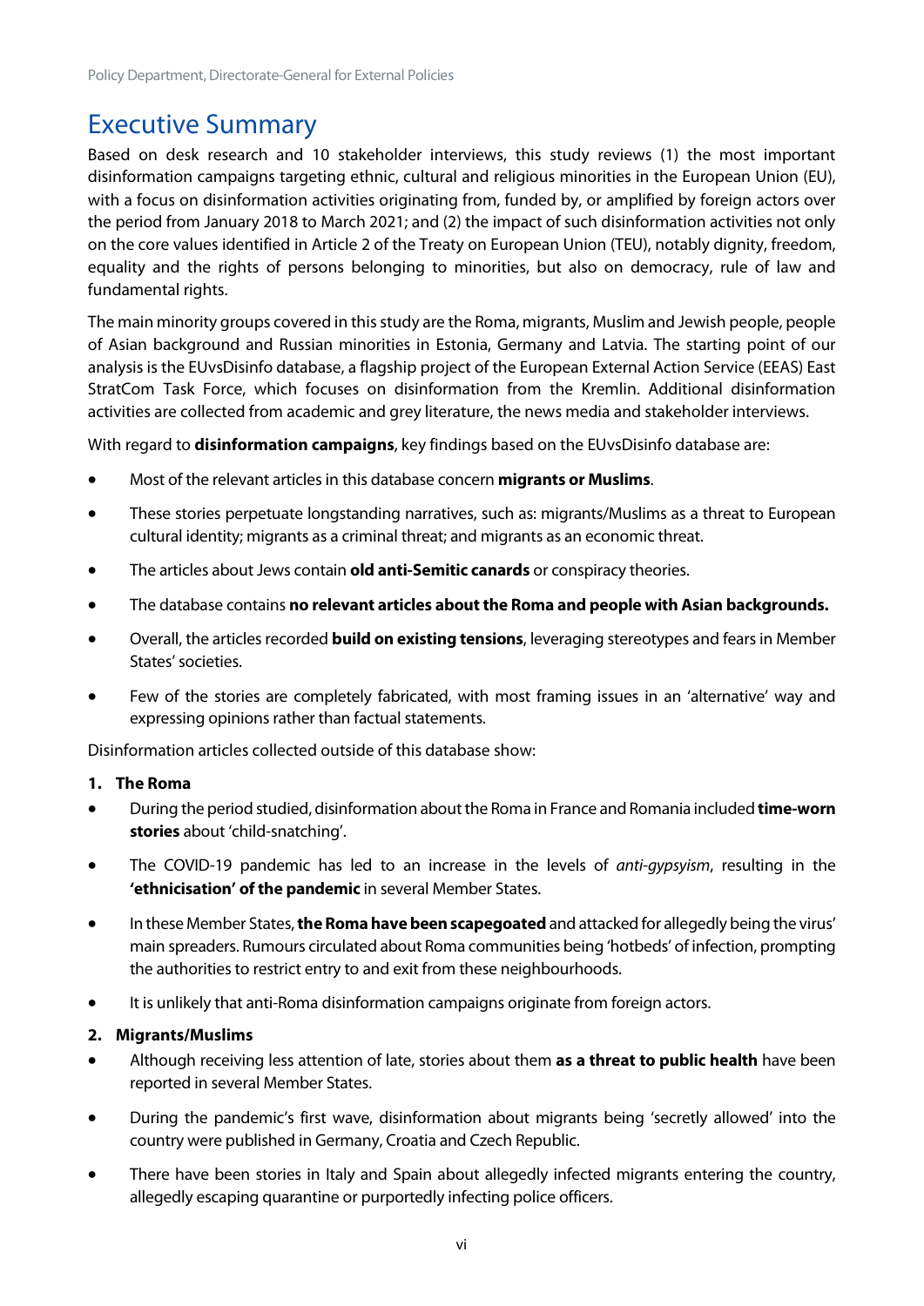# Executive Summary

Based on desk research and 10 stakeholder interviews, this study reviews (1) the most important disinformation campaigns targeting ethnic, cultural and religious minorities in the European Union (EU), with a focus on disinformation activities originating from, funded by, or amplified by foreign actors over the period from January 2018 to March 2021; and (2) the impact of such disinformation activities not only on the core values identified in Article 2 of the Treaty on European Union (TEU), notably dignity, freedom, equality and the rights of persons belonging to minorities, but also on democracy, rule of law and fundamental rights.

The main minority groups covered in this study are the Roma, migrants, Muslim and Jewish people, people of Asian background and Russian minorities in Estonia, Germany and Latvia. The starting point of our analysis is the EUvsDisinfo database, a flagship project of the European External Action Service (EEAS) East StratCom Task Force, which focuses on disinformation from the Kremlin. Additional disinformation activities are collected from academic and grey literature, the news media and stakeholder interviews.

With regard to **disinformation campaigns**, key findings based on the EUvsDisinfo database are:

- Most of the relevant articles in this database concern **migrants or Muslims**.
- These stories perpetuate longstanding narratives, such as: migrants/Muslims as a threat to European cultural identity; migrants as a criminal threat; and migrants as an economic threat.
- The articles about Jews contain **old anti-Semitic canards** or conspiracy theories.
- The database contains **no relevant articles about the Roma and people with Asian backgrounds.**
- Overall, the articles recorded **build on existing tensions**, leveraging stereotypes and fears in Member States' societies.
- Few of the stories are completely fabricated, with most framing issues in an 'alternative' way and expressing opinions rather than factual statements.

Disinformation articles collected outside of this database show:

**1. The Roma**

- During the period studied, disinformation about the Roma in France and Romania included **time-worn stories** about 'child-snatching'.
- The COVID-19 pandemic has led to an increase in the levels of *anti-gypsyism*, resulting in the **'ethnicisation' of the pandemic** in several Member States.
- In these Member States, **the Roma have been scapegoated** and attacked for allegedly being the virus' main spreaders. Rumours circulated about Roma communities being 'hotbeds' of infection, prompting the authorities to restrict entry to and exit from these neighbourhoods.
- It is unlikely that anti-Roma disinformation campaigns originate from foreign actors.

**2. Migrants/Muslims**

- Although receiving less attention of late, stories about them **as a threat to public health** have been reported in several Member States.
- During the pandemic's first wave, disinformation about migrants being 'secretly allowed' into the country were published in Germany, Croatia and Czech Republic.
- There have been stories in Italy and Spain about allegedly infected migrants entering the country, allegedly escaping quarantine or purportedly infecting police officers.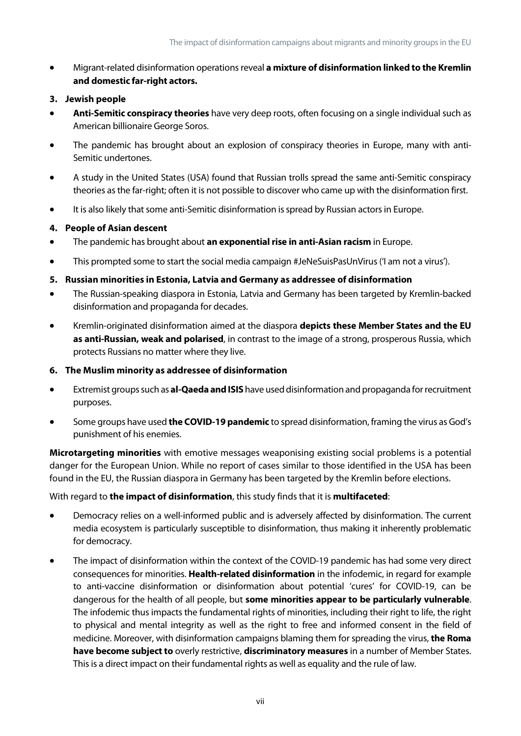- Migrant-related disinformation operations reveal **a mixture of disinformation linked to the Kremlin and domestic far-right actors.**

**3. Jewish people**

- **Anti-Semitic conspiracy theories** have very deep roots, often focusing on a single individual such as American billionaire George Soros.
- The pandemic has brought about an explosion of conspiracy theories in Europe, many with anti-Semitic undertones.
- A study in the United States (USA) found that Russian trolls spread the same anti-Semitic conspiracy theories as the far-right; often it is not possible to discover who came up with the disinformation first.
- It is also likely that some anti-Semitic disinformation is spread by Russian actors in Europe.

**4. People of Asian descent**

- The pandemic has brought about **an exponential rise in anti-Asian racism** in Europe.
- This prompted some to start the social media campaign #JeNeSuisPasUnVirus ('I am not a virus').

**5. Russian minorities in Estonia, Latvia and Germany as addressee of disinformation**

- The Russian-speaking diaspora in Estonia, Latvia and Germany has been targeted by Kremlin-backed disinformation and propaganda for decades.
- Kremlin-originated disinformation aimed at the diaspora **depicts these Member States and the EU as anti-Russian, weak and polarised**, in contrast to the image of a strong, prosperous Russia, which protects Russians no matter where they live.

**6. The Muslim minority as addressee of disinformation**

- Extremist groups such as **al-Qaeda and ISIS** have used disinformation and propaganda for recruitment purposes.
- Some groups have used **the COVID-19 pandemic** to spread disinformation, framing the virus as God's punishment of his enemies.

**Microtargeting minorities** with emotive messages weaponising existing social problems is a potential danger for the European Union. While no report of cases similar to those identified in the USA has been found in the EU, the Russian diaspora in Germany has been targeted by the Kremlin before elections.

With regard to **the impact of disinformation**, this study finds that it is **multifaceted**:

- Democracy relies on a well-informed public and is adversely affected by disinformation. The current media ecosystem is particularly susceptible to disinformation, thus making it inherently problematic for democracy.
- The impact of disinformation within the context of the COVID-19 pandemic has had some very direct consequences for minorities. **Health-related disinformation** in the infodemic, in regard for example to anti-vaccine disinformation or disinformation about potential 'cures' for COVID-19, can be dangerous for the health of all people, but **some minorities appear to be particularly vulnerable**. The infodemic thus impacts the fundamental rights of minorities, including their right to life, the right to physical and mental integrity as well as the right to free and informed consent in the field of medicine. Moreover, with disinformation campaigns blaming them for spreading the virus, **the Roma have become subject to** overly restrictive, **discriminatory measures** in a number of Member States. This is a direct impact on their fundamental rights as well as equality and the rule of law.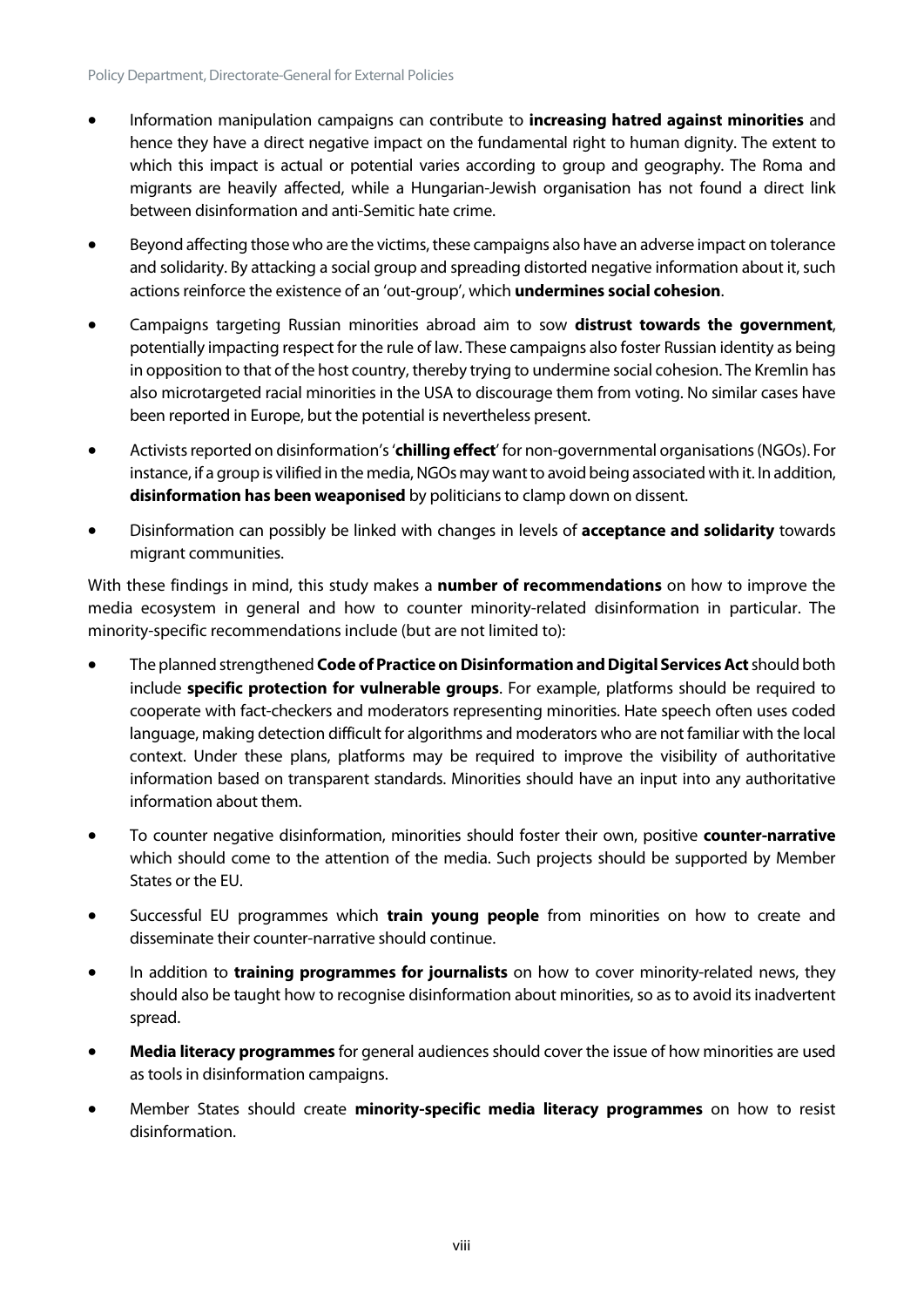- Information manipulation campaigns can contribute to **increasing hatred against minorities** and hence they have a direct negative impact on the fundamental right to human dignity. The extent to which this impact is actual or potential varies according to group and geography. The Roma and migrants are heavily affected, while a Hungarian-Jewish organisation has not found a direct link between disinformation and anti-Semitic hate crime.
- Beyond affecting those who are the victims, these campaigns also have an adverse impact on tolerance and solidarity. By attacking a social group and spreading distorted negative information about it, such actions reinforce the existence of an 'out-group', which **undermines social cohesion**.
- Campaigns targeting Russian minorities abroad aim to sow **distrust towards the government**, potentially impacting respect for the rule of law. These campaigns also foster Russian identity as being in opposition to that of the host country, thereby trying to undermine social cohesion. The Kremlin has also microtargeted racial minorities in the USA to discourage them from voting. No similar cases have been reported in Europe, but the potential is nevertheless present.
- Activists reported on disinformation's '**chilling effect**' for non-governmental organisations (NGOs). For instance, if a group is vilified in the media, NGOs may want to avoid being associated with it. In addition, **disinformation has been weaponised** by politicians to clamp down on dissent.
- Disinformation can possibly be linked with changes in levels of **acceptance and solidarity** towards migrant communities.

With these findings in mind, this study makes a **number of recommendations** on how to improve the media ecosystem in general and how to counter minority-related disinformation in particular. The minority-specific recommendations include (but are not limited to):

- The planned strengthened **Code of Practice on Disinformation and Digital Services Act** should both include **specific protection for vulnerable groups**. For example, platforms should be required to cooperate with fact-checkers and moderators representing minorities. Hate speech often uses coded language, making detection difficult for algorithms and moderators who are not familiar with the local context. Under these plans, platforms may be required to improve the visibility of authoritative information based on transparent standards. Minorities should have an input into any authoritative information about them.
- To counter negative disinformation, minorities should foster their own, positive **counter-narrative** which should come to the attention of the media. Such projects should be supported by Member States or the EU.
- Successful EU programmes which **train young people** from minorities on how to create and disseminate their counter-narrative should continue.
- In addition to **training programmes for journalists** on how to cover minority-related news, they should also be taught how to recognise disinformation about minorities, so as to avoid its inadvertent spread.
- **Media literacy programmes** for general audiences should cover the issue of how minorities are used as tools in disinformation campaigns.
- Member States should create **minority-specific media literacy programmes** on how to resist disinformation.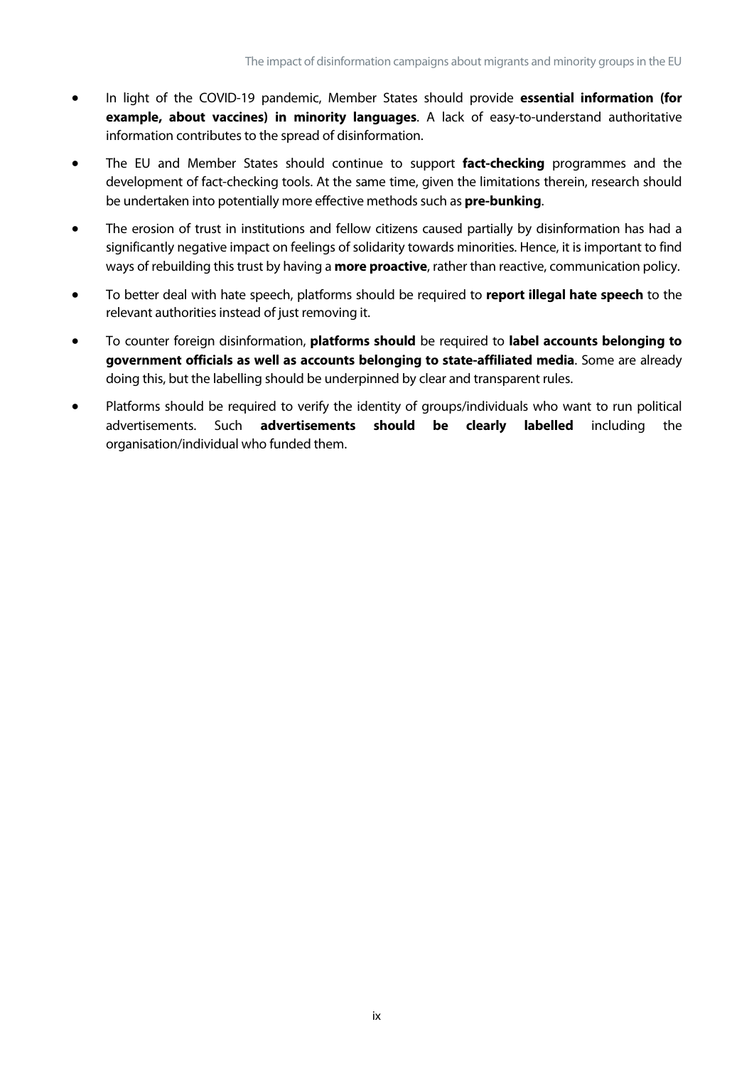- In light of the COVID-19 pandemic, Member States should provide **essential information (for example, about vaccines) in minority languages**. A lack of easy-to-understand authoritative information contributes to the spread of disinformation.
- The EU and Member States should continue to support **fact-checking** programmes and the development of fact-checking tools. At the same time, given the limitations therein, research should be undertaken into potentially more effective methods such as **pre-bunking**.
- The erosion of trust in institutions and fellow citizens caused partially by disinformation has had a significantly negative impact on feelings of solidarity towards minorities. Hence, it is important to find ways of rebuilding this trust by having a **more proactive**, rather than reactive, communication policy.
- To better deal with hate speech, platforms should be required to **report illegal hate speech** to the relevant authorities instead of just removing it.
- To counter foreign disinformation, **platforms should** be required to **label accounts belonging to government officials as well as accounts belonging to state-affiliated media**. Some are already doing this, but the labelling should be underpinned by clear and transparent rules.
- Platforms should be required to verify the identity of groups/individuals who want to run political advertisements. Such **advertisements should be clearly labelled** including the organisation/individual who funded them.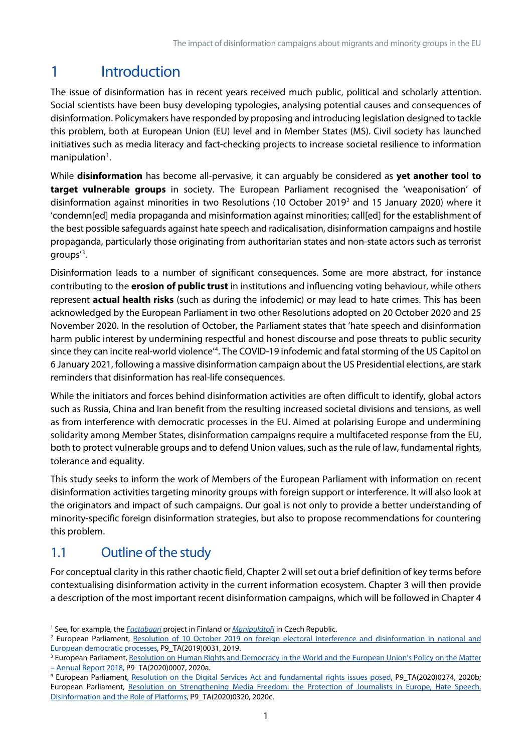# 1 Introduction

The issue of disinformation has in recent years received much public, political and scholarly attention. Social scientists have been busy developing typologies, analysing potential causes and consequences of disinformation. Policymakers have responded by proposing and introducing legislation designed to tackle this problem, both at European Union (EU) level and in Member States (MS). Civil society has launched initiatives such as media literacy and fact-checking projects to increase societal resilience to information manipulation[1].

While **disinformation** has become all-pervasive, it can arguably be considered as **yet another tool to target vulnerable groups** in society. The European Parliament recognised the 'weaponisation' of disinformation against minorities in two Resolutions (10 October 2019[2] and 15 January 2020) where it 'condemn[ed] media propaganda and misinformation against minorities; call[ed] for the establishment of the best possible safeguards against hate speech and radicalisation, disinformation campaigns and hostile propaganda, particularly those originating from authoritarian states and non-state actors such as terrorist groups'[3].

Disinformation leads to a number of significant consequences. Some are more abstract, for instance contributing to the **erosion of public trust** in institutions and influencing voting behaviour, while others represent **actual health risks** (such as during the infodemic) or may lead to hate crimes. This has been acknowledged by the European Parliament in two other Resolutions adopted on 20 October 2020 and 25 November 2020. In the resolution of October, the Parliament states that 'hate speech and disinformation harm public interest by undermining respectful and honest discourse and pose threats to public security since they can incite real-world violence'[4]. The COVID-19 infodemic and fatal storming of the US Capitol on 6 January 2021, following a massive disinformation campaign about the US Presidential elections, are stark reminders that disinformation has real-life consequences.

While the initiators and forces behind disinformation activities are often difficult to identify, global actors such as Russia, China and Iran benefit from the resulting increased societal divisions and tensions, as well as from interference with democratic processes in the EU. Aimed at polarising Europe and undermining solidarity among Member States, disinformation campaigns require a multifaceted response from the EU, both to protect vulnerable groups and to defend Union values, such as the rule of law, fundamental rights, tolerance and equality.

This study seeks to inform the work of Members of the European Parliament with information on recent disinformation activities targeting minority groups with foreign support or interference. It will also look at the originators and impact of such campaigns. Our goal is not only to provide a better understanding of minority-specific foreign disinformation strategies, but also to propose recommendations for countering this problem.

## 1.1 Outline of the study

For conceptual clarity in this rather chaotic field, Chapter 2 will set out a brief definition of key terms before contextualising disinformation activity in the current information ecosystem. Chapter 3 will then provide a description of the most important recent disinformation campaigns, which will be followed in Chapter 4

---

[1] See, for example, the *Factabaari* project in Finland or *Manipulátoři* in Czech Republic.

[2] European Parliament, Resolution of 10 October 2019 on foreign electoral interference and disinformation in national and European democratic processes, P9_TA(2019)0031, 2019.

[3] European Parliament, Resolution on Human Rights and Democracy in the World and the European Union's Policy on the Matter – Annual Report 2018, P9_TA(2020)0007, 2020a.

[4] European Parliament, Resolution on the Digital Services Act and fundamental rights issues posed, P9_TA(2020)0274, 2020b; European Parliament, Resolution on Strengthening Media Freedom: the Protection of Journalists in Europe, Hate Speech, Disinformation and the Role of Platforms, P9_TA(2020)0320, 2020c.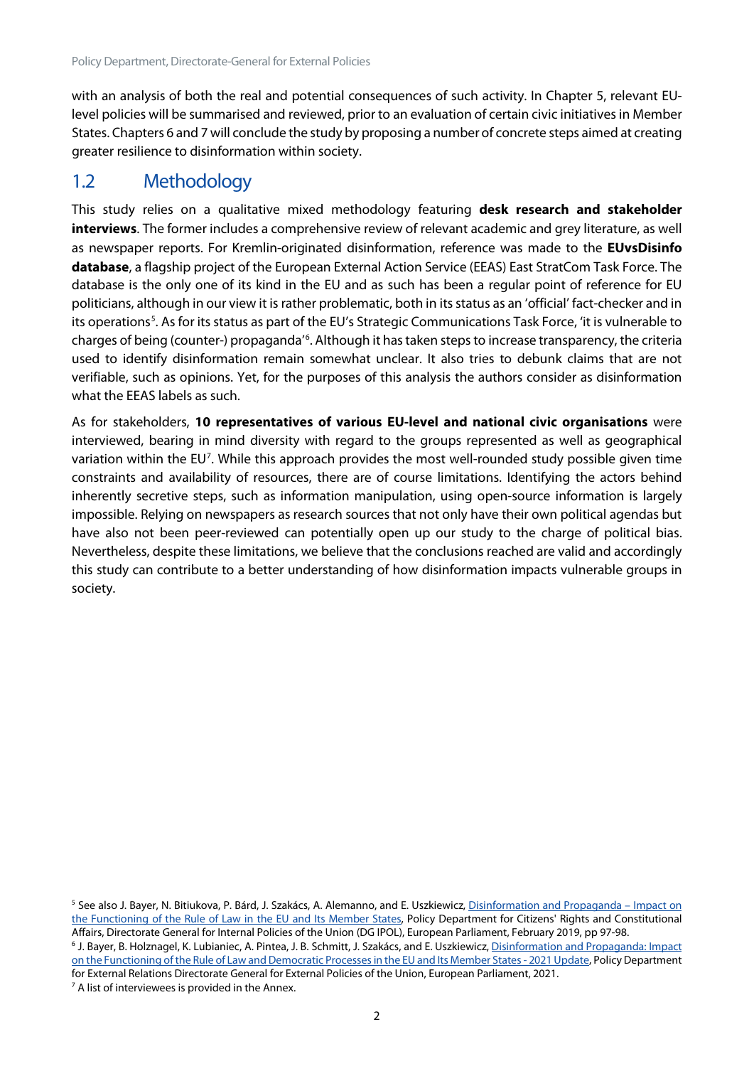with an analysis of both the real and potential consequences of such activity. In Chapter 5, relevant EU-level policies will be summarised and reviewed, prior to an evaluation of certain civic initiatives in Member States. Chapters 6 and 7 will conclude the study by proposing a number of concrete steps aimed at creating greater resilience to disinformation within society.

## 1.2 Methodology

This study relies on a qualitative mixed methodology featuring **desk research and stakeholder interviews**. The former includes a comprehensive review of relevant academic and grey literature, as well as newspaper reports. For Kremlin-originated disinformation, reference was made to the **EUvsDisinfo database**, a flagship project of the European External Action Service (EEAS) East StratCom Task Force. The database is the only one of its kind in the EU and as such has been a regular point of reference for EU politicians, although in our view it is rather problematic, both in its status as an 'official' fact-checker and in its operations[5]. As for its status as part of the EU's Strategic Communications Task Force, 'it is vulnerable to charges of being (counter-) propaganda'[6]. Although it has taken steps to increase transparency, the criteria used to identify disinformation remain somewhat unclear. It also tries to debunk claims that are not verifiable, such as opinions. Yet, for the purposes of this analysis the authors consider as disinformation what the EEAS labels as such.

As for stakeholders, **10 representatives of various EU-level and national civic organisations** were interviewed, bearing in mind diversity with regard to the groups represented as well as geographical variation within the EU[7]. While this approach provides the most well-rounded study possible given time constraints and availability of resources, there are of course limitations. Identifying the actors behind inherently secretive steps, such as information manipulation, using open-source information is largely impossible. Relying on newspapers as research sources that not only have their own political agendas but have also not been peer-reviewed can potentially open up our study to the charge of political bias. Nevertheless, despite these limitations, we believe that the conclusions reached are valid and accordingly this study can contribute to a better understanding of how disinformation impacts vulnerable groups in society.

[5] See also J. Bayer, N. Bitiukova, P. Bárd, J. Szakács, A. Alemanno, and E. Uszkiewicz, Disinformation and Propaganda – Impact on the Functioning of the Rule of Law in the EU and Its Member States, Policy Department for Citizens' Rights and Constitutional Affairs, Directorate General for Internal Policies of the Union (DG IPOL), European Parliament, February 2019, pp 97-98.

[6] J. Bayer, B. Holznagel, K. Lubianiec, A. Pintea, J. B. Schmitt, J. Szakács, and E. Uszkiewicz, Disinformation and Propaganda: Impact on the Functioning of the Rule of Law and Democratic Processes in the EU and Its Member States - 2021 Update, Policy Department for External Relations Directorate General for External Policies of the Union, European Parliament, 2021.

[7] A list of interviewees is provided in the Annex.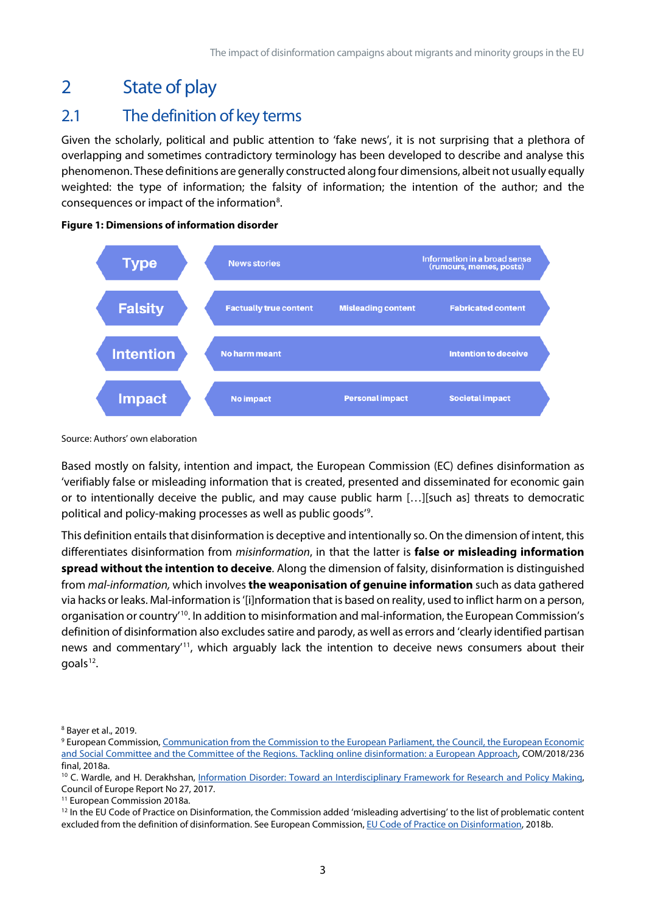# 2 State of play

## 2.1 The definition of key terms

Given the scholarly, political and public attention to 'fake news', it is not surprising that a plethora of overlapping and sometimes contradictory terminology has been developed to describe and analyse this phenomenon. These definitions are generally constructed along four dimensions, albeit not usually equally weighted: the type of information; the falsity of information; the intention of the author; and the consequences or impact of the information[8].

**Figure 1: Dimensions of information disorder**

| Dimension | | | |
|---|---|---|---|
| Type | News stories | | Information in a broad sense (rumours, memes, posts) |
| Falsity | Factually true content | Misleading content | Fabricated content |
| Intention | No harm meant | | Intention to deceive |
| Impact | No impact | Personal impact | Societal impact |

Source: Authors' own elaboration

Based mostly on falsity, intention and impact, the European Commission (EC) defines disinformation as 'verifiably false or misleading information that is created, presented and disseminated for economic gain or to intentionally deceive the public, and may cause public harm […][such as] threats to democratic political and policy-making processes as well as public goods'[9].

This definition entails that disinformation is deceptive and intentionally so. On the dimension of intent, this differentiates disinformation from *misinformation*, in that the latter is **false or misleading information spread without the intention to deceive**. Along the dimension of falsity, disinformation is distinguished from *mal-information,* which involves **the weaponisation of genuine information** such as data gathered via hacks or leaks. Mal-information is '[i]nformation that is based on reality, used to inflict harm on a person, organisation or country'[10]. In addition to misinformation and mal-information, the European Commission's definition of disinformation also excludes satire and parody, as well as errors and 'clearly identified partisan news and commentary'[11], which arguably lack the intention to deceive news consumers about their goals[12].

---

[8] Bayer et al., 2019.

[9] European Commission, Communication from the Commission to the European Parliament, the Council, the European Economic and Social Committee and the Committee of the Regions. Tackling online disinformation: a European Approach, COM/2018/236 final, 2018a.

[10] C. Wardle, and H. Derakhshan, Information Disorder: Toward an Interdisciplinary Framework for Research and Policy Making, Council of Europe Report No 27, 2017.

[11] European Commission 2018a.

[12] In the EU Code of Practice on Disinformation, the Commission added 'misleading advertising' to the list of problematic content excluded from the definition of disinformation. See European Commission, EU Code of Practice on Disinformation, 2018b.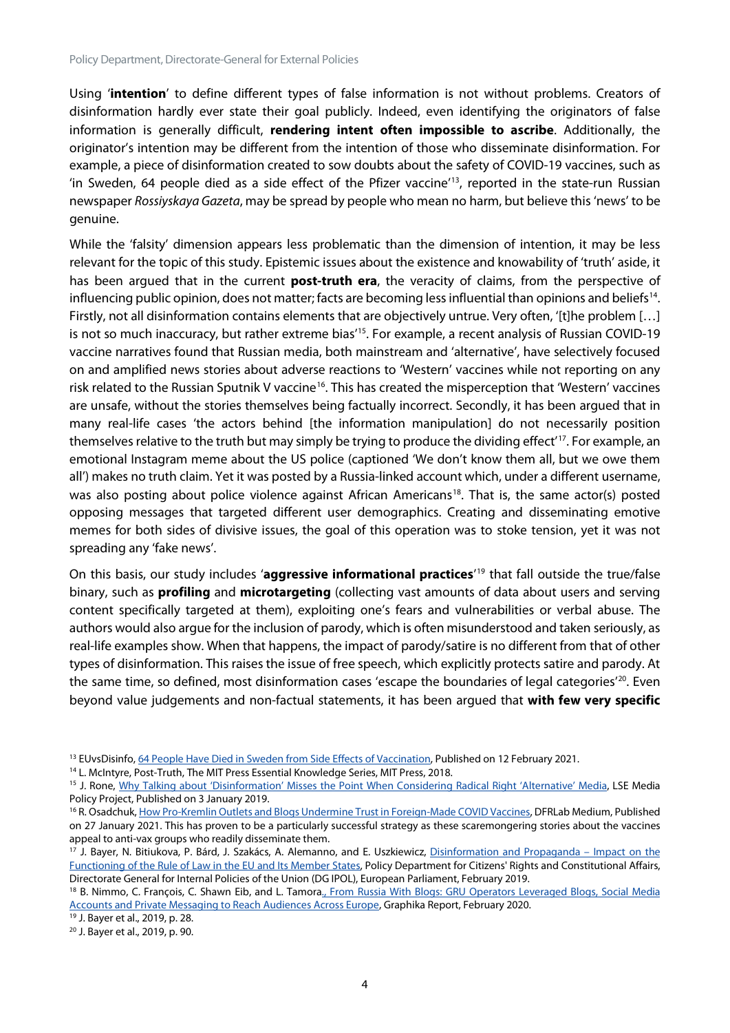Using '**intention**' to define different types of false information is not without problems. Creators of disinformation hardly ever state their goal publicly. Indeed, even identifying the originators of false information is generally difficult, **rendering intent often impossible to ascribe**. Additionally, the originator's intention may be different from the intention of those who disseminate disinformation. For example, a piece of disinformation created to sow doubts about the safety of COVID-19 vaccines, such as 'in Sweden, 64 people died as a side effect of the Pfizer vaccine'[13], reported in the state-run Russian newspaper *Rossiyskaya Gazeta*, may be spread by people who mean no harm, but believe this 'news' to be genuine.

While the 'falsity' dimension appears less problematic than the dimension of intention, it may be less relevant for the topic of this study. Epistemic issues about the existence and knowability of 'truth' aside, it has been argued that in the current **post-truth era**, the veracity of claims, from the perspective of influencing public opinion, does not matter; facts are becoming less influential than opinions and beliefs[14]. Firstly, not all disinformation contains elements that are objectively untrue. Very often, '[t]he problem […] is not so much inaccuracy, but rather extreme bias'[15]. For example, a recent analysis of Russian COVID-19 vaccine narratives found that Russian media, both mainstream and 'alternative', have selectively focused on and amplified news stories about adverse reactions to 'Western' vaccines while not reporting on any risk related to the Russian Sputnik V vaccine[16]. This has created the misperception that 'Western' vaccines are unsafe, without the stories themselves being factually incorrect. Secondly, it has been argued that in many real-life cases 'the actors behind [the information manipulation] do not necessarily position themselves relative to the truth but may simply be trying to produce the dividing effect'[17]. For example, an emotional Instagram meme about the US police (captioned 'We don't know them all, but we owe them all') makes no truth claim. Yet it was posted by a Russia-linked account which, under a different username, was also posting about police violence against African Americans[18]. That is, the same actor(s) posted opposing messages that targeted different user demographics. Creating and disseminating emotive memes for both sides of divisive issues, the goal of this operation was to stoke tension, yet it was not spreading any 'fake news'.

On this basis, our study includes '**aggressive informational practices**'[19] that fall outside the true/false binary, such as **profiling** and **microtargeting** (collecting vast amounts of data about users and serving content specifically targeted at them), exploiting one's fears and vulnerabilities or verbal abuse. The authors would also argue for the inclusion of parody, which is often misunderstood and taken seriously, as real-life examples show. When that happens, the impact of parody/satire is no different from that of other types of disinformation. This raises the issue of free speech, which explicitly protects satire and parody. At the same time, so defined, most disinformation cases 'escape the boundaries of legal categories'[20]. Even beyond value judgements and non-factual statements, it has been argued that **with few very specific**

---

[13] EUvsDisinfo, 64 People Have Died in Sweden from Side Effects of Vaccination, Published on 12 February 2021.

[14] L. McIntyre, Post-Truth, The MIT Press Essential Knowledge Series, MIT Press, 2018.

[15] J. Rone, Why Talking about 'Disinformation' Misses the Point When Considering Radical Right 'Alternative' Media, LSE Media Policy Project, Published on 3 January 2019.

[16] R. Osadchuk, How Pro-Kremlin Outlets and Blogs Undermine Trust in Foreign-Made COVID Vaccines, DFRLab Medium, Published on 27 January 2021. This has proven to be a particularly successful strategy as these scaremongering stories about the vaccines appeal to anti-vax groups who readily disseminate them.

[17] J. Bayer, N. Bitiukova, P. Bárd, J. Szakács, A. Alemanno, and E. Uszkiewicz, Disinformation and Propaganda – Impact on the Functioning of the Rule of Law in the EU and Its Member States, Policy Department for Citizens' Rights and Constitutional Affairs, Directorate General for Internal Policies of the Union (DG IPOL), European Parliament, February 2019.

[18] B. Nimmo, C. François, C. Shawn Eib, and L. Tamora., From Russia With Blogs: GRU Operators Leveraged Blogs, Social Media Accounts and Private Messaging to Reach Audiences Across Europe, Graphika Report, February 2020.

[19] J. Bayer et al., 2019, p. 28.

[20] J. Bayer et al., 2019, p. 90.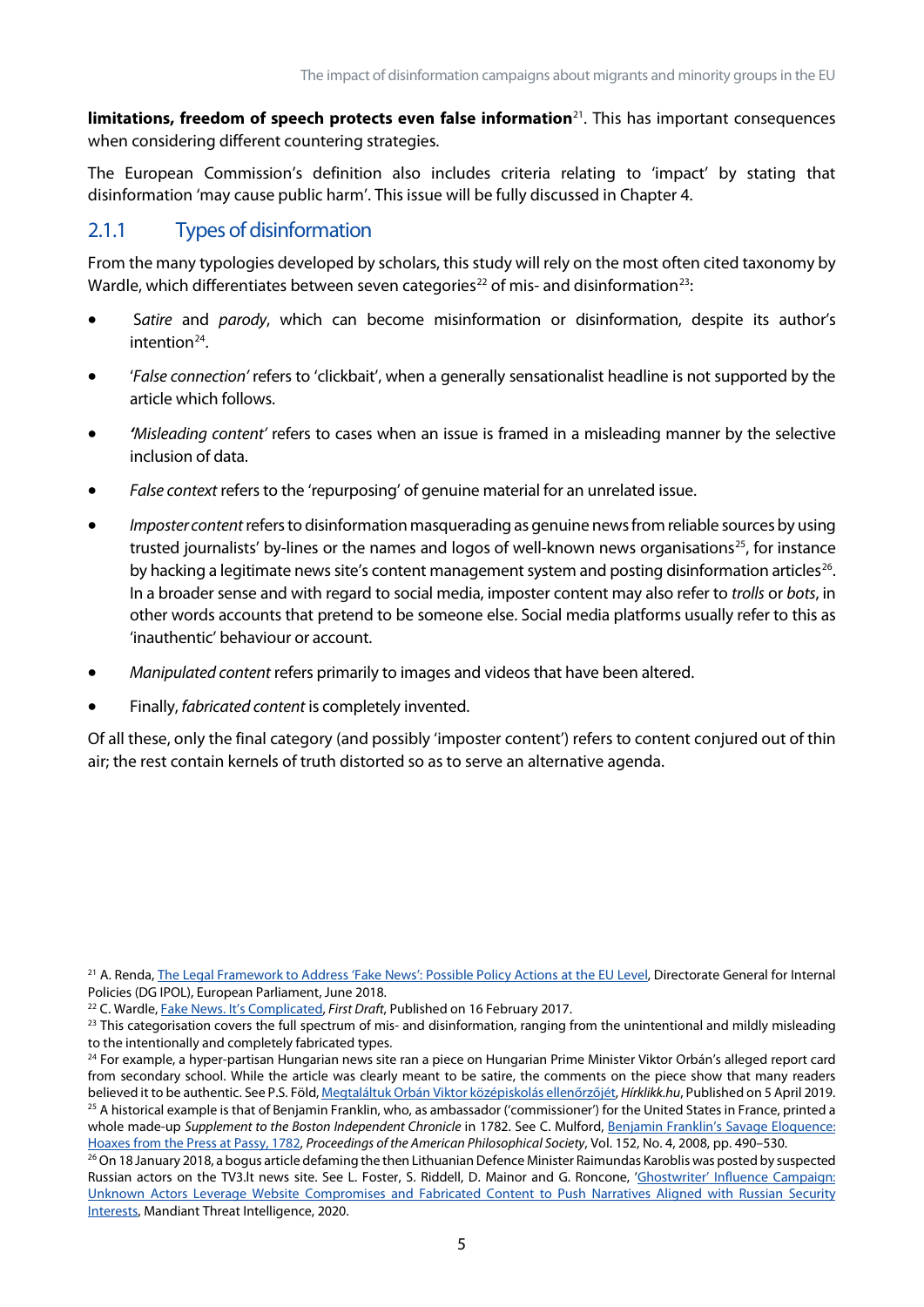**limitations, freedom of speech protects even false information**[21]. This has important consequences when considering different countering strategies.

The European Commission's definition also includes criteria relating to 'impact' by stating that disinformation 'may cause public harm'. This issue will be fully discussed in Chapter 4.

### 2.1.1 Types of disinformation

From the many typologies developed by scholars, this study will rely on the most often cited taxonomy by Wardle, which differentiates between seven categories[22] of mis- and disinformation[23]:

- *Satire* and *parody*, which can become misinformation or disinformation, despite its author's intention[24].
- '*False connection*' refers to 'clickbait', when a generally sensationalist headline is not supported by the article which follows.
- *'Misleading content'* refers to cases when an issue is framed in a misleading manner by the selective inclusion of data.
- *False context* refers to the 'repurposing' of genuine material for an unrelated issue.
- *Imposter content* refers to disinformation masquerading as genuine news from reliable sources by using trusted journalists' by-lines or the names and logos of well-known news organisations[25], for instance by hacking a legitimate news site's content management system and posting disinformation articles[26]. In a broader sense and with regard to social media, imposter content may also refer to *trolls* or *bots*, in other words accounts that pretend to be someone else. Social media platforms usually refer to this as 'inauthentic' behaviour or account.
- *Manipulated content* refers primarily to images and videos that have been altered.
- Finally, *fabricated content* is completely invented.

Of all these, only the final category (and possibly 'imposter content') refers to content conjured out of thin air; the rest contain kernels of truth distorted so as to serve an alternative agenda.

---

[21] A. Renda, The Legal Framework to Address 'Fake News': Possible Policy Actions at the EU Level, Directorate General for Internal Policies (DG IPOL), European Parliament, June 2018.

[22] C. Wardle, Fake News. It's Complicated, *First Draft*, Published on 16 February 2017.

[23] This categorisation covers the full spectrum of mis- and disinformation, ranging from the unintentional and mildly misleading to the intentionally and completely fabricated types.

[24] For example, a hyper-partisan Hungarian news site ran a piece on Hungarian Prime Minister Viktor Orbán's alleged report card from secondary school. While the article was clearly meant to be satire, the comments on the piece show that many readers believed it to be authentic. See P.S. Föld, Megtaláltuk Orbán Viktor középiskolás ellenőrzőjét, *Hírklikk.hu*, Published on 5 April 2019.

[25] A historical example is that of Benjamin Franklin, who, as ambassador ('commissioner') for the United States in France, printed a whole made-up *Supplement to the Boston Independent Chronicle* in 1782. See C. Mulford, Benjamin Franklin's Savage Eloquence: Hoaxes from the Press at Passy, 1782, *Proceedings of the American Philosophical Society*, Vol. 152, No. 4, 2008, pp. 490–530.

[26] On 18 January 2018, a bogus article defaming the then Lithuanian Defence Minister Raimundas Karoblis was posted by suspected Russian actors on the TV3.lt news site. See L. Foster, S. Riddell, D. Mainor and G. Roncone, 'Ghostwriter' Influence Campaign: Unknown Actors Leverage Website Compromises and Fabricated Content to Push Narratives Aligned with Russian Security Interests, Mandiant Threat Intelligence, 2020.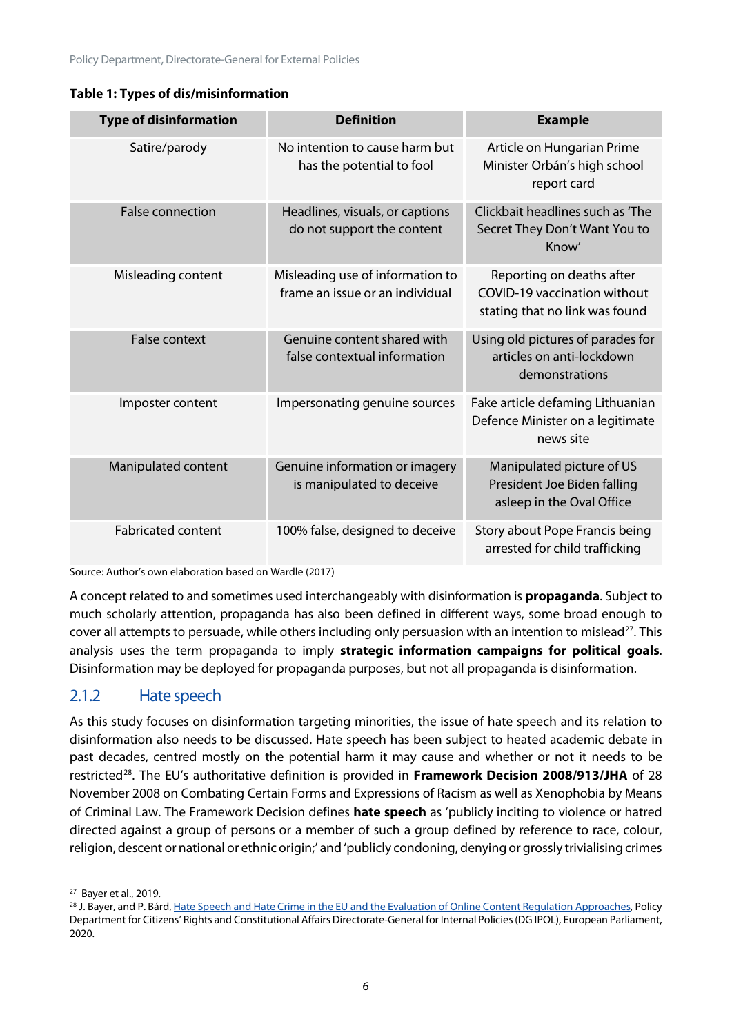**Table 1: Types of dis/misinformation**

| Type of disinformation | Definition | Example |
|---|---|---|
| Satire/parody | No intention to cause harm but has the potential to fool | Article on Hungarian Prime Minister Orbán's high school report card |
| False connection | Headlines, visuals, or captions do not support the content | Clickbait headlines such as 'The Secret They Don't Want You to Know' |
| Misleading content | Misleading use of information to frame an issue or an individual | Reporting on deaths after COVID-19 vaccination without stating that no link was found |
| False context | Genuine content shared with false contextual information | Using old pictures of parades for articles on anti-lockdown demonstrations |
| Imposter content | Impersonating genuine sources | Fake article defaming Lithuanian Defence Minister on a legitimate news site |
| Manipulated content | Genuine information or imagery is manipulated to deceive | Manipulated picture of US President Joe Biden falling asleep in the Oval Office |
| Fabricated content | 100% false, designed to deceive | Story about Pope Francis being arrested for child trafficking |

Source: Author's own elaboration based on Wardle (2017)

A concept related to and sometimes used interchangeably with disinformation is **propaganda**. Subject to much scholarly attention, propaganda has also been defined in different ways, some broad enough to cover all attempts to persuade, while others including only persuasion with an intention to mislead[27]. This analysis uses the term propaganda to imply **strategic information campaigns for political goals**. Disinformation may be deployed for propaganda purposes, but not all propaganda is disinformation.

### 2.1.2 Hate speech

As this study focuses on disinformation targeting minorities, the issue of hate speech and its relation to disinformation also needs to be discussed. Hate speech has been subject to heated academic debate in past decades, centred mostly on the potential harm it may cause and whether or not it needs to be restricted[28]. The EU's authoritative definition is provided in **Framework Decision 2008/913/JHA** of 28 November 2008 on Combating Certain Forms and Expressions of Racism as well as Xenophobia by Means of Criminal Law. The Framework Decision defines **hate speech** as 'publicly inciting to violence or hatred directed against a group of persons or a member of such a group defined by reference to race, colour, religion, descent or national or ethnic origin;' and 'publicly condoning, denying or grossly trivialising crimes

[27] Bayer et al., 2019.

[28] J. Bayer, and P. Bárd, Hate Speech and Hate Crime in the EU and the Evaluation of Online Content Regulation Approaches, Policy Department for Citizens' Rights and Constitutional Affairs Directorate-General for Internal Policies (DG IPOL), European Parliament, 2020.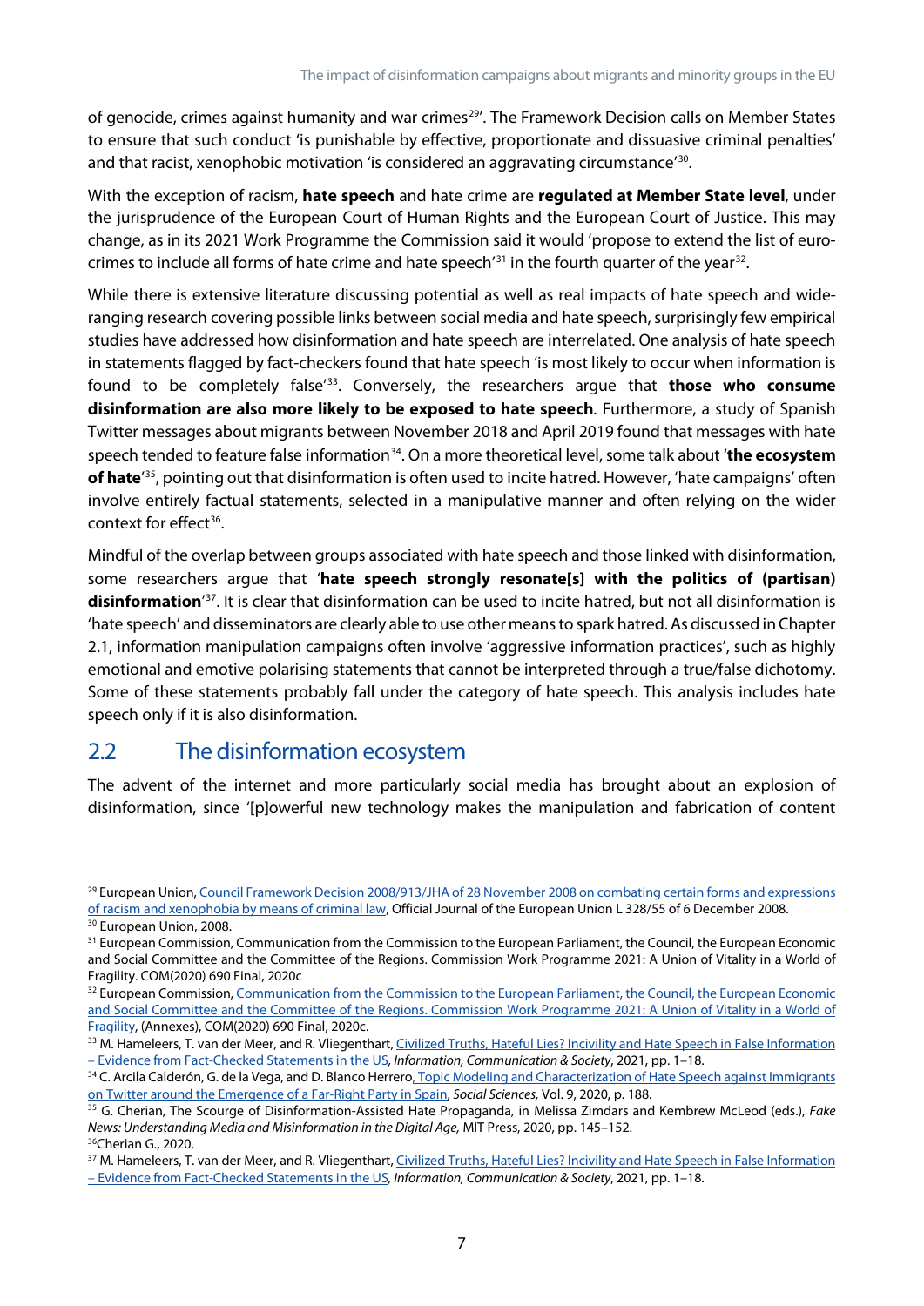of genocide, crimes against humanity and war crimes[29]'. The Framework Decision calls on Member States to ensure that such conduct 'is punishable by effective, proportionate and dissuasive criminal penalties' and that racist, xenophobic motivation 'is considered an aggravating circumstance'[30].

With the exception of racism, **hate speech** and hate crime are **regulated at Member State level**, under the jurisprudence of the European Court of Human Rights and the European Court of Justice. This may change, as in its 2021 Work Programme the Commission said it would 'propose to extend the list of euro-crimes to include all forms of hate crime and hate speech'[31] in the fourth quarter of the year[32].

While there is extensive literature discussing potential as well as real impacts of hate speech and wide-ranging research covering possible links between social media and hate speech, surprisingly few empirical studies have addressed how disinformation and hate speech are interrelated. One analysis of hate speech in statements flagged by fact-checkers found that hate speech 'is most likely to occur when information is found to be completely false'[33]. Conversely, the researchers argue that **those who consume disinformation are also more likely to be exposed to hate speech**. Furthermore, a study of Spanish Twitter messages about migrants between November 2018 and April 2019 found that messages with hate speech tended to feature false information[34]. On a more theoretical level, some talk about '**the ecosystem of hate**'[35], pointing out that disinformation is often used to incite hatred. However, 'hate campaigns' often involve entirely factual statements, selected in a manipulative manner and often relying on the wider context for effect[36].

Mindful of the overlap between groups associated with hate speech and those linked with disinformation, some researchers argue that '**hate speech strongly resonate[s] with the politics of (partisan) disinformation**'[37]. It is clear that disinformation can be used to incite hatred, but not all disinformation is 'hate speech' and disseminators are clearly able to use other means to spark hatred. As discussed in Chapter 2.1, information manipulation campaigns often involve 'aggressive information practices', such as highly emotional and emotive polarising statements that cannot be interpreted through a true/false dichotomy. Some of these statements probably fall under the category of hate speech. This analysis includes hate speech only if it is also disinformation.

## 2.2 The disinformation ecosystem

The advent of the internet and more particularly social media has brought about an explosion of disinformation, since '[p]owerful new technology makes the manipulation and fabrication of content

---

[29] European Union, Council Framework Decision 2008/913/JHA of 28 November 2008 on combating certain forms and expressions of racism and xenophobia by means of criminal law, Official Journal of the European Union L 328/55 of 6 December 2008.

[30] European Union, 2008.

[31] European Commission, Communication from the Commission to the European Parliament, the Council, the European Economic and Social Committee and the Committee of the Regions. Commission Work Programme 2021: A Union of Vitality in a World of Fragility. COM(2020) 690 Final, 2020c

[32] European Commission, Communication from the Commission to the European Parliament, the Council, the European Economic and Social Committee and the Committee of the Regions. Commission Work Programme 2021: A Union of Vitality in a World of Fragility, (Annexes), COM(2020) 690 Final, 2020c.

[33] M. Hameleers, T. van der Meer, and R. Vliegenthart, Civilized Truths, Hateful Lies? Incivility and Hate Speech in False Information – Evidence from Fact-Checked Statements in the US, *Information, Communication & Society*, 2021, pp. 1–18.

[34] C. Arcila Calderón, G. de la Vega, and D. Blanco Herrero, Topic Modeling and Characterization of Hate Speech against Immigrants on Twitter around the Emergence of a Far-Right Party in Spain, *Social Sciences*, Vol. 9, 2020, p. 188.

[35] G. Cherian, The Scourge of Disinformation-Assisted Hate Propaganda, in Melissa Zimdars and Kembrew McLeod (eds.), *Fake News: Understanding Media and Misinformation in the Digital Age,* MIT Press, 2020, pp. 145–152.

[36] Cherian G., 2020.

[37] M. Hameleers, T. van der Meer, and R. Vliegenthart, Civilized Truths, Hateful Lies? Incivility and Hate Speech in False Information – Evidence from Fact-Checked Statements in the US, *Information, Communication & Society*, 2021, pp. 1–18.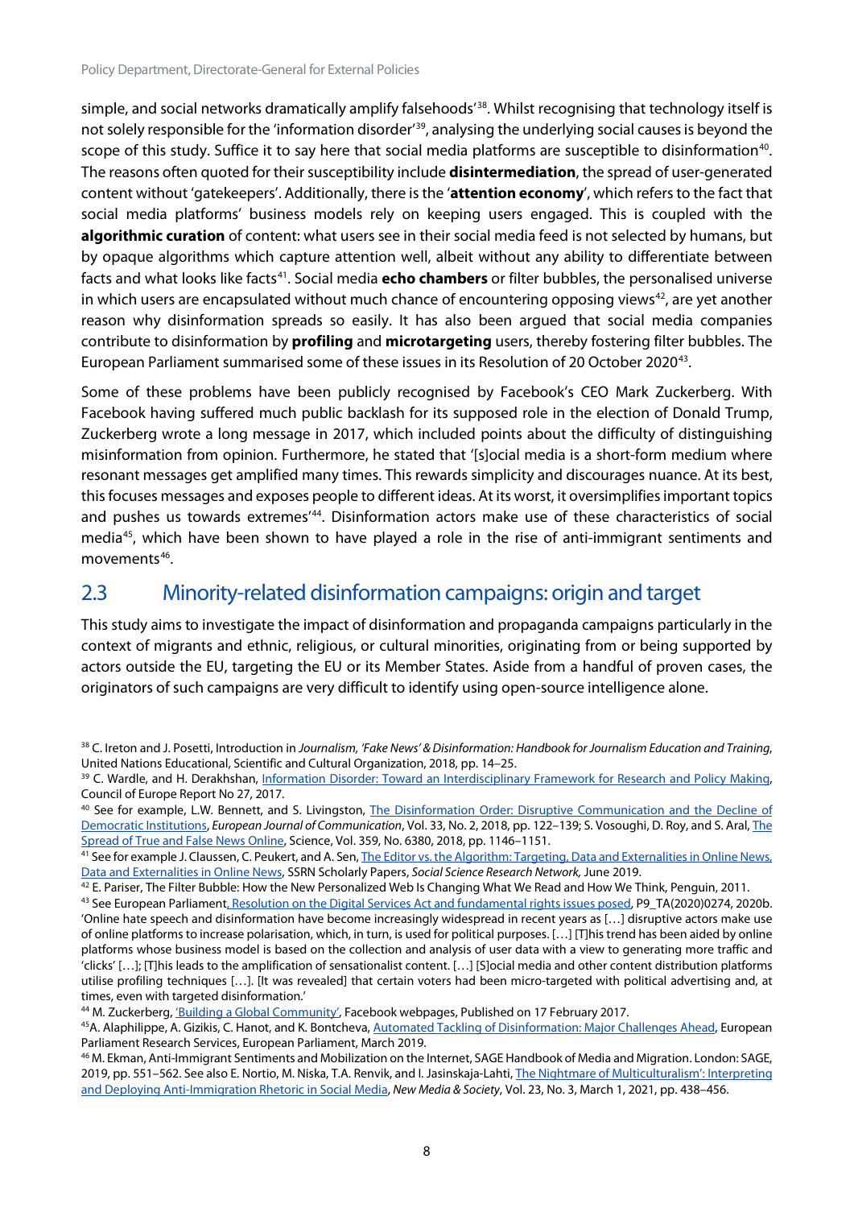simple, and social networks dramatically amplify falsehoods'[38]. Whilst recognising that technology itself is not solely responsible for the 'information disorder'[39], analysing the underlying social causes is beyond the scope of this study. Suffice it to say here that social media platforms are susceptible to disinformation[40]. The reasons often quoted for their susceptibility include **disintermediation**, the spread of user-generated content without 'gatekeepers'. Additionally, there is the '**attention economy**', which refers to the fact that social media platforms' business models rely on keeping users engaged. This is coupled with the **algorithmic curation** of content: what users see in their social media feed is not selected by humans, but by opaque algorithms which capture attention well, albeit without any ability to differentiate between facts and what looks like facts[41]. Social media **echo chambers** or filter bubbles, the personalised universe in which users are encapsulated without much chance of encountering opposing views[42], are yet another reason why disinformation spreads so easily. It has also been argued that social media companies contribute to disinformation by **profiling** and **microtargeting** users, thereby fostering filter bubbles. The European Parliament summarised some of these issues in its Resolution of 20 October 2020[43].

Some of these problems have been publicly recognised by Facebook's CEO Mark Zuckerberg. With Facebook having suffered much public backlash for its supposed role in the election of Donald Trump, Zuckerberg wrote a long message in 2017, which included points about the difficulty of distinguishing misinformation from opinion. Furthermore, he stated that '[s]ocial media is a short-form medium where resonant messages get amplified many times. This rewards simplicity and discourages nuance. At its best, this focuses messages and exposes people to different ideas. At its worst, it oversimplifies important topics and pushes us towards extremes'[44]. Disinformation actors make use of these characteristics of social media[45], which have been shown to have played a role in the rise of anti-immigrant sentiments and movements[46].

## 2.3 Minority-related disinformation campaigns: origin and target

This study aims to investigate the impact of disinformation and propaganda campaigns particularly in the context of migrants and ethnic, religious, or cultural minorities, originating from or being supported by actors outside the EU, targeting the EU or its Member States. Aside from a handful of proven cases, the originators of such campaigns are very difficult to identify using open-source intelligence alone.

---

[38] C. Ireton and J. Posetti, Introduction in *Journalism, 'Fake News' & Disinformation: Handbook for Journalism Education and Training*, United Nations Educational, Scientific and Cultural Organization, 2018, pp. 14–25.

[39] C. Wardle, and H. Derakhshan, Information Disorder: Toward an Interdisciplinary Framework for Research and Policy Making, Council of Europe Report No 27, 2017.

[40] See for example, L.W. Bennett, and S. Livingston, The Disinformation Order: Disruptive Communication and the Decline of Democratic Institutions, *European Journal of Communication*, Vol. 33, No. 2, 2018, pp. 122–139; S. Vosoughi, D. Roy, and S. Aral, The Spread of True and False News Online, Science, Vol. 359, No. 6380, 2018, pp. 1146–1151.

[41] See for example J. Claussen, C. Peukert, and A. Sen, The Editor vs. the Algorithm: Targeting, Data and Externalities in Online News, Data and Externalities in Online News, SSRN Scholarly Papers, *Social Science Research Network,* June 2019.

[42] E. Pariser, The Filter Bubble: How the New Personalized Web Is Changing What We Read and How We Think, Penguin, 2011.

[43] See European Parliament, Resolution on the Digital Services Act and fundamental rights issues posed, P9_TA(2020)0274, 2020b. 'Online hate speech and disinformation have become increasingly widespread in recent years as […] disruptive actors make use of online platforms to increase polarisation, which, in turn, is used for political purposes. […] [T]his trend has been aided by online platforms whose business model is based on the collection and analysis of user data with a view to generating more traffic and 'clicks' […]; [T]his leads to the amplification of sensationalist content. […] [S]ocial media and other content distribution platforms utilise profiling techniques […]. [It was revealed] that certain voters had been micro-targeted with political advertising and, at times, even with targeted disinformation.'

[44] M. Zuckerberg, 'Building a Global Community', Facebook webpages, Published on 17 February 2017.

[45] A. Alaphilippe, A. Gizikis, C. Hanot, and K. Bontcheva, Automated Tackling of Disinformation: Major Challenges Ahead, European Parliament Research Services, European Parliament, March 2019.

[46] M. Ekman, Anti-Immigrant Sentiments and Mobilization on the Internet, SAGE Handbook of Media and Migration. London: SAGE, 2019, pp. 551–562. See also E. Nortio, M. Niska, T.A. Renvik, and I. Jasinskaja-Lahti, The Nightmare of Multiculturalism': Interpreting and Deploying Anti-Immigration Rhetoric in Social Media, *New Media & Society*, Vol. 23, No. 3, March 1, 2021, pp. 438–456.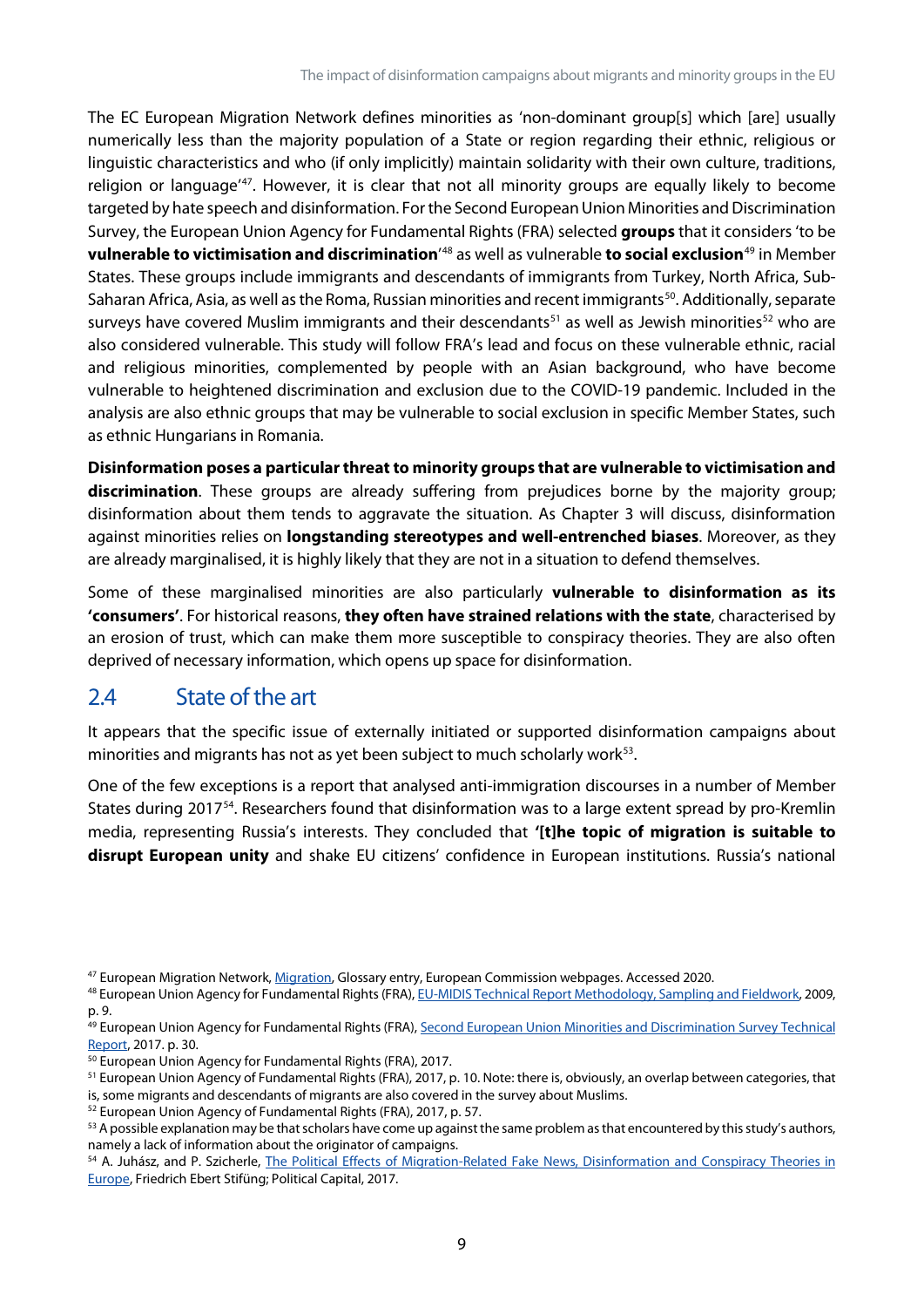The EC European Migration Network defines minorities as 'non-dominant group[s] which [are] usually numerically less than the majority population of a State or region regarding their ethnic, religious or linguistic characteristics and who (if only implicitly) maintain solidarity with their own culture, traditions, religion or language'[47]. However, it is clear that not all minority groups are equally likely to become targeted by hate speech and disinformation. For the Second European Union Minorities and Discrimination Survey, the European Union Agency for Fundamental Rights (FRA) selected **groups** that it considers 'to be **vulnerable to victimisation and discrimination**'[48] as well as vulnerable **to social exclusion**[49] in Member States. These groups include immigrants and descendants of immigrants from Turkey, North Africa, Sub-Saharan Africa, Asia, as well as the Roma, Russian minorities and recent immigrants[50]. Additionally, separate surveys have covered Muslim immigrants and their descendants[51] as well as Jewish minorities[52] who are also considered vulnerable. This study will follow FRA's lead and focus on these vulnerable ethnic, racial and religious minorities, complemented by people with an Asian background, who have become vulnerable to heightened discrimination and exclusion due to the COVID-19 pandemic. Included in the analysis are also ethnic groups that may be vulnerable to social exclusion in specific Member States, such as ethnic Hungarians in Romania.

**Disinformation poses a particular threat to minority groups that are vulnerable to victimisation and discrimination**. These groups are already suffering from prejudices borne by the majority group; disinformation about them tends to aggravate the situation. As Chapter 3 will discuss, disinformation against minorities relies on **longstanding stereotypes and well-entrenched biases**. Moreover, as they are already marginalised, it is highly likely that they are not in a situation to defend themselves.

Some of these marginalised minorities are also particularly **vulnerable to disinformation as its 'consumers'**. For historical reasons, **they often have strained relations with the state**, characterised by an erosion of trust, which can make them more susceptible to conspiracy theories. They are also often deprived of necessary information, which opens up space for disinformation.

## 2.4 State of the art

It appears that the specific issue of externally initiated or supported disinformation campaigns about minorities and migrants has not as yet been subject to much scholarly work[53].

One of the few exceptions is a report that analysed anti-immigration discourses in a number of Member States during 2017[54]. Researchers found that disinformation was to a large extent spread by pro-Kremlin media, representing Russia's interests. They concluded that **'[t]he topic of migration is suitable to disrupt European unity** and shake EU citizens' confidence in European institutions. Russia's national

---

[47] European Migration Network, Migration, Glossary entry, European Commission webpages. Accessed 2020.

[48] European Union Agency for Fundamental Rights (FRA), EU-MIDIS Technical Report Methodology, Sampling and Fieldwork, 2009, p. 9.

[49] European Union Agency for Fundamental Rights (FRA), Second European Union Minorities and Discrimination Survey Technical Report, 2017. p. 30.

[50] European Union Agency for Fundamental Rights (FRA), 2017.

[51] European Union Agency of Fundamental Rights (FRA), 2017, p. 10. Note: there is, obviously, an overlap between categories, that is, some migrants and descendants of migrants are also covered in the survey about Muslims.

[52] European Union Agency of Fundamental Rights (FRA), 2017, p. 57.

[53] A possible explanation may be that scholars have come up against the same problem as that encountered by this study's authors, namely a lack of information about the originator of campaigns.

[54] A. Juhász, and P. Szicherle, The Political Effects of Migration-Related Fake News, Disinformation and Conspiracy Theories in Europe, Friedrich Ebert Stifüng; Political Capital, 2017.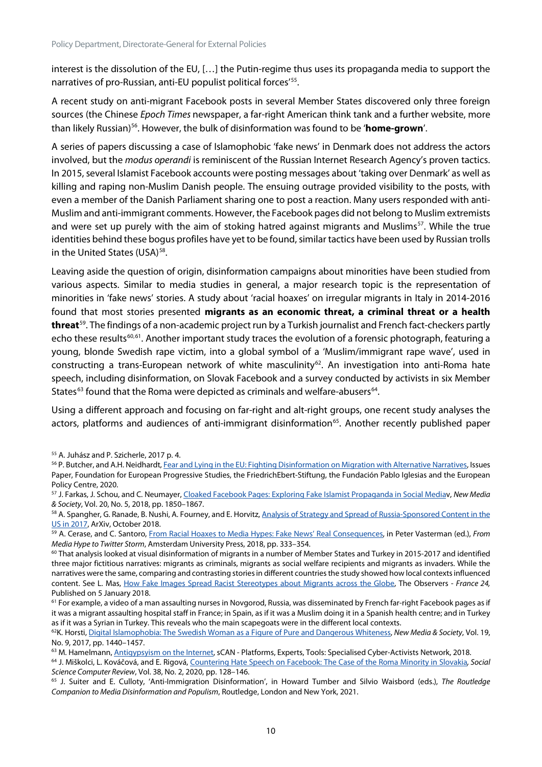interest is the dissolution of the EU, […] the Putin-regime thus uses its propaganda media to support the narratives of pro-Russian, anti-EU populist political forces'[55].

A recent study on anti-migrant Facebook posts in several Member States discovered only three foreign sources (the Chinese *Epoch Times* newspaper, a far-right American think tank and a further website, more than likely Russian)[56]. However, the bulk of disinformation was found to be '**home-grown**'.

A series of papers discussing a case of Islamophobic 'fake news' in Denmark does not address the actors involved, but the *modus operandi* is reminiscent of the Russian Internet Research Agency's proven tactics. In 2015, several Islamist Facebook accounts were posting messages about 'taking over Denmark' as well as killing and raping non-Muslim Danish people. The ensuing outrage provided visibility to the posts, with even a member of the Danish Parliament sharing one to post a reaction. Many users responded with anti-Muslim and anti-immigrant comments. However, the Facebook pages did not belong to Muslim extremists and were set up purely with the aim of stoking hatred against migrants and Muslims[57]. While the true identities behind these bogus profiles have yet to be found, similar tactics have been used by Russian trolls in the United States (USA)[58].

Leaving aside the question of origin, disinformation campaigns about minorities have been studied from various aspects. Similar to media studies in general, a major research topic is the representation of minorities in 'fake news' stories. A study about 'racial hoaxes' on irregular migrants in Italy in 2014-2016 found that most stories presented **migrants as an economic threat, a criminal threat or a health threat**[59]. The findings of a non-academic project run by a Turkish journalist and French fact-checkers partly echo these results[60,61]. Another important study traces the evolution of a forensic photograph, featuring a young, blonde Swedish rape victim, into a global symbol of a 'Muslim/immigrant rape wave', used in constructing a trans-European network of white masculinity[62]. An investigation into anti-Roma hate speech, including disinformation, on Slovak Facebook and a survey conducted by activists in six Member States[63] found that the Roma were depicted as criminals and welfare-abusers[64].

Using a different approach and focusing on far-right and alt-right groups, one recent study analyses the actors, platforms and audiences of anti-immigrant disinformation[65]. Another recently published paper

---

[55] A. Juhász and P. Szicherle, 2017 p. 4.

[56] P. Butcher, and A.H. Neidhardt, Fear and Lying in the EU: Fighting Disinformation on Migration with Alternative Narratives, Issues Paper, Foundation for European Progressive Studies, the FriedrichEbert-Stiftung, the Fundación Pablo Iglesias and the European Policy Centre, 2020.

[57] J. Farkas, J. Schou, and C. Neumayer, Cloaked Facebook Pages: Exploring Fake Islamist Propaganda in Social Mediav, *New Media & Society*, Vol. 20, No. 5, 2018, pp. 1850–1867.

[58] A. Spangher, G. Ranade, B. Nushi, A. Fourney, and E. Horvitz, Analysis of Strategy and Spread of Russia-Sponsored Content in the US in 2017, ArXiv, October 2018.

[59] A. Cerase, and C. Santoro, From Racial Hoaxes to Media Hypes: Fake News' Real Consequences, in Peter Vasterman (ed.), *From Media Hype to Twitter Storm*, Amsterdam University Press, 2018, pp. 333–354.

[60] That analysis looked at visual disinformation of migrants in a number of Member States and Turkey in 2015-2017 and identified three major fictitious narratives: migrants as criminals, migrants as social welfare recipients and migrants as invaders. While the narratives were the same, comparing and contrasting stories in different countries the study showed how local contexts influenced content. See L. Mas, How Fake Images Spread Racist Stereotypes about Migrants across the Globe, The Observers - *France 24,* Published on 5 January 2018.

[61] For example, a video of a man assaulting nurses in Novgorod, Russia, was disseminated by French far-right Facebook pages as if it was a migrant assaulting hospital staff in France; in Spain, as if it was a Muslim doing it in a Spanish health centre; and in Turkey as if it was a Syrian in Turkey. This reveals who the main scapegoats were in the different local contexts.

[62] K. Horsti, Digital Islamophobia: The Swedish Woman as a Figure of Pure and Dangerous Whiteness, *New Media & Society*, Vol. 19, No. 9, 2017, pp. 1440–1457.

[63] M. Hamelmann, Antigypsyism on the Internet, sCAN - Platforms, Experts, Tools: Specialised Cyber-Activists Network, 2018.

[64] J. Miškolci, L. Kováčová, and E. Rigová, Countering Hate Speech on Facebook: The Case of the Roma Minority in Slovakia*, Social Science Computer Review*, Vol. 38, No. 2, 2020, pp. 128–146.

[65] J. Suiter and E. Culloty, 'Anti-Immigration Disinformation', in Howard Tumber and Silvio Waisbord (eds.), *The Routledge Companion to Media Disinformation and Populism*, Routledge, London and New York, 2021.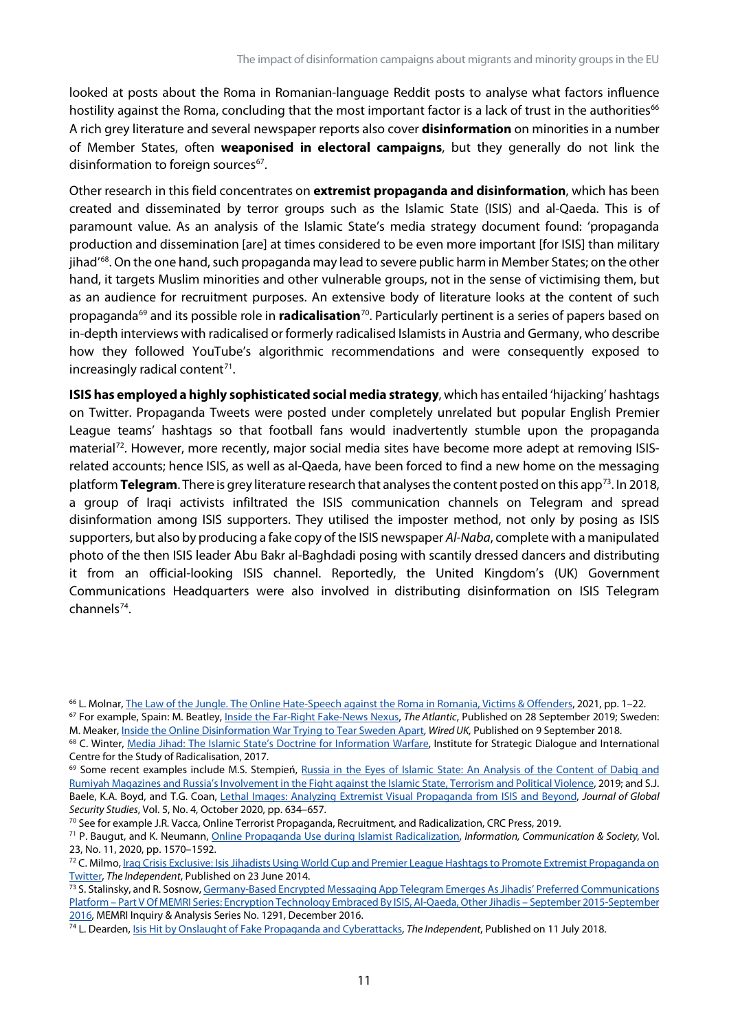looked at posts about the Roma in Romanian-language Reddit posts to analyse what factors influence hostility against the Roma, concluding that the most important factor is a lack of trust in the authorities[66] A rich grey literature and several newspaper reports also cover **disinformation** on minorities in a number of Member States, often **weaponised in electoral campaigns**, but they generally do not link the disinformation to foreign sources[67].

Other research in this field concentrates on **extremist propaganda and disinformation**, which has been created and disseminated by terror groups such as the Islamic State (ISIS) and al-Qaeda. This is of paramount value. As an analysis of the Islamic State's media strategy document found: 'propaganda production and dissemination [are] at times considered to be even more important [for ISIS] than military jihad'[68]. On the one hand, such propaganda may lead to severe public harm in Member States; on the other hand, it targets Muslim minorities and other vulnerable groups, not in the sense of victimising them, but as an audience for recruitment purposes. An extensive body of literature looks at the content of such propaganda[69] and its possible role in **radicalisation**[70]. Particularly pertinent is a series of papers based on in-depth interviews with radicalised or formerly radicalised Islamists in Austria and Germany, who describe how they followed YouTube's algorithmic recommendations and were consequently exposed to increasingly radical content[71].

**ISIS has employed a highly sophisticated social media strategy**, which has entailed 'hijacking' hashtags on Twitter. Propaganda Tweets were posted under completely unrelated but popular English Premier League teams' hashtags so that football fans would inadvertently stumble upon the propaganda material[72]. However, more recently, major social media sites have become more adept at removing ISIS-related accounts; hence ISIS, as well as al-Qaeda, have been forced to find a new home on the messaging platform **Telegram**. There is grey literature research that analyses the content posted on this app[73]. In 2018, a group of Iraqi activists infiltrated the ISIS communication channels on Telegram and spread disinformation among ISIS supporters. They utilised the imposter method, not only by posing as ISIS supporters, but also by producing a fake copy of the ISIS newspaper *Al-Naba*, complete with a manipulated photo of the then ISIS leader Abu Bakr al-Baghdadi posing with scantily dressed dancers and distributing it from an official-looking ISIS channel. Reportedly, the United Kingdom's (UK) Government Communications Headquarters were also involved in distributing disinformation on ISIS Telegram channels[74].

---

[66] L. Molnar, The Law of the Jungle. The Online Hate-Speech against the Roma in Romania, Victims & Offenders, 2021, pp. 1–22.

[67] For example, Spain: M. Beatley, Inside the Far-Right Fake-News Nexus, *The Atlantic*, Published on 28 September 2019; Sweden: M. Meaker, Inside the Online Disinformation War Trying to Tear Sweden Apart, *Wired UK*, Published on 9 September 2018.

[68] C. Winter, Media Jihad: The Islamic State's Doctrine for Information Warfare, Institute for Strategic Dialogue and International Centre for the Study of Radicalisation, 2017.

[69] Some recent examples include M.S. Stempień, Russia in the Eyes of Islamic State: An Analysis of the Content of Dabiq and Rumiyah Magazines and Russia's Involvement in the Fight against the Islamic State, Terrorism and Political Violence, 2019; and S.J. Baele, K.A. Boyd, and T.G. Coan, Lethal Images: Analyzing Extremist Visual Propaganda from ISIS and Beyond, *Journal of Global Security Studies*, Vol. 5, No. 4, October 2020, pp. 634–657.

[70] See for example J.R. Vacca, Online Terrorist Propaganda, Recruitment, and Radicalization, CRC Press, 2019.

[71] P. Baugut, and K. Neumann, Online Propaganda Use during Islamist Radicalization, *Information, Communication & Society,* Vol. 23, No. 11, 2020, pp. 1570–1592.

[72] C. Milmo, Iraq Crisis Exclusive: Isis Jihadists Using World Cup and Premier League Hashtags to Promote Extremist Propaganda on Twitter, *The Independent*, Published on 23 June 2014.

[73] S. Stalinsky, and R. Sosnow, Germany-Based Encrypted Messaging App Telegram Emerges As Jihadis' Preferred Communications Platform – Part V Of MEMRI Series: Encryption Technology Embraced By ISIS, Al-Qaeda, Other Jihadis – September 2015-September 2016, MEMRI Inquiry & Analysis Series No. 1291, December 2016.

[74] L. Dearden, Isis Hit by Onslaught of Fake Propaganda and Cyberattacks, *The Independent*, Published on 11 July 2018.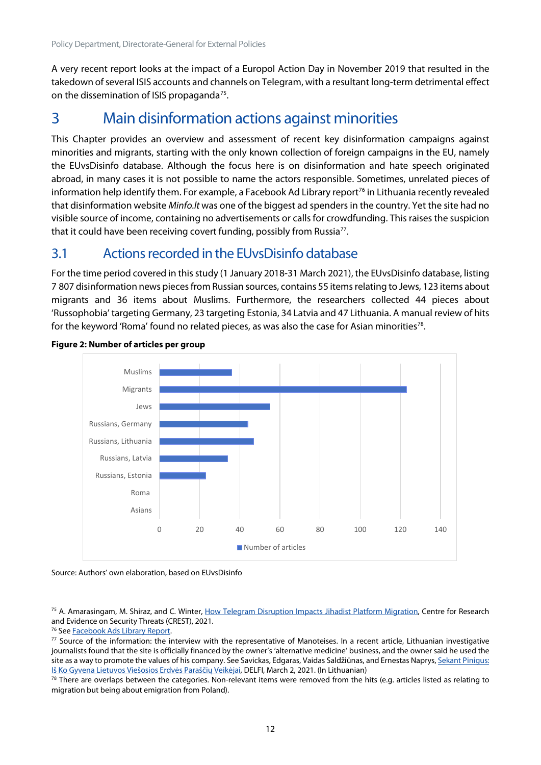A very recent report looks at the impact of a Europol Action Day in November 2019 that resulted in the takedown of several ISIS accounts and channels on Telegram, with a resultant long-term detrimental effect on the dissemination of ISIS propaganda[75].

# 3 Main disinformation actions against minorities

This Chapter provides an overview and assessment of recent key disinformation campaigns against minorities and migrants, starting with the only known collection of foreign campaigns in the EU, namely the EUvsDisinfo database. Although the focus here is on disinformation and hate speech originated abroad, in many cases it is not possible to name the actors responsible. Sometimes, unrelated pieces of information help identify them. For example, a Facebook Ad Library report[76] in Lithuania recently revealed that disinformation website *Minfo.lt* was one of the biggest ad spenders in the country. Yet the site had no visible source of income, containing no advertisements or calls for crowdfunding. This raises the suspicion that it could have been receiving covert funding, possibly from Russia[77].

## 3.1 Actions recorded in the EUvsDisinfo database

For the time period covered in this study (1 January 2018-31 March 2021), the EUvsDisinfo database, listing 7 807 disinformation news pieces from Russian sources, contains 55 items relating to Jews, 123 items about migrants and 36 items about Muslims. Furthermore, the researchers collected 44 pieces about 'Russophobia' targeting Germany, 23 targeting Estonia, 34 Latvia and 47 Lithuania. A manual review of hits for the keyword 'Roma' found no related pieces, as was also the case for Asian minorities[78].

**Figure 2: Number of articles per group**

| Group | Number of articles |
|---|---|
| Muslims | 36 |
| Migrants | 123 |
| Jews | 55 |
| Russians, Germany | 44 |
| Russians, Lithuania | 47 |
| Russians, Latvia | 34 |
| Russians, Estonia | 23 |
| Roma | 0 |
| Asians | 0 |

Source: Authors' own elaboration, based on EUvsDisinfo

---

[75] A. Amarasingam, M. Shiraz, and C. Winter, How Telegram Disruption Impacts Jihadist Platform Migration, Centre for Research and Evidence on Security Threats (CREST), 2021.

[76] See Facebook Ads Library Report.

[77] Source of the information: the interview with the representative of Manoteises. In a recent article, Lithuanian investigative journalists found that the site is officially financed by the owner's 'alternative medicine' business, and the owner said he used the site as a way to promote the values of his company. See Savickas, Edgaras, Vaidas Saldžiūnas, and Ernestas Naprys, Sekant Pinigus: Iš Ko Gyvena Lietuvos Viešosios Erdvės Parąščių Veikėjai, DELFI, March 2, 2021. (In Lithuanian)

[78] There are overlaps between the categories. Non-relevant items were removed from the hits (e.g. articles listed as relating to migration but being about emigration from Poland).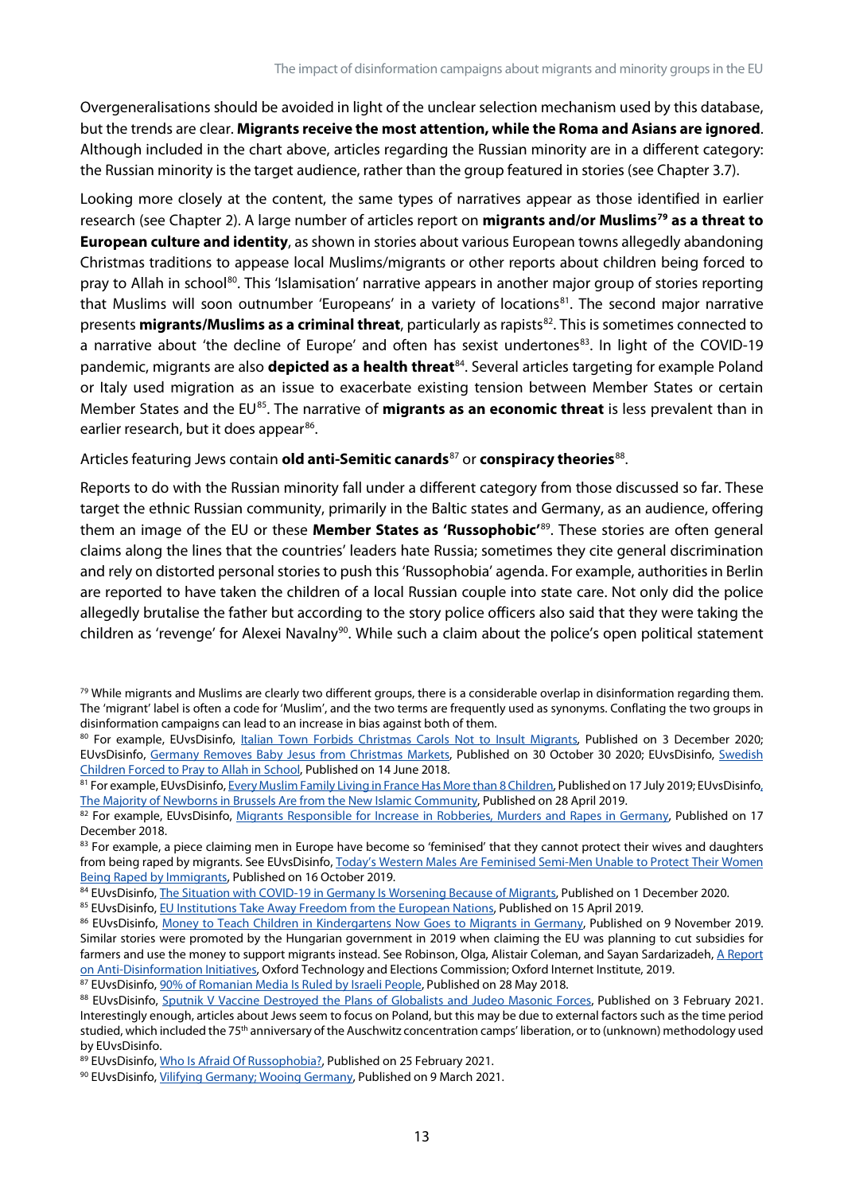Overgeneralisations should be avoided in light of the unclear selection mechanism used by this database, but the trends are clear. **Migrants receive the most attention, while the Roma and Asians are ignored**. Although included in the chart above, articles regarding the Russian minority are in a different category: the Russian minority is the target audience, rather than the group featured in stories (see Chapter 3.7).

Looking more closely at the content, the same types of narratives appear as those identified in earlier research (see Chapter 2). A large number of articles report on **migrants and/or Muslims[79] as a threat to European culture and identity**, as shown in stories about various European towns allegedly abandoning Christmas traditions to appease local Muslims/migrants or other reports about children being forced to pray to Allah in school[80]. This 'Islamisation' narrative appears in another major group of stories reporting that Muslims will soon outnumber 'Europeans' in a variety of locations[81]. The second major narrative presents **migrants/Muslims as a criminal threat**, particularly as rapists[82]. This is sometimes connected to a narrative about 'the decline of Europe' and often has sexist undertones[83]. In light of the COVID-19 pandemic, migrants are also **depicted as a health threat**[84]. Several articles targeting for example Poland or Italy used migration as an issue to exacerbate existing tension between Member States or certain Member States and the EU[85]. The narrative of **migrants as an economic threat** is less prevalent than in earlier research, but it does appear[86].

Articles featuring Jews contain **old anti-Semitic canards**[87] or **conspiracy theories**[88].

Reports to do with the Russian minority fall under a different category from those discussed so far. These target the ethnic Russian community, primarily in the Baltic states and Germany, as an audience, offering them an image of the EU or these **Member States as 'Russophobic'**[89]. These stories are often general claims along the lines that the countries' leaders hate Russia; sometimes they cite general discrimination and rely on distorted personal stories to push this 'Russophobia' agenda. For example, authorities in Berlin are reported to have taken the children of a local Russian couple into state care. Not only did the police allegedly brutalise the father but according to the story police officers also said that they were taking the children as 'revenge' for Alexei Navalny[90]. While such a claim about the police's open political statement

---

[79] While migrants and Muslims are clearly two different groups, there is a considerable overlap in disinformation regarding them. The 'migrant' label is often a code for 'Muslim', and the two terms are frequently used as synonyms. Conflating the two groups in disinformation campaigns can lead to an increase in bias against both of them.

[80] For example, EUvsDisinfo, Italian Town Forbids Christmas Carols Not to Insult Migrants, Published on 3 December 2020; EUvsDisinfo, Germany Removes Baby Jesus from Christmas Markets, Published on 30 October 30 2020; EUvsDisinfo, Swedish Children Forced to Pray to Allah in School, Published on 14 June 2018.

[81] For example, EUvsDisinfo, Every Muslim Family Living in France Has More than 8 Children, Published on 17 July 2019; EUvsDisinfo, The Majority of Newborns in Brussels Are from the New Islamic Community, Published on 28 April 2019.

[82] For example, EUvsDisinfo, Migrants Responsible for Increase in Robberies, Murders and Rapes in Germany, Published on 17 December 2018.

[83] For example, a piece claiming men in Europe have become so 'feminised' that they cannot protect their wives and daughters from being raped by migrants. See EUvsDisinfo, Today's Western Males Are Feminised Semi-Men Unable to Protect Their Women Being Raped by Immigrants, Published on 16 October 2019.

[84] EUvsDisinfo, The Situation with COVID-19 in Germany Is Worsening Because of Migrants, Published on 1 December 2020.

[85] EUvsDisinfo, EU Institutions Take Away Freedom from the European Nations, Published on 15 April 2019.

[86] EUvsDisinfo, Money to Teach Children in Kindergartens Now Goes to Migrants in Germany, Published on 9 November 2019. Similar stories were promoted by the Hungarian government in 2019 when claiming the EU was planning to cut subsidies for farmers and use the money to support migrants instead. See Robinson, Olga, Alistair Coleman, and Sayan Sardarizadeh, A Report on Anti-Disinformation Initiatives, Oxford Technology and Elections Commission; Oxford Internet Institute, 2019.

[87] EUvsDisinfo, 90% of Romanian Media Is Ruled by Israeli People, Published on 28 May 2018.

[88] EUvsDisinfo, Sputnik V Vaccine Destroyed the Plans of Globalists and Judeo Masonic Forces, Published on 3 February 2021. Interestingly enough, articles about Jews seem to focus on Poland, but this may be due to external factors such as the time period studied, which included the 75th anniversary of the Auschwitz concentration camps' liberation, or to (unknown) methodology used by EUvsDisinfo.

[89] EUvsDisinfo, Who Is Afraid Of Russophobia?, Published on 25 February 2021.

[90] EUvsDisinfo, Vilifying Germany; Wooing Germany, Published on 9 March 2021.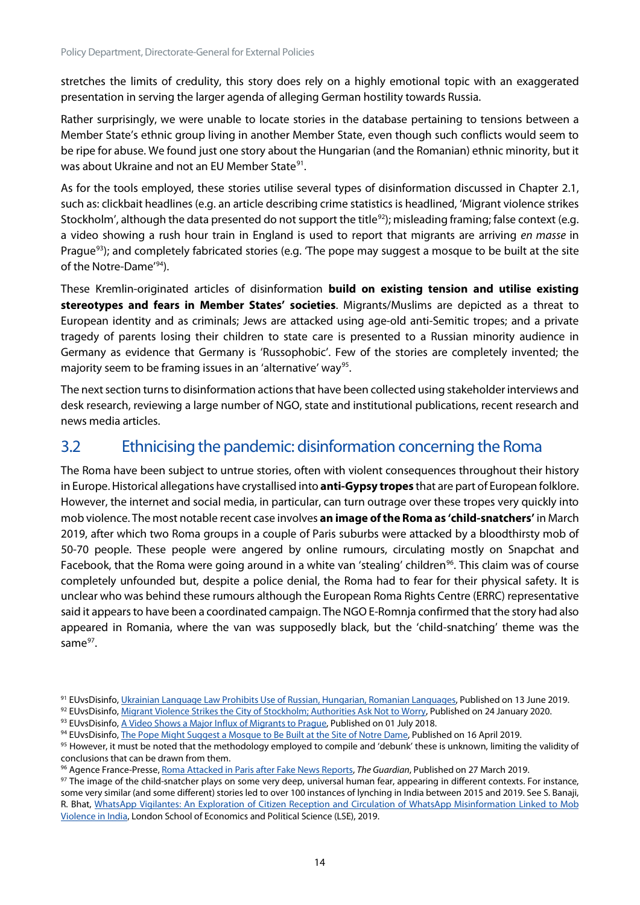stretches the limits of credulity, this story does rely on a highly emotional topic with an exaggerated presentation in serving the larger agenda of alleging German hostility towards Russia.

Rather surprisingly, we were unable to locate stories in the database pertaining to tensions between a Member State's ethnic group living in another Member State, even though such conflicts would seem to be ripe for abuse. We found just one story about the Hungarian (and the Romanian) ethnic minority, but it was about Ukraine and not an EU Member State[91].

As for the tools employed, these stories utilise several types of disinformation discussed in Chapter 2.1, such as: clickbait headlines (e.g. an article describing crime statistics is headlined, 'Migrant violence strikes Stockholm', although the data presented do not support the title[92]); misleading framing; false context (e.g. a video showing a rush hour train in England is used to report that migrants are arriving *en masse* in Prague[93]); and completely fabricated stories (e.g. 'The pope may suggest a mosque to be built at the site of the Notre-Dame'[94]).

These Kremlin-originated articles of disinformation **build on existing tension and utilise existing stereotypes and fears in Member States' societies**. Migrants/Muslims are depicted as a threat to European identity and as criminals; Jews are attacked using age-old anti-Semitic tropes; and a private tragedy of parents losing their children to state care is presented to a Russian minority audience in Germany as evidence that Germany is 'Russophobic'. Few of the stories are completely invented; the majority seem to be framing issues in an 'alternative' way[95].

The next section turns to disinformation actions that have been collected using stakeholder interviews and desk research, reviewing a large number of NGO, state and institutional publications, recent research and news media articles.

## 3.2 Ethnicising the pandemic: disinformation concerning the Roma

The Roma have been subject to untrue stories, often with violent consequences throughout their history in Europe. Historical allegations have crystallised into **anti-Gypsy tropes** that are part of European folklore. However, the internet and social media, in particular, can turn outrage over these tropes very quickly into mob violence. The most notable recent case involves **an image of the Roma as 'child-snatchers'** in March 2019, after which two Roma groups in a couple of Paris suburbs were attacked by a bloodthirsty mob of 50-70 people. These people were angered by online rumours, circulating mostly on Snapchat and Facebook, that the Roma were going around in a white van 'stealing' children[96]. This claim was of course completely unfounded but, despite a police denial, the Roma had to fear for their physical safety. It is unclear who was behind these rumours although the European Roma Rights Centre (ERRC) representative said it appears to have been a coordinated campaign. The NGO E-Romnja confirmed that the story had also appeared in Romania, where the van was supposedly black, but the 'child-snatching' theme was the same[97].

[91] EUvsDisinfo, Ukrainian Language Law Prohibits Use of Russian, Hungarian, Romanian Languages, Published on 13 June 2019.

[92] EUvsDisinfo, Migrant Violence Strikes the City of Stockholm; Authorities Ask Not to Worry, Published on 24 January 2020.

[93] EUvsDisinfo, A Video Shows a Major Influx of Migrants to Prague, Published on 01 July 2018.

[94] EUvsDisinfo, The Pope Might Suggest a Mosque to Be Built at the Site of Notre Dame, Published on 16 April 2019.

[95] However, it must be noted that the methodology employed to compile and 'debunk' these is unknown, limiting the validity of conclusions that can be drawn from them.

[96] Agence France-Presse, Roma Attacked in Paris after Fake News Reports, *The Guardian*, Published on 27 March 2019.

[97] The image of the child-snatcher plays on some very deep, universal human fear, appearing in different contexts. For instance, some very similar (and some different) stories led to over 100 instances of lynching in India between 2015 and 2019. See S. Banaji, R. Bhat, WhatsApp Vigilantes: An Exploration of Citizen Reception and Circulation of WhatsApp Misinformation Linked to Mob Violence in India, London School of Economics and Political Science (LSE), 2019.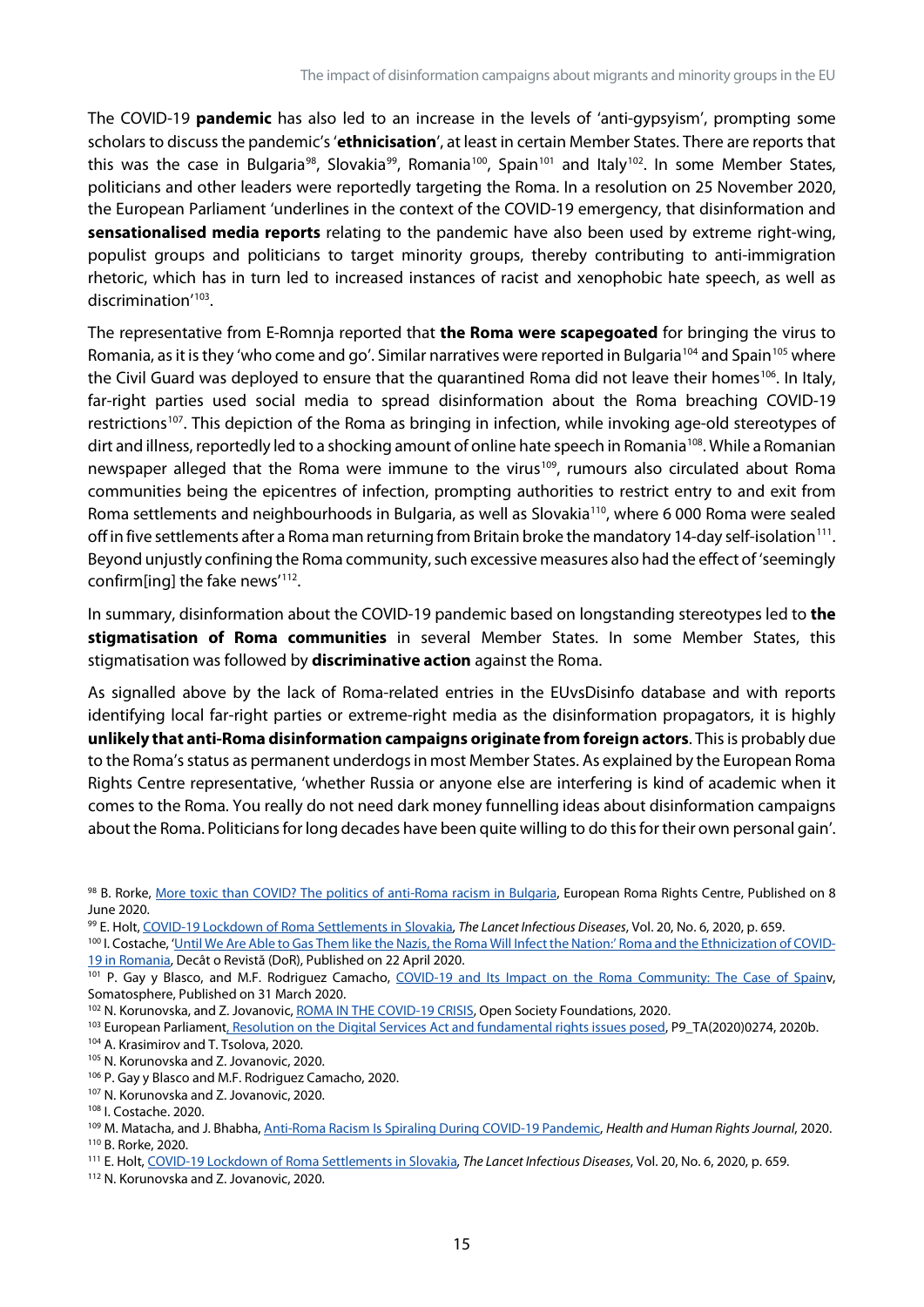The COVID-19 **pandemic** has also led to an increase in the levels of 'anti-gypsyism', prompting some scholars to discuss the pandemic's '**ethnicisation**', at least in certain Member States. There are reports that this was the case in Bulgaria[98], Slovakia[99], Romania[100], Spain[101] and Italy[102]. In some Member States, politicians and other leaders were reportedly targeting the Roma. In a resolution on 25 November 2020, the European Parliament 'underlines in the context of the COVID-19 emergency, that disinformation and **sensationalised media reports** relating to the pandemic have also been used by extreme right-wing, populist groups and politicians to target minority groups, thereby contributing to anti-immigration rhetoric, which has in turn led to increased instances of racist and xenophobic hate speech, as well as discrimination'[103].

The representative from E-Romnja reported that **the Roma were scapegoated** for bringing the virus to Romania, as it is they 'who come and go'. Similar narratives were reported in Bulgaria[104] and Spain[105] where the Civil Guard was deployed to ensure that the quarantined Roma did not leave their homes[106]. In Italy, far-right parties used social media to spread disinformation about the Roma breaching COVID-19 restrictions[107]. This depiction of the Roma as bringing in infection, while invoking age-old stereotypes of dirt and illness, reportedly led to a shocking amount of online hate speech in Romania[108]. While a Romanian newspaper alleged that the Roma were immune to the virus[109], rumours also circulated about Roma communities being the epicentres of infection, prompting authorities to restrict entry to and exit from Roma settlements and neighbourhoods in Bulgaria, as well as Slovakia[110], where 6 000 Roma were sealed off in five settlements after a Roma man returning from Britain broke the mandatory 14-day self-isolation[111]. Beyond unjustly confining the Roma community, such excessive measures also had the effect of 'seemingly confirm[ing] the fake news'[112].

In summary, disinformation about the COVID-19 pandemic based on longstanding stereotypes led to **the stigmatisation of Roma communities** in several Member States. In some Member States, this stigmatisation was followed by **discriminative action** against the Roma.

As signalled above by the lack of Roma-related entries in the EUvsDisinfo database and with reports identifying local far-right parties or extreme-right media as the disinformation propagators, it is highly **unlikely that anti-Roma disinformation campaigns originate from foreign actors**. This is probably due to the Roma's status as permanent underdogs in most Member States. As explained by the European Roma Rights Centre representative, 'whether Russia or anyone else are interfering is kind of academic when it comes to the Roma. You really do not need dark money funnelling ideas about disinformation campaigns about the Roma. Politicians for long decades have been quite willing to do this for their own personal gain'.

---

[98] B. Rorke, More toxic than COVID? The politics of anti-Roma racism in Bulgaria, European Roma Rights Centre, Published on 8 June 2020.

[99] E. Holt, COVID-19 Lockdown of Roma Settlements in Slovakia, *The Lancet Infectious Diseases*, Vol. 20, No. 6, 2020, p. 659.

[100] I. Costache, 'Until We Are Able to Gas Them like the Nazis, the Roma Will Infect the Nation:' Roma and the Ethnicization of COVID-19 in Romania, Decât o Revistă (DoR), Published on 22 April 2020.

[101] P. Gay y Blasco, and M.F. Rodriguez Camacho, COVID-19 and Its Impact on the Roma Community: The Case of Spainv, Somatosphere, Published on 31 March 2020.

[102] N. Korunovska, and Z. Jovanovic, ROMA IN THE COVID-19 CRISIS, Open Society Foundations, 2020.

[103] European Parliament, Resolution on the Digital Services Act and fundamental rights issues posed, P9_TA(2020)0274, 2020b.

[104] A. Krasimirov and T. Tsolova, 2020.

[105] N. Korunovska and Z. Jovanovic, 2020.

[106] P. Gay y Blasco and M.F. Rodriguez Camacho, 2020.

[107] N. Korunovska and Z. Jovanovic, 2020.

[108] I. Costache. 2020.

[109] M. Matacha, and J. Bhabha, Anti-Roma Racism Is Spiraling During COVID-19 Pandemic, *Health and Human Rights Journal*, 2020.

[110] B. Rorke, 2020.

[111] E. Holt, COVID-19 Lockdown of Roma Settlements in Slovakia, *The Lancet Infectious Diseases*, Vol. 20, No. 6, 2020, p. 659.

[112] N. Korunovska and Z. Jovanovic, 2020.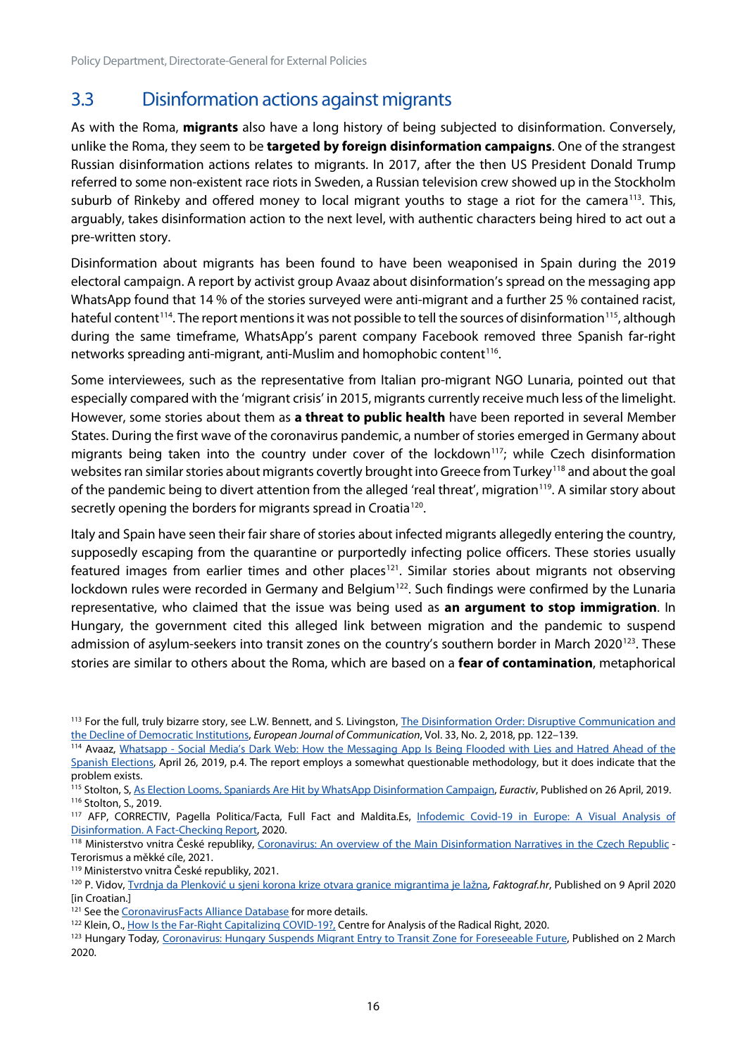## 3.3 Disinformation actions against migrants

As with the Roma, **migrants** also have a long history of being subjected to disinformation. Conversely, unlike the Roma, they seem to be **targeted by foreign disinformation campaigns**. One of the strangest Russian disinformation actions relates to migrants. In 2017, after the then US President Donald Trump referred to some non-existent race riots in Sweden, a Russian television crew showed up in the Stockholm suburb of Rinkeby and offered money to local migrant youths to stage a riot for the camera[113]. This, arguably, takes disinformation action to the next level, with authentic characters being hired to act out a pre-written story.

Disinformation about migrants has been found to have been weaponised in Spain during the 2019 electoral campaign. A report by activist group Avaaz about disinformation's spread on the messaging app WhatsApp found that 14 % of the stories surveyed were anti-migrant and a further 25 % contained racist, hateful content[114]. The report mentions it was not possible to tell the sources of disinformation[115], although during the same timeframe, WhatsApp's parent company Facebook removed three Spanish far-right networks spreading anti-migrant, anti-Muslim and homophobic content[116].

Some interviewees, such as the representative from Italian pro-migrant NGO Lunaria, pointed out that especially compared with the 'migrant crisis' in 2015, migrants currently receive much less of the limelight. However, some stories about them as **a threat to public health** have been reported in several Member States. During the first wave of the coronavirus pandemic, a number of stories emerged in Germany about migrants being taken into the country under cover of the lockdown[117]; while Czech disinformation websites ran similar stories about migrants covertly brought into Greece from Turkey[118] and about the goal of the pandemic being to divert attention from the alleged 'real threat', migration[119]. A similar story about secretly opening the borders for migrants spread in Croatia[120].

Italy and Spain have seen their fair share of stories about infected migrants allegedly entering the country, supposedly escaping from the quarantine or purportedly infecting police officers. These stories usually featured images from earlier times and other places[121]. Similar stories about migrants not observing lockdown rules were recorded in Germany and Belgium[122]. Such findings were confirmed by the Lunaria representative, who claimed that the issue was being used as **an argument to stop immigration**. In Hungary, the government cited this alleged link between migration and the pandemic to suspend admission of asylum-seekers into transit zones on the country's southern border in March 2020[123]. These stories are similar to others about the Roma, which are based on a **fear of contamination**, metaphorical

---

[113] For the full, truly bizarre story, see L.W. Bennett, and S. Livingston, The Disinformation Order: Disruptive Communication and the Decline of Democratic Institutions, *European Journal of Communication*, Vol. 33, No. 2, 2018, pp. 122–139.

[114] Avaaz, Whatsapp - Social Media's Dark Web: How the Messaging App Is Being Flooded with Lies and Hatred Ahead of the Spanish Elections, April 26, 2019, p.4. The report employs a somewhat questionable methodology, but it does indicate that the problem exists.

[115] Stolton, S, As Election Looms, Spaniards Are Hit by WhatsApp Disinformation Campaign, *Euractiv*, Published on 26 April, 2019.

[116] Stolton, S., 2019.

[117] AFP, CORRECTIV, Pagella Politica/Facta, Full Fact and Maldita.Es, Infodemic Covid-19 in Europe: A Visual Analysis of Disinformation. A Fact-Checking Report, 2020.

[118] Ministerstvo vnitra České republiky, Coronavirus: An overview of the Main Disinformation Narratives in the Czech Republic - Terorismus a měkké cíle, 2021.

[119] Ministerstvo vnitra České republiky, 2021.

[120] P. Vidov, Tvrdnja da Plenković u sjeni korona krize otvara granice migrantima je lažna, *Faktograf.hr*, Published on 9 April 2020 [in Croatian.]

[121] See the CoronavirusFacts Alliance Database for more details.

[122] Klein, O., How Is the Far-Right Capitalizing COVID-19?, Centre for Analysis of the Radical Right, 2020.

[123] Hungary Today, Coronavirus: Hungary Suspends Migrant Entry to Transit Zone for Foreseeable Future, Published on 2 March 2020.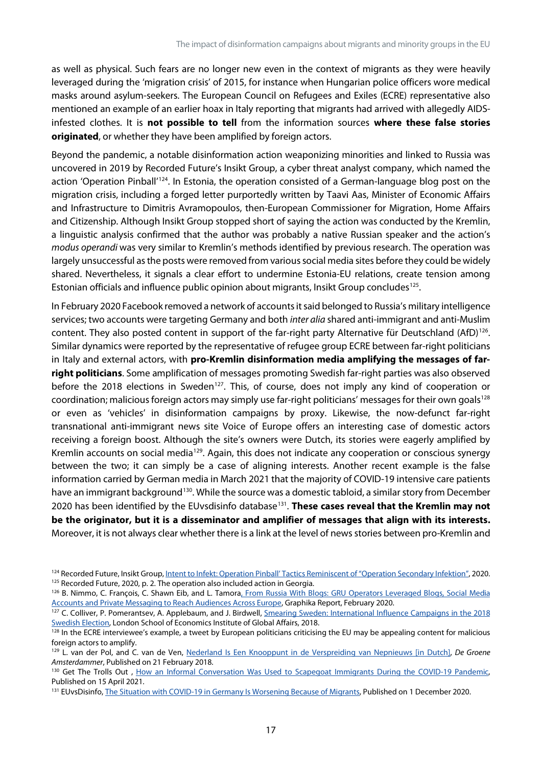as well as physical. Such fears are no longer new even in the context of migrants as they were heavily leveraged during the 'migration crisis' of 2015, for instance when Hungarian police officers wore medical masks around asylum-seekers. The European Council on Refugees and Exiles (ECRE) representative also mentioned an example of an earlier hoax in Italy reporting that migrants had arrived with allegedly AIDS-infested clothes. It is **not possible to tell** from the information sources **where these false stories originated**, or whether they have been amplified by foreign actors.

Beyond the pandemic, a notable disinformation action weaponizing minorities and linked to Russia was uncovered in 2019 by Recorded Future's Insikt Group, a cyber threat analyst company, which named the action 'Operation Pinball'[124]. In Estonia, the operation consisted of a German-language blog post on the migration crisis, including a forged letter purportedly written by Taavi Aas, Minister of Economic Affairs and Infrastructure to Dimitris Avramopoulos, then-European Commissioner for Migration, Home Affairs and Citizenship. Although Insikt Group stopped short of saying the action was conducted by the Kremlin, a linguistic analysis confirmed that the author was probably a native Russian speaker and the action's *modus operandi* was very similar to Kremlin's methods identified by previous research. The operation was largely unsuccessful as the posts were removed from various social media sites before they could be widely shared. Nevertheless, it signals a clear effort to undermine Estonia-EU relations, create tension among Estonian officials and influence public opinion about migrants, Insikt Group concludes[125].

In February 2020 Facebook removed a network of accounts it said belonged to Russia's military intelligence services; two accounts were targeting Germany and both *inter alia* shared anti-immigrant and anti-Muslim content. They also posted content in support of the far-right party Alternative für Deutschland (AfD)[126]. Similar dynamics were reported by the representative of refugee group ECRE between far-right politicians in Italy and external actors, with **pro-Kremlin disinformation media amplifying the messages of far-right politicians**. Some amplification of messages promoting Swedish far-right parties was also observed before the 2018 elections in Sweden[127]. This, of course, does not imply any kind of cooperation or coordination; malicious foreign actors may simply use far-right politicians' messages for their own goals[128] or even as 'vehicles' in disinformation campaigns by proxy. Likewise, the now-defunct far-right transnational anti-immigrant news site Voice of Europe offers an interesting case of domestic actors receiving a foreign boost. Although the site's owners were Dutch, its stories were eagerly amplified by Kremlin accounts on social media[129]. Again, this does not indicate any cooperation or conscious synergy between the two; it can simply be a case of aligning interests. Another recent example is the false information carried by German media in March 2021 that the majority of COVID-19 intensive care patients have an immigrant background[130]. While the source was a domestic tabloid, a similar story from December 2020 has been identified by the EUvsdisinfo database[131]. **These cases reveal that the Kremlin may not be the originator, but it is a disseminator and amplifier of messages that align with its interests.** Moreover, it is not always clear whether there is a link at the level of news stories between pro-Kremlin and

---

[124] Recorded Future, Insikt Group, Intent to Infekt: Operation Pinball' Tactics Reminiscent of "Operation Secondary Infektion", 2020.

[125] Recorded Future, 2020, p. 2. The operation also included action in Georgia.

[126] B. Nimmo, C. François, C. Shawn Eib, and L. Tamora, From Russia With Blogs: GRU Operators Leveraged Blogs, Social Media Accounts and Private Messaging to Reach Audiences Across Europe, Graphika Report, February 2020.

[127] C. Colliver, P. Pomerantsev, A. Applebaum, and J. Birdwell, Smearing Sweden: International Influence Campaigns in the 2018 Swedish Election, London School of Economics Institute of Global Affairs, 2018.

[128] In the ECRE interviewee's example, a tweet by European politicians criticising the EU may be appealing content for malicious foreign actors to amplify.

[129] L. van der Pol, and C. van de Ven, Nederland Is Een Knooppunt in de Verspreiding van Nepnieuws [in Dutch], *De Groene Amsterdammer*, Published on 21 February 2018.

[130] Get The Trolls Out , How an Informal Conversation Was Used to Scapegoat Immigrants During the COVID-19 Pandemic, Published on 15 April 2021.

[131] EUvsDisinfo, The Situation with COVID-19 in Germany Is Worsening Because of Migrants, Published on 1 December 2020.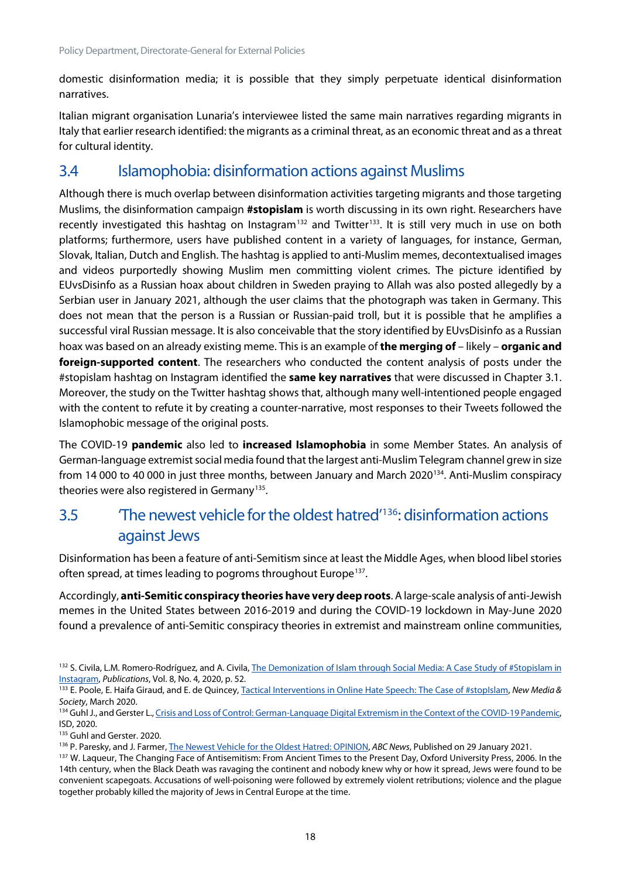domestic disinformation media; it is possible that they simply perpetuate identical disinformation narratives.

Italian migrant organisation Lunaria's interviewee listed the same main narratives regarding migrants in Italy that earlier research identified: the migrants as a criminal threat, as an economic threat and as a threat for cultural identity.

## 3.4 Islamophobia: disinformation actions against Muslims

Although there is much overlap between disinformation activities targeting migrants and those targeting Muslims, the disinformation campaign **#stopislam** is worth discussing in its own right. Researchers have recently investigated this hashtag on Instagram[132] and Twitter[133]. It is still very much in use on both platforms; furthermore, users have published content in a variety of languages, for instance, German, Slovak, Italian, Dutch and English. The hashtag is applied to anti-Muslim memes, decontextualised images and videos purportedly showing Muslim men committing violent crimes. The picture identified by EUvsDisinfo as a Russian hoax about children in Sweden praying to Allah was also posted allegedly by a Serbian user in January 2021, although the user claims that the photograph was taken in Germany. This does not mean that the person is a Russian or Russian-paid troll, but it is possible that he amplifies a successful viral Russian message. It is also conceivable that the story identified by EUvsDisinfo as a Russian hoax was based on an already existing meme. This is an example of **the merging of** – likely – **organic and foreign-supported content**. The researchers who conducted the content analysis of posts under the #stopislam hashtag on Instagram identified the **same key narratives** that were discussed in Chapter 3.1. Moreover, the study on the Twitter hashtag shows that, although many well-intentioned people engaged with the content to refute it by creating a counter-narrative, most responses to their Tweets followed the Islamophobic message of the original posts.

The COVID-19 **pandemic** also led to **increased Islamophobia** in some Member States. An analysis of German-language extremist social media found that the largest anti-Muslim Telegram channel grew in size from 14 000 to 40 000 in just three months, between January and March 2020[134]. Anti-Muslim conspiracy theories were also registered in Germany[135].

## 3.5 'The newest vehicle for the oldest hatred'[136]: disinformation actions against Jews

Disinformation has been a feature of anti-Semitism since at least the Middle Ages, when blood libel stories often spread, at times leading to pogroms throughout Europe[137].

Accordingly, **anti-Semitic conspiracy theories have very deep roots**. A large-scale analysis of anti-Jewish memes in the United States between 2016-2019 and during the COVID-19 lockdown in May-June 2020 found a prevalence of anti-Semitic conspiracy theories in extremist and mainstream online communities,

---

[132] S. Civila, L.M. Romero-Rodríguez, and A. Civila, The Demonization of Islam through Social Media: A Case Study of #Stopislam in Instagram, *Publications*, Vol. 8, No. 4, 2020, p. 52.

[133] E. Poole, E. Haifa Giraud, and E. de Quincey, Tactical Interventions in Online Hate Speech: The Case of #stopIslam, *New Media & Society*, March 2020.

[134] Guhl J., and Gerster L., Crisis and Loss of Control: German-Language Digital Extremism in the Context of the COVID-19 Pandemic, ISD, 2020.

[135] Guhl and Gerster. 2020.

[136] P. Paresky, and J. Farmer, The Newest Vehicle for the Oldest Hatred: OPINION, *ABC News*, Published on 29 January 2021.

[137] W. Laqueur, The Changing Face of Antisemitism: From Ancient Times to the Present Day, Oxford University Press, 2006. In the 14th century, when the Black Death was ravaging the continent and nobody knew why or how it spread, Jews were found to be convenient scapegoats. Accusations of well-poisoning were followed by extremely violent retributions; violence and the plague together probably killed the majority of Jews in Central Europe at the time.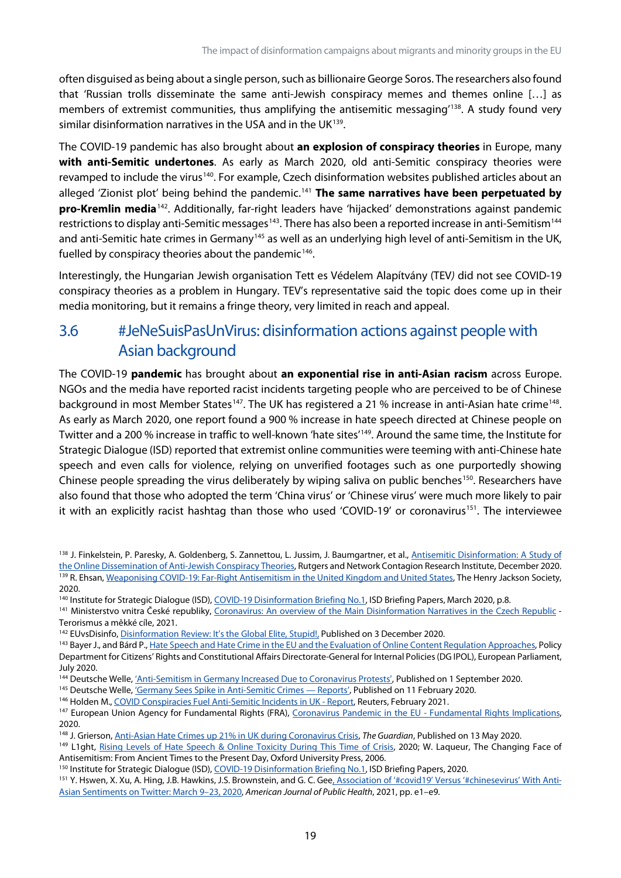often disguised as being about a single person, such as billionaire George Soros. The researchers also found that 'Russian trolls disseminate the same anti-Jewish conspiracy memes and themes online […] as members of extremist communities, thus amplifying the antisemitic messaging'[138]. A study found very similar disinformation narratives in the USA and in the UK[139].

The COVID-19 pandemic has also brought about **an explosion of conspiracy theories** in Europe, many **with anti-Semitic undertones**. As early as March 2020, old anti-Semitic conspiracy theories were revamped to include the virus[140]. For example, Czech disinformation websites published articles about an alleged 'Zionist plot' being behind the pandemic.[141] **The same narratives have been perpetuated by pro-Kremlin media**[142]. Additionally, far-right leaders have 'hijacked' demonstrations against pandemic restrictions to display anti-Semitic messages[143]. There has also been a reported increase in anti-Semitism[144] and anti-Semitic hate crimes in Germany[145] as well as an underlying high level of anti-Semitism in the UK, fuelled by conspiracy theories about the pandemic[146].

Interestingly, the Hungarian Jewish organisation Tett es Védelem Alapítvány (TEV*)* did not see COVID-19 conspiracy theories as a problem in Hungary. TEV's representative said the topic does come up in their media monitoring, but it remains a fringe theory, very limited in reach and appeal.

## 3.6 #JeNeSuisPasUnVirus: disinformation actions against people with Asian background

The COVID-19 **pandemic** has brought about **an exponential rise in anti-Asian racism** across Europe. NGOs and the media have reported racist incidents targeting people who are perceived to be of Chinese background in most Member States[147]. The UK has registered a 21 % increase in anti-Asian hate crime[148]. As early as March 2020, one report found a 900 % increase in hate speech directed at Chinese people on Twitter and a 200 % increase in traffic to well-known 'hate sites'[149]. Around the same time, the Institute for Strategic Dialogue (ISD) reported that extremist online communities were teeming with anti-Chinese hate speech and even calls for violence, relying on unverified footages such as one purportedly showing Chinese people spreading the virus deliberately by wiping saliva on public benches[150]. Researchers have also found that those who adopted the term 'China virus' or 'Chinese virus' were much more likely to pair it with an explicitly racist hashtag than those who used 'COVID-19' or coronavirus[151]. The interviewee

---

[138] J. Finkelstein, P. Paresky, A. Goldenberg, S. Zannettou, L. Jussim, J. Baumgartner, et al., Antisemitic Disinformation: A Study of the Online Dissemination of Anti-Jewish Conspiracy Theories, Rutgers and Network Contagion Research Institute, December 2020.

[139] R. Ehsan, Weaponising COVID-19: Far-Right Antisemitism in the United Kingdom and United States, The Henry Jackson Society, 2020.

[140] Institute for Strategic Dialogue (ISD), COVID-19 Disinformation Briefing No.1, ISD Briefing Papers, March 2020, p.8.

[141] Ministerstvo vnitra České republiky, Coronavirus: An overview of the Main Disinformation Narratives in the Czech Republic - Terorismus a měkké cíle, 2021.

[142] EUvsDisinfo, Disinformation Review: It's the Global Elite, Stupid!, Published on 3 December 2020.

[143] Bayer J., and Bárd P., Hate Speech and Hate Crime in the EU and the Evaluation of Online Content Regulation Approaches, Policy Department for Citizens' Rights and Constitutional Affairs Directorate-General for Internal Policies (DG IPOL), European Parliament, July 2020.

[144] Deutsche Welle, 'Anti-Semitism in Germany Increased Due to Coronavirus Protests', Published on 1 September 2020.

[145] Deutsche Welle, 'Germany Sees Spike in Anti-Semitic Crimes — Reports', Published on 11 February 2020.

[146] Holden M., COVID Conspiracies Fuel Anti-Semitic Incidents in UK - Report, Reuters, February 2021.

[147] European Union Agency for Fundamental Rights (FRA), Coronavirus Pandemic in the EU - Fundamental Rights Implications, 2020.

[148] J. Grierson, Anti-Asian Hate Crimes up 21% in UK during Coronavirus Crisis, *The Guardian*, Published on 13 May 2020.

[149] L1ght, Rising Levels of Hate Speech & Online Toxicity During This Time of Crisis, 2020; W. Laqueur, The Changing Face of Antisemitism: From Ancient Times to the Present Day, Oxford University Press, 2006.

[150] Institute for Strategic Dialogue (ISD), COVID-19 Disinformation Briefing No.1, ISD Briefing Papers, 2020.

[151] Y. Hswen, X. Xu, A. Hing, J.B. Hawkins, J.S. Brownstein, and G. C. Gee, Association of '#covid19' Versus '#chinesevirus' With Anti-Asian Sentiments on Twitter: March 9–23, 2020, *American Journal of Public Health*, 2021, pp. e1–e9.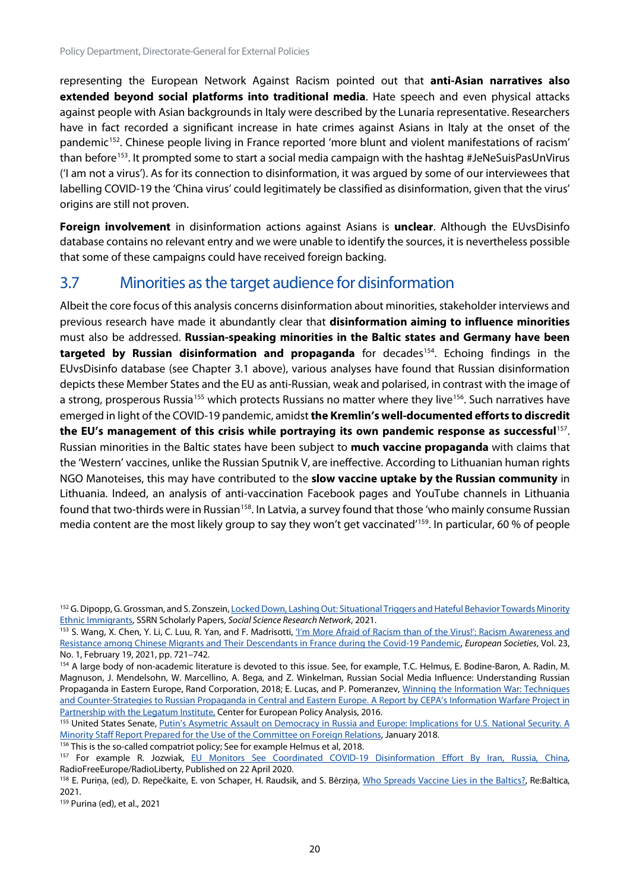representing the European Network Against Racism pointed out that **anti-Asian narratives also extended beyond social platforms into traditional media**. Hate speech and even physical attacks against people with Asian backgrounds in Italy were described by the Lunaria representative. Researchers have in fact recorded a significant increase in hate crimes against Asians in Italy at the onset of the pandemic[152]. Chinese people living in France reported 'more blunt and violent manifestations of racism' than before[153]. It prompted some to start a social media campaign with the hashtag #JeNeSuisPasUnVirus ('I am not a virus'). As for its connection to disinformation, it was argued by some of our interviewees that labelling COVID-19 the 'China virus' could legitimately be classified as disinformation, given that the virus' origins are still not proven.

**Foreign involvement** in disinformation actions against Asians is **unclear**. Although the EUvsDisinfo database contains no relevant entry and we were unable to identify the sources, it is nevertheless possible that some of these campaigns could have received foreign backing.

## 3.7 Minorities as the target audience for disinformation

Albeit the core focus of this analysis concerns disinformation about minorities, stakeholder interviews and previous research have made it abundantly clear that **disinformation aiming to influence minorities** must also be addressed. **Russian-speaking minorities in the Baltic states and Germany have been targeted by Russian disinformation and propaganda** for decades[154]. Echoing findings in the EUvsDisinfo database (see Chapter 3.1 above), various analyses have found that Russian disinformation depicts these Member States and the EU as anti-Russian, weak and polarised, in contrast with the image of a strong, prosperous Russia[155] which protects Russians no matter where they live[156]. Such narratives have emerged in light of the COVID-19 pandemic, amidst **the Kremlin's well-documented efforts to discredit the EU's management of this crisis while portraying its own pandemic response as successful**[157]. Russian minorities in the Baltic states have been subject to **much vaccine propaganda** with claims that the 'Western' vaccines, unlike the Russian Sputnik V, are ineffective. According to Lithuanian human rights NGO Manoteises, this may have contributed to the **slow vaccine uptake by the Russian community** in Lithuania. Indeed, an analysis of anti-vaccination Facebook pages and YouTube channels in Lithuania found that two-thirds were in Russian[158]. In Latvia, a survey found that those 'who mainly consume Russian media content are the most likely group to say they won't get vaccinated'[159]. In particular, 60 % of people

---

[152] G. Dipopp, G. Grossman, and S. Zonszein, Locked Down, Lashing Out: Situational Triggers and Hateful Behavior Towards Minority Ethnic Immigrants, SSRN Scholarly Papers, *Social Science Research Network*, 2021.

[153] S. Wang, X. Chen, Y. Li, C. Luu, R. Yan, and F. Madrisotti, 'I'm More Afraid of Racism than of the Virus!': Racism Awareness and Resistance among Chinese Migrants and Their Descendants in France during the Covid-19 Pandemic, *European Societies*, Vol. 23, No. 1, February 19, 2021, pp. 721–742.

[154] A large body of non-academic literature is devoted to this issue. See, for example, T.C. Helmus, E. Bodine-Baron, A. Radin, M. Magnuson, J. Mendelsohn, W. Marcellino, A. Bega, and Z. Winkelman, Russian Social Media Influence: Understanding Russian Propaganda in Eastern Europe, Rand Corporation, 2018; E. Lucas, and P. Pomeranzev, Winning the Information War: Techniques and Counter-Strategies to Russian Propaganda in Central and Eastern Europe. A Report by CEPA's Information Warfare Project in Partnership with the Legatum Institute, Center for European Policy Analysis, 2016.

[155] United States Senate, Putin's Asymetric Assault on Democracy in Russia and Europe: Implications for U.S. National Security. A Minority Staff Report Prepared for the Use of the Committee on Foreign Relations, January 2018.

[156] This is the so-called compatriot policy; See for example Helmus et al, 2018.

[157] For example R. Jozwiak, EU Monitors See Coordinated COVID-19 Disinformation Effort By Iran, Russia, China, RadioFreeEurope/RadioLiberty, Published on 22 April 2020.

[158] E. Puriņa, (ed), D. Repečkaite, E. von Schaper, H. Raudsik, and S. Bērziņa, Who Spreads Vaccine Lies in the Baltics?, Re:Baltica, 2021.

[159] Purina (ed), et al., 2021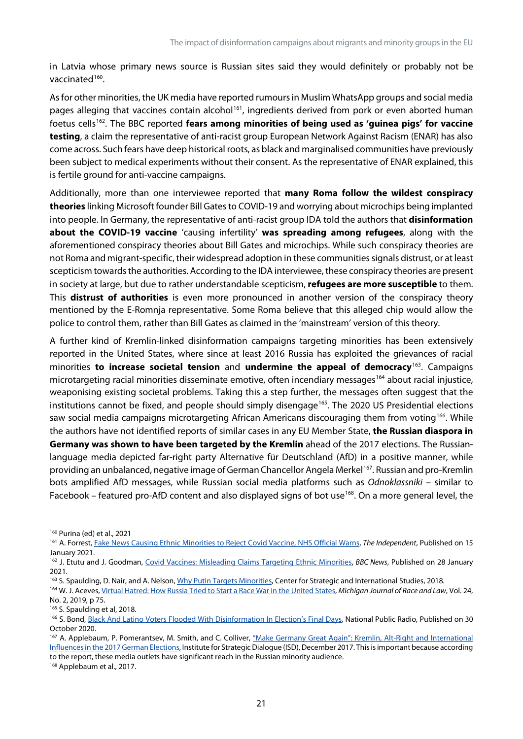in Latvia whose primary news source is Russian sites said they would definitely or probably not be vaccinated[160].

As for other minorities, the UK media have reported rumours in Muslim WhatsApp groups and social media pages alleging that vaccines contain alcohol[161], ingredients derived from pork or even aborted human foetus cells[162]. The BBC reported **fears among minorities of being used as 'guinea pigs' for vaccine testing**, a claim the representative of anti-racist group European Network Against Racism (ENAR) has also come across. Such fears have deep historical roots, as black and marginalised communities have previously been subject to medical experiments without their consent. As the representative of ENAR explained, this is fertile ground for anti-vaccine campaigns.

Additionally, more than one interviewee reported that **many Roma follow the wildest conspiracy theories** linking Microsoft founder Bill Gates to COVID-19 and worrying about microchips being implanted into people. In Germany, the representative of anti-racist group IDA told the authors that **disinformation about the COVID-19 vaccine** 'causing infertility' **was spreading among refugees**, along with the aforementioned conspiracy theories about Bill Gates and microchips. While such conspiracy theories are not Roma and migrant-specific, their widespread adoption in these communities signals distrust, or at least scepticism towards the authorities. According to the IDA interviewee, these conspiracy theories are present in society at large, but due to rather understandable scepticism, **refugees are more susceptible** to them. This **distrust of authorities** is even more pronounced in another version of the conspiracy theory mentioned by the E-Romnja representative. Some Roma believe that this alleged chip would allow the police to control them, rather than Bill Gates as claimed in the 'mainstream' version of this theory.

A further kind of Kremlin-linked disinformation campaigns targeting minorities has been extensively reported in the United States, where since at least 2016 Russia has exploited the grievances of racial minorities **to increase societal tension** and **undermine the appeal of democracy**[163]. Campaigns microtargeting racial minorities disseminate emotive, often incendiary messages[164] about racial injustice, weaponising existing societal problems. Taking this a step further, the messages often suggest that the institutions cannot be fixed, and people should simply disengage[165]. The 2020 US Presidential elections saw social media campaigns microtargeting African Americans discouraging them from voting[166]. While the authors have not identified reports of similar cases in any EU Member State, **the Russian diaspora in Germany was shown to have been targeted by the Kremlin** ahead of the 2017 elections. The Russian-language media depicted far-right party Alternative für Deutschland (AfD) in a positive manner, while providing an unbalanced, negative image of German Chancellor Angela Merkel[167]. Russian and pro-Kremlin bots amplified AfD messages, while Russian social media platforms such as *Odnoklassniki* – similar to Facebook – featured pro-AfD content and also displayed signs of bot use[168]. On a more general level, the

---

[160] Purina (ed) et al., 2021

[161] A. Forrest, Fake News Causing Ethnic Minorities to Reject Covid Vaccine, NHS Official Warns, *The Independent*, Published on 15 January 2021.

[162] J. Etutu and J. Goodman, Covid Vaccines: Misleading Claims Targeting Ethnic Minorities, *BBC News*, Published on 28 January 2021.

[163] S. Spaulding, D. Nair, and A. Nelson, Why Putin Targets Minorities, Center for Strategic and International Studies, 2018.

[164] W. J. Aceves, Virtual Hatred: How Russia Tried to Start a Race War in the United States, *Michigan Journal of Race and Law*, Vol. 24, No. 2, 2019, p 75.

[165] S. Spaulding et al, 2018.

[166] S. Bond, Black And Latino Voters Flooded With Disinformation In Election's Final Days, National Public Radio, Published on 30 October 2020.

[167] A. Applebaum, P. Pomerantsev, M. Smith, and C. Colliver, "Make Germany Great Again": Kremlin, Alt-Right and International Influences in the 2017 German Elections, Institute for Strategic Dialogue (ISD), December 2017. This is important because according to the report, these media outlets have significant reach in the Russian minority audience.

[168] Applebaum et al., 2017.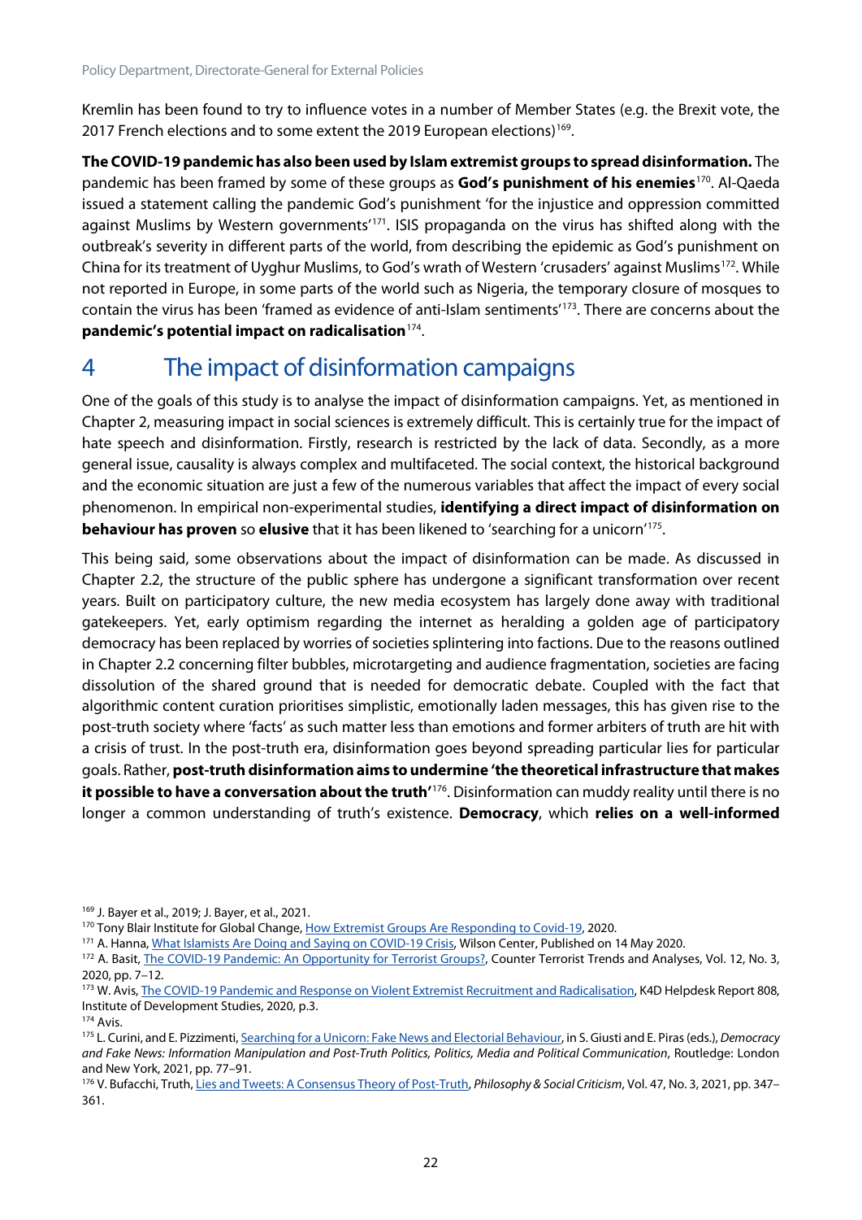Kremlin has been found to try to influence votes in a number of Member States (e.g. the Brexit vote, the 2017 French elections and to some extent the 2019 European elections)[169].

**The COVID-19 pandemic has also been used by Islam extremist groups to spread disinformation.** The pandemic has been framed by some of these groups as **God's punishment of his enemies**[170]. Al-Qaeda issued a statement calling the pandemic God's punishment 'for the injustice and oppression committed against Muslims by Western governments'[171]. ISIS propaganda on the virus has shifted along with the outbreak's severity in different parts of the world, from describing the epidemic as God's punishment on China for its treatment of Uyghur Muslims, to God's wrath of Western 'crusaders' against Muslims[172]. While not reported in Europe, in some parts of the world such as Nigeria, the temporary closure of mosques to contain the virus has been 'framed as evidence of anti-Islam sentiments'[173]. There are concerns about the **pandemic's potential impact on radicalisation**[174].

# 4 The impact of disinformation campaigns

One of the goals of this study is to analyse the impact of disinformation campaigns. Yet, as mentioned in Chapter 2, measuring impact in social sciences is extremely difficult. This is certainly true for the impact of hate speech and disinformation. Firstly, research is restricted by the lack of data. Secondly, as a more general issue, causality is always complex and multifaceted. The social context, the historical background and the economic situation are just a few of the numerous variables that affect the impact of every social phenomenon. In empirical non-experimental studies, **identifying a direct impact of disinformation on behaviour has proven** so **elusive** that it has been likened to 'searching for a unicorn'[175].

This being said, some observations about the impact of disinformation can be made. As discussed in Chapter 2.2, the structure of the public sphere has undergone a significant transformation over recent years. Built on participatory culture, the new media ecosystem has largely done away with traditional gatekeepers. Yet, early optimism regarding the internet as heralding a golden age of participatory democracy has been replaced by worries of societies splintering into factions. Due to the reasons outlined in Chapter 2.2 concerning filter bubbles, microtargeting and audience fragmentation, societies are facing dissolution of the shared ground that is needed for democratic debate. Coupled with the fact that algorithmic content curation prioritises simplistic, emotionally laden messages, this has given rise to the post-truth society where 'facts' as such matter less than emotions and former arbiters of truth are hit with a crisis of trust. In the post-truth era, disinformation goes beyond spreading particular lies for particular goals. Rather, **post-truth disinformation aims to undermine 'the theoretical infrastructure that makes it possible to have a conversation about the truth'**[176]. Disinformation can muddy reality until there is no longer a common understanding of truth's existence. **Democracy**, which **relies on a well-informed**

---

[169] J. Bayer et al., 2019; J. Bayer, et al., 2021.

[170] Tony Blair Institute for Global Change, How Extremist Groups Are Responding to Covid-19, 2020.

[171] A. Hanna, What Islamists Are Doing and Saying on COVID-19 Crisis, Wilson Center, Published on 14 May 2020.

[172] A. Basit, The COVID-19 Pandemic: An Opportunity for Terrorist Groups?, Counter Terrorist Trends and Analyses, Vol. 12, No. 3, 2020, pp. 7–12.

[173] W. Avis, The COVID-19 Pandemic and Response on Violent Extremist Recruitment and Radicalisation, K4D Helpdesk Report 808, Institute of Development Studies, 2020, p.3.

[174] Avis.

[175] L. Curini, and E. Pizzimenti, Searching for a Unicorn: Fake News and Electorial Behaviour, in S. Giusti and E. Piras (eds.), *Democracy and Fake News: Information Manipulation and Post-Truth Politics, Politics, Media and Political Communication*, Routledge: London and New York, 2021, pp. 77–91.

[176] V. Bufacchi, Truth, Lies and Tweets: A Consensus Theory of Post-Truth, *Philosophy & Social Criticism*, Vol. 47, No. 3, 2021, pp. 347–361.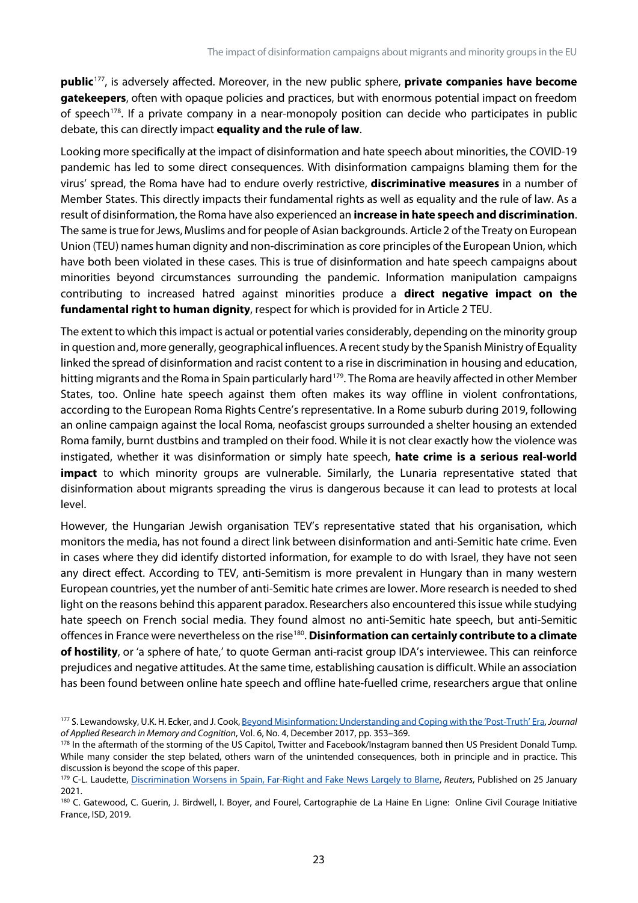**public**[177], is adversely affected. Moreover, in the new public sphere, **private companies have become gatekeepers**, often with opaque policies and practices, but with enormous potential impact on freedom of speech[178]. If a private company in a near-monopoly position can decide who participates in public debate, this can directly impact **equality and the rule of law**.

Looking more specifically at the impact of disinformation and hate speech about minorities, the COVID-19 pandemic has led to some direct consequences. With disinformation campaigns blaming them for the virus' spread, the Roma have had to endure overly restrictive, **discriminative measures** in a number of Member States. This directly impacts their fundamental rights as well as equality and the rule of law. As a result of disinformation, the Roma have also experienced an **increase in hate speech and discrimination**. The same is true for Jews, Muslims and for people of Asian backgrounds. Article 2 of the Treaty on European Union (TEU) names human dignity and non-discrimination as core principles of the European Union, which have both been violated in these cases. This is true of disinformation and hate speech campaigns about minorities beyond circumstances surrounding the pandemic. Information manipulation campaigns contributing to increased hatred against minorities produce a **direct negative impact on the fundamental right to human dignity**, respect for which is provided for in Article 2 TEU.

The extent to which this impact is actual or potential varies considerably, depending on the minority group in question and, more generally, geographical influences. A recent study by the Spanish Ministry of Equality linked the spread of disinformation and racist content to a rise in discrimination in housing and education, hitting migrants and the Roma in Spain particularly hard[179]. The Roma are heavily affected in other Member States, too. Online hate speech against them often makes its way offline in violent confrontations, according to the European Roma Rights Centre's representative. In a Rome suburb during 2019, following an online campaign against the local Roma, neofascist groups surrounded a shelter housing an extended Roma family, burnt dustbins and trampled on their food. While it is not clear exactly how the violence was instigated, whether it was disinformation or simply hate speech, **hate crime is a serious real-world impact** to which minority groups are vulnerable. Similarly, the Lunaria representative stated that disinformation about migrants spreading the virus is dangerous because it can lead to protests at local level.

However, the Hungarian Jewish organisation TEV's representative stated that his organisation, which monitors the media, has not found a direct link between disinformation and anti-Semitic hate crime. Even in cases where they did identify distorted information, for example to do with Israel, they have not seen any direct effect. According to TEV, anti-Semitism is more prevalent in Hungary than in many western European countries, yet the number of anti-Semitic hate crimes are lower. More research is needed to shed light on the reasons behind this apparent paradox. Researchers also encountered this issue while studying hate speech on French social media. They found almost no anti-Semitic hate speech, but anti-Semitic offences in France were nevertheless on the rise[180]. **Disinformation can certainly contribute to a climate of hostility**, or 'a sphere of hate,' to quote German anti-racist group IDA's interviewee. This can reinforce prejudices and negative attitudes. At the same time, establishing causation is difficult. While an association has been found between online hate speech and offline hate-fuelled crime, researchers argue that online

---

[177] S. Lewandowsky, U.K. H. Ecker, and J. Cook, Beyond Misinformation: Understanding and Coping with the 'Post-Truth' Era, *Journal of Applied Research in Memory and Cognition*, Vol. 6, No. 4, December 2017, pp. 353–369.

[178] In the aftermath of the storming of the US Capitol, Twitter and Facebook/Instagram banned then US President Donald Tump. While many consider the step belated, others warn of the unintended consequences, both in principle and in practice. This discussion is beyond the scope of this paper.

[179] C-L. Laudette, Discrimination Worsens in Spain, Far-Right and Fake News Largely to Blame, *Reuters*, Published on 25 January 2021.

[180] C. Gatewood, C. Guerin, J. Birdwell, I. Boyer, and Fourel, Cartographie de La Haine En Ligne: Online Civil Courage Initiative France, ISD, 2019.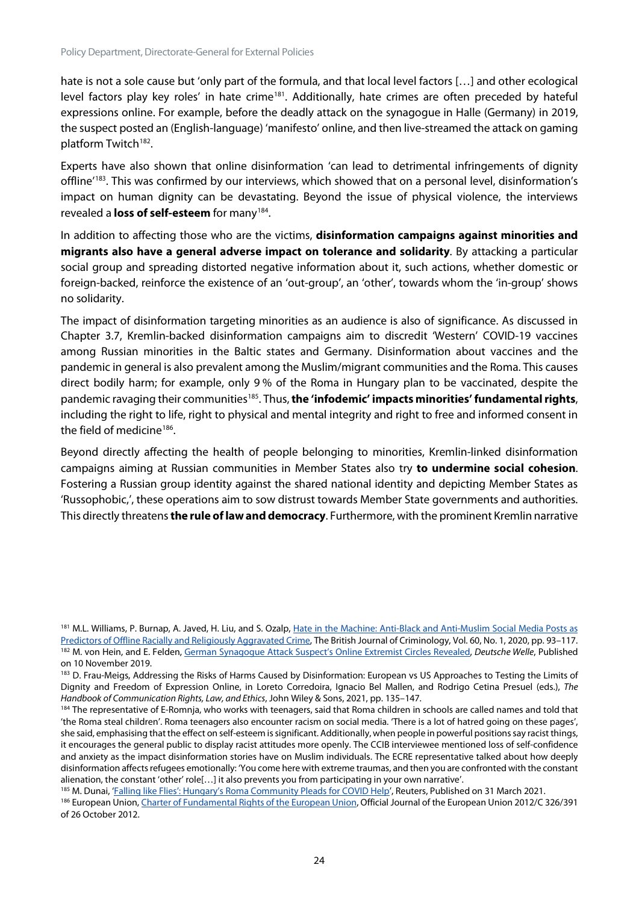hate is not a sole cause but 'only part of the formula, and that local level factors […] and other ecological level factors play key roles' in hate crime[181]. Additionally, hate crimes are often preceded by hateful expressions online. For example, before the deadly attack on the synagogue in Halle (Germany) in 2019, the suspect posted an (English-language) 'manifesto' online, and then live-streamed the attack on gaming platform Twitch[182].

Experts have also shown that online disinformation 'can lead to detrimental infringements of dignity offline'[183]. This was confirmed by our interviews, which showed that on a personal level, disinformation's impact on human dignity can be devastating. Beyond the issue of physical violence, the interviews revealed a **loss of self-esteem** for many[184].

In addition to affecting those who are the victims, **disinformation campaigns against minorities and migrants also have a general adverse impact on tolerance and solidarity**. By attacking a particular social group and spreading distorted negative information about it, such actions, whether domestic or foreign-backed, reinforce the existence of an 'out-group', an 'other', towards whom the 'in-group' shows no solidarity.

The impact of disinformation targeting minorities as an audience is also of significance. As discussed in Chapter 3.7, Kremlin-backed disinformation campaigns aim to discredit 'Western' COVID-19 vaccines among Russian minorities in the Baltic states and Germany. Disinformation about vaccines and the pandemic in general is also prevalent among the Muslim/migrant communities and the Roma. This causes direct bodily harm; for example, only 9 % of the Roma in Hungary plan to be vaccinated, despite the pandemic ravaging their communities[185]. Thus, **the 'infodemic' impacts minorities' fundamental rights**, including the right to life, right to physical and mental integrity and right to free and informed consent in the field of medicine[186].

Beyond directly affecting the health of people belonging to minorities, Kremlin-linked disinformation campaigns aiming at Russian communities in Member States also try **to undermine social cohesion**. Fostering a Russian group identity against the shared national identity and depicting Member States as 'Russophobic,', these operations aim to sow distrust towards Member State governments and authorities. This directly threatens **the rule of law and democracy**. Furthermore, with the prominent Kremlin narrative

---

[181] M.L. Williams, P. Burnap, A. Javed, H. Liu, and S. Ozalp, Hate in the Machine: Anti-Black and Anti-Muslim Social Media Posts as Predictors of Offline Racially and Religiously Aggravated Crime, The British Journal of Criminology, Vol. 60, No. 1, 2020, pp. 93–117.

[182] M. von Hein, and E. Felden, German Synagogue Attack Suspect's Online Extremist Circles Revealed, *Deutsche Welle*, Published on 10 November 2019.

[183] D. Frau-Meigs, Addressing the Risks of Harms Caused by Disinformation: European vs US Approaches to Testing the Limits of Dignity and Freedom of Expression Online, in Loreto Corredoira, Ignacio Bel Mallen, and Rodrigo Cetina Presuel (eds.), *The Handbook of Communication Rights, Law, and Ethics*, John Wiley & Sons, 2021, pp. 135–147.

[184] The representative of E-Romnja, who works with teenagers, said that Roma children in schools are called names and told that 'the Roma steal children'. Roma teenagers also encounter racism on social media. 'There is a lot of hatred going on these pages', she said, emphasising that the effect on self-esteem is significant. Additionally, when people in powerful positions say racist things, it encourages the general public to display racist attitudes more openly. The CCIB interviewee mentioned loss of self-confidence and anxiety as the impact disinformation stories have on Muslim individuals. The ECRE representative talked about how deeply disinformation affects refugees emotionally: 'You come here with extreme traumas, and then you are confronted with the constant alienation, the constant 'other' role[…] it also prevents you from participating in your own narrative'.

[185] M. Dunai, 'Falling like Flies': Hungary's Roma Community Pleads for COVID Help', Reuters, Published on 31 March 2021.

[186] European Union, Charter of Fundamental Rights of the European Union, Official Journal of the European Union 2012/C 326/391 of 26 October 2012.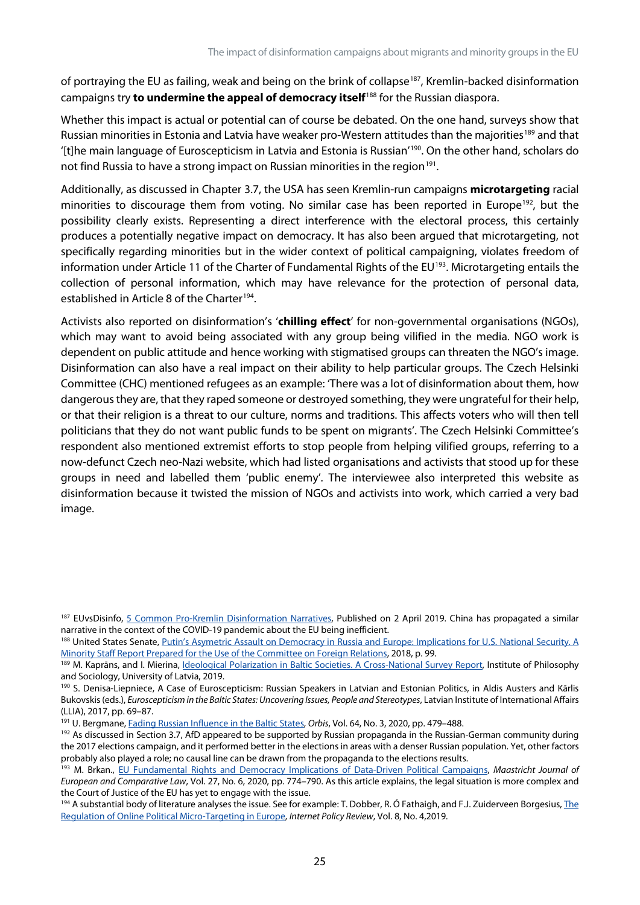of portraying the EU as failing, weak and being on the brink of collapse[187], Kremlin-backed disinformation campaigns try **to undermine the appeal of democracy itself**[188] for the Russian diaspora.

Whether this impact is actual or potential can of course be debated. On the one hand, surveys show that Russian minorities in Estonia and Latvia have weaker pro-Western attitudes than the majorities[189] and that '[t]he main language of Euroscepticism in Latvia and Estonia is Russian'[190]. On the other hand, scholars do not find Russia to have a strong impact on Russian minorities in the region[191].

Additionally, as discussed in Chapter 3.7, the USA has seen Kremlin-run campaigns **microtargeting** racial minorities to discourage them from voting. No similar case has been reported in Europe[192], but the possibility clearly exists. Representing a direct interference with the electoral process, this certainly produces a potentially negative impact on democracy. It has also been argued that microtargeting, not specifically regarding minorities but in the wider context of political campaigning, violates freedom of information under Article 11 of the Charter of Fundamental Rights of the EU[193]. Microtargeting entails the collection of personal information, which may have relevance for the protection of personal data, established in Article 8 of the Charter[194].

Activists also reported on disinformation's '**chilling effect**' for non-governmental organisations (NGOs), which may want to avoid being associated with any group being vilified in the media. NGO work is dependent on public attitude and hence working with stigmatised groups can threaten the NGO's image. Disinformation can also have a real impact on their ability to help particular groups. The Czech Helsinki Committee (CHC) mentioned refugees as an example: 'There was a lot of disinformation about them, how dangerous they are, that they raped someone or destroyed something, they were ungrateful for their help, or that their religion is a threat to our culture, norms and traditions. This affects voters who will then tell politicians that they do not want public funds to be spent on migrants'. The Czech Helsinki Committee's respondent also mentioned extremist efforts to stop people from helping vilified groups, referring to a now-defunct Czech neo-Nazi website, which had listed organisations and activists that stood up for these groups in need and labelled them 'public enemy'. The interviewee also interpreted this website as disinformation because it twisted the mission of NGOs and activists into work, which carried a very bad image.

---

[187] EUvsDisinfo, 5 Common Pro-Kremlin Disinformation Narratives, Published on 2 April 2019. China has propagated a similar narrative in the context of the COVID-19 pandemic about the EU being inefficient.

[188] United States Senate, Putin's Asymetric Assault on Democracy in Russia and Europe: Implications for U.S. National Security. A Minority Staff Report Prepared for the Use of the Committee on Foreign Relations, 2018, p. 99.

[189] M. Kaprāns, and I. Mierina, Ideological Polarization in Baltic Societies. A Cross-National Survey Report, Institute of Philosophy and Sociology, University of Latvia, 2019.

[190] S. Denisa-Liepniece, A Case of Euroscepticism: Russian Speakers in Latvian and Estonian Politics, in Aldis Austers and Kārlis Bukovskis (eds.), *Euroscepticism in the Baltic States: Uncovering Issues, People and Stereotypes*, Latvian Institute of International Affairs (LLIA), 2017, pp. 69–87.

[191] U. Bergmane, Fading Russian Influence in the Baltic States, *Orbis*, Vol. 64, No. 3, 2020, pp. 479–488.

[192] As discussed in Section 3.7, AfD appeared to be supported by Russian propaganda in the Russian-German community during the 2017 elections campaign, and it performed better in the elections in areas with a denser Russian population. Yet, other factors probably also played a role; no causal line can be drawn from the propaganda to the elections results.

[193] M. Brkan., EU Fundamental Rights and Democracy Implications of Data-Driven Political Campaigns, *Maastricht Journal of European and Comparative Law*, Vol. 27, No. 6, 2020, pp. 774–790. As this article explains, the legal situation is more complex and the Court of Justice of the EU has yet to engage with the issue.

[194] A substantial body of literature analyses the issue. See for example: T. Dobber, R. Ó Fathaigh, and F.J. Zuiderveen Borgesius, The Regulation of Online Political Micro-Targeting in Europe, *Internet Policy Review*, Vol. 8, No. 4,2019.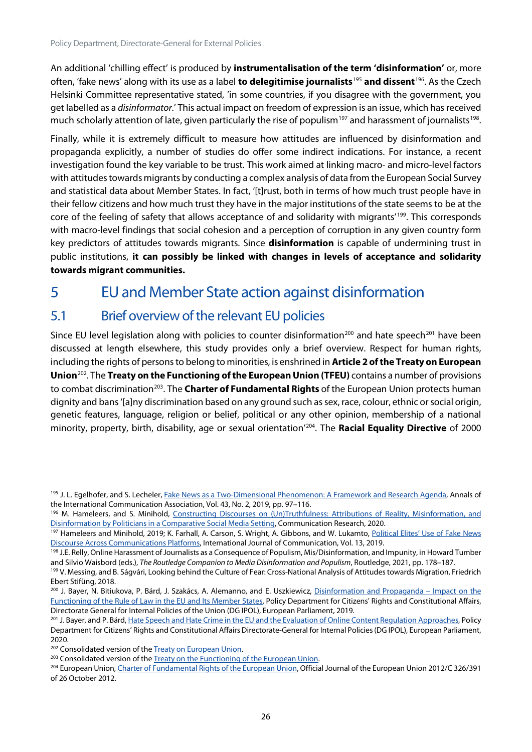An additional 'chilling effect' is produced by **instrumentalisation of the term 'disinformation'** or, more often, 'fake news' along with its use as a label **to delegitimise journalists**[195] **and dissent**[196]. As the Czech Helsinki Committee representative stated, 'in some countries, if you disagree with the government, you get labelled as a *disinformator*.' This actual impact on freedom of expression is an issue, which has received much scholarly attention of late, given particularly the rise of populism[197] and harassment of journalists[198].

Finally, while it is extremely difficult to measure how attitudes are influenced by disinformation and propaganda explicitly, a number of studies do offer some indirect indications. For instance, a recent investigation found the key variable to be trust. This work aimed at linking macro- and micro-level factors with attitudes towards migrants by conducting a complex analysis of data from the European Social Survey and statistical data about Member States. In fact, '[t]rust, both in terms of how much trust people have in their fellow citizens and how much trust they have in the major institutions of the state seems to be at the core of the feeling of safety that allows acceptance of and solidarity with migrants'[199]. This corresponds with macro-level findings that social cohesion and a perception of corruption in any given country form key predictors of attitudes towards migrants. Since **disinformation** is capable of undermining trust in public institutions, **it can possibly be linked with changes in levels of acceptance and solidarity towards migrant communities.**

# 5 EU and Member State action against disinformation

## 5.1 Brief overview of the relevant EU policies

Since EU level legislation along with policies to counter disinformation[200] and hate speech[201] have been discussed at length elsewhere, this study provides only a brief overview. Respect for human rights, including the rights of persons to belong to minorities, is enshrined in **Article 2 of the Treaty on European Union**[202]. The **Treaty on the Functioning of the European Union (TFEU)** contains a number of provisions to combat discrimination[203]. The **Charter of Fundamental Rights** of the European Union protects human dignity and bans '[a]ny discrimination based on any ground such as sex, race, colour, ethnic or social origin, genetic features, language, religion or belief, political or any other opinion, membership of a national minority, property, birth, disability, age or sexual orientation'[204]. The **Racial Equality Directive** of 2000

---

[195] J. L. Egelhofer, and S. Lecheler, Fake News as a Two-Dimensional Phenomenon: A Framework and Research Agenda, Annals of the International Communication Association, Vol. 43, No. 2, 2019, pp. 97–116.

[196] M. Hameleers, and S. Minihold, Constructing Discourses on (Un)Truthfulness: Attributions of Reality, Misinformation, and Disinformation by Politicians in a Comparative Social Media Setting, Communication Research, 2020.

[197] Hameleers and Minihold, 2019; K. Farhall, A. Carson, S. Wright, A. Gibbons, and W. Lukamto, Political Elites' Use of Fake News Discourse Across Communications Platforms, International Journal of Communication, Vol. 13, 2019.

[198] J.E. Relly, Online Harassment of Journalists as a Consequence of Populism, Mis/Disinformation, and Impunity, in Howard Tumber and Silvio Waisbord (eds.), *The Routledge Companion to Media Disinformation and Populism*, Routledge, 2021, pp. 178–187.

[199] V. Messing, and B. Ságvári, Looking behind the Culture of Fear: Cross-National Analysis of Attitudes towards Migration, Friedrich Ebert Stifüng, 2018.

[200] J. Bayer, N. Bitiukova, P. Bárd, J. Szakács, A. Alemanno, and E. Uszkiewicz, Disinformation and Propaganda – Impact on the Functioning of the Rule of Law in the EU and Its Member States, Policy Department for Citizens' Rights and Constitutional Affairs, Directorate General for Internal Policies of the Union (DG IPOL), European Parliament, 2019.

[201] J. Bayer, and P. Bárd, Hate Speech and Hate Crime in the EU and the Evaluation of Online Content Regulation Approaches, Policy Department for Citizens' Rights and Constitutional Affairs Directorate-General for Internal Policies (DG IPOL), European Parliament, 2020.

[202] Consolidated version of the Treaty on European Union.

[203] Consolidated version of the Treaty on the Functioning of the European Union.

[204] European Union, Charter of Fundamental Rights of the European Union, Official Journal of the European Union 2012/C 326/391 of 26 October 2012.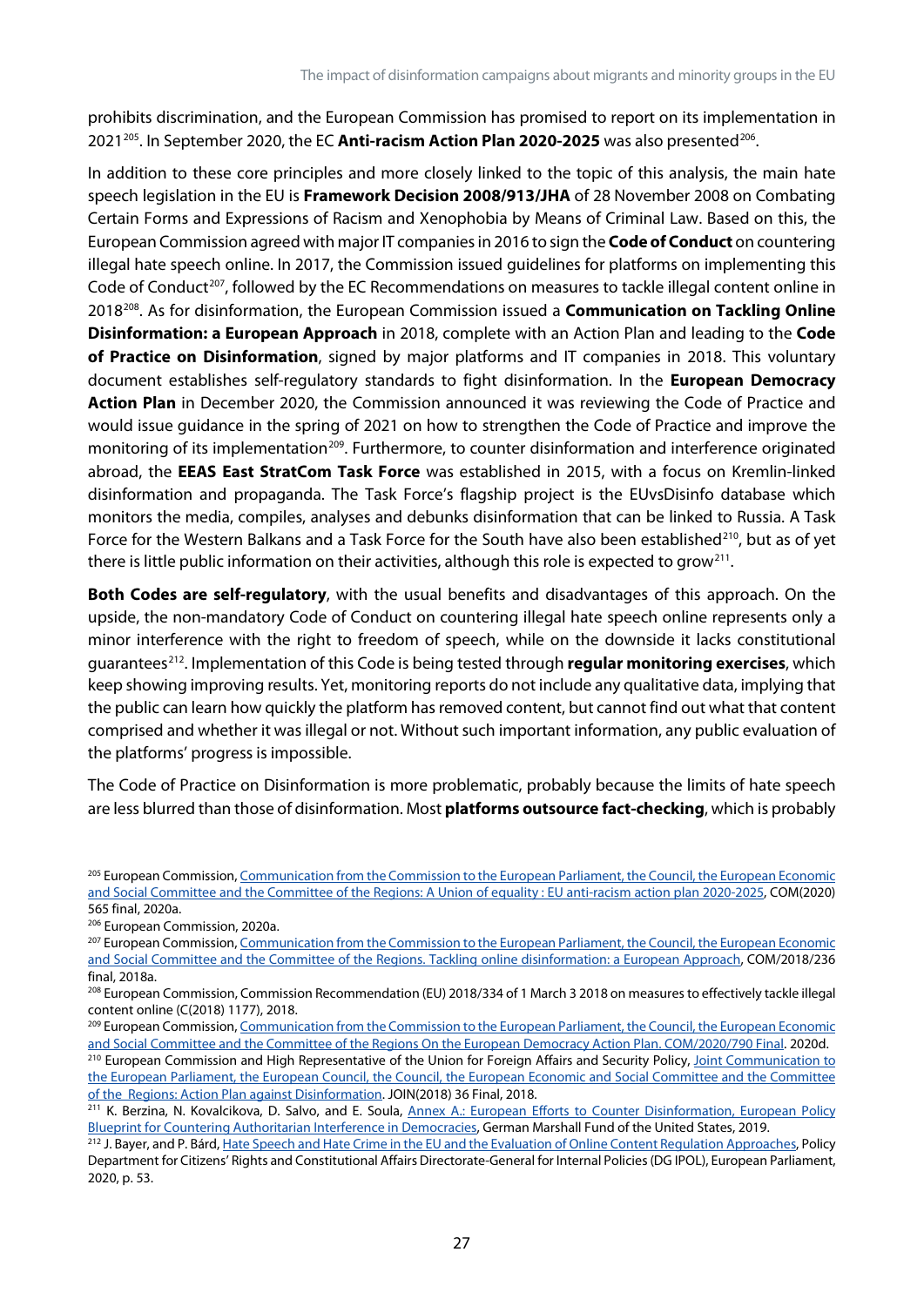prohibits discrimination, and the European Commission has promised to report on its implementation in 2021[205]. In September 2020, the EC **Anti-racism Action Plan 2020-2025** was also presented[206].

In addition to these core principles and more closely linked to the topic of this analysis, the main hate speech legislation in the EU is **Framework Decision 2008/913/JHA** of 28 November 2008 on Combating Certain Forms and Expressions of Racism and Xenophobia by Means of Criminal Law. Based on this, the European Commission agreed with major IT companies in 2016 to sign the **Code of Conduct** on countering illegal hate speech online. In 2017, the Commission issued guidelines for platforms on implementing this Code of Conduct[207], followed by the EC Recommendations on measures to tackle illegal content online in 2018[208]. As for disinformation, the European Commission issued a **Communication on Tackling Online Disinformation: a European Approach** in 2018, complete with an Action Plan and leading to the **Code of Practice on Disinformation**, signed by major platforms and IT companies in 2018. This voluntary document establishes self-regulatory standards to fight disinformation. In the **European Democracy Action Plan** in December 2020, the Commission announced it was reviewing the Code of Practice and would issue guidance in the spring of 2021 on how to strengthen the Code of Practice and improve the monitoring of its implementation[209]. Furthermore, to counter disinformation and interference originated abroad, the **EEAS East StratCom Task Force** was established in 2015, with a focus on Kremlin-linked disinformation and propaganda. The Task Force's flagship project is the EUvsDisinfo database which monitors the media, compiles, analyses and debunks disinformation that can be linked to Russia. A Task Force for the Western Balkans and a Task Force for the South have also been established[210], but as of yet there is little public information on their activities, although this role is expected to grow[211].

**Both Codes are self-regulatory**, with the usual benefits and disadvantages of this approach. On the upside, the non-mandatory Code of Conduct on countering illegal hate speech online represents only a minor interference with the right to freedom of speech, while on the downside it lacks constitutional guarantees[212]. Implementation of this Code is being tested through **regular monitoring exercises**, which keep showing improving results. Yet, monitoring reports do not include any qualitative data, implying that the public can learn how quickly the platform has removed content, but cannot find out what that content comprised and whether it was illegal or not. Without such important information, any public evaluation of the platforms' progress is impossible.

The Code of Practice on Disinformation is more problematic, probably because the limits of hate speech are less blurred than those of disinformation. Most **platforms outsource fact-checking**, which is probably

---

[205] European Commission, Communication from the Commission to the European Parliament, the Council, the European Economic and Social Committee and the Committee of the Regions: A Union of equality : EU anti-racism action plan 2020-2025, COM(2020) 565 final, 2020a.

[206] European Commission, 2020a.

[207] European Commission, Communication from the Commission to the European Parliament, the Council, the European Economic and Social Committee and the Committee of the Regions. Tackling online disinformation: a European Approach, COM/2018/236 final, 2018a.

[208] European Commission, Commission Recommendation (EU) 2018/334 of 1 March 3 2018 on measures to effectively tackle illegal content online (C(2018) 1177), 2018.

[209] European Commission, Communication from the Commission to the European Parliament, the Council, the European Economic and Social Committee and the Committee of the Regions On the European Democracy Action Plan. COM/2020/790 Final. 2020d.

[210] European Commission and High Representative of the Union for Foreign Affairs and Security Policy, Joint Communication to the European Parliament, the European Council, the Council, the European Economic and Social Committee and the Committee of the Regions: Action Plan against Disinformation. JOIN(2018) 36 Final, 2018.

[211] K. Berzina, N. Kovalcikova, D. Salvo, and E. Soula, Annex A.: European Efforts to Counter Disinformation, European Policy Blueprint for Countering Authoritarian Interference in Democracies, German Marshall Fund of the United States, 2019.

[212] J. Bayer, and P. Bárd, Hate Speech and Hate Crime in the EU and the Evaluation of Online Content Regulation Approaches, Policy Department for Citizens' Rights and Constitutional Affairs Directorate-General for Internal Policies (DG IPOL), European Parliament, 2020, p. 53.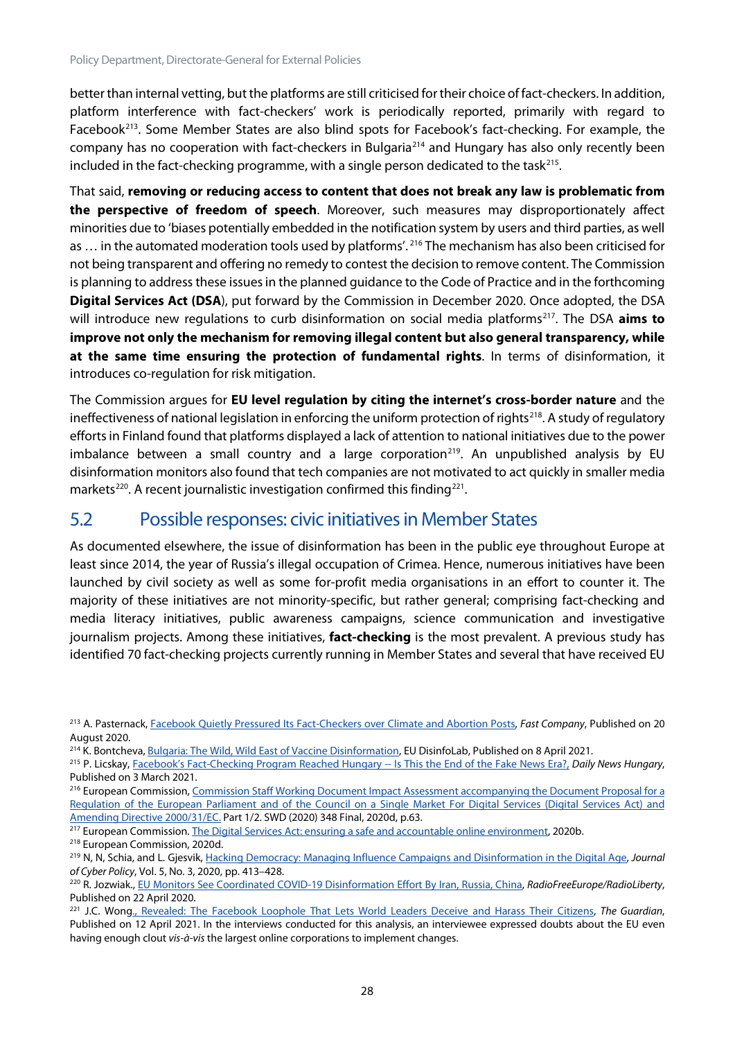better than internal vetting, but the platforms are still criticised for their choice of fact-checkers. In addition, platform interference with fact-checkers' work is periodically reported, primarily with regard to Facebook[213]. Some Member States are also blind spots for Facebook's fact-checking. For example, the company has no cooperation with fact-checkers in Bulgaria[214] and Hungary has also only recently been included in the fact-checking programme, with a single person dedicated to the task[215].

That said, **removing or reducing access to content that does not break any law is problematic from the perspective of freedom of speech**. Moreover, such measures may disproportionately affect minorities due to 'biases potentially embedded in the notification system by users and third parties, as well as … in the automated moderation tools used by platforms'. [216] The mechanism has also been criticised for not being transparent and offering no remedy to contest the decision to remove content. The Commission is planning to address these issues in the planned guidance to the Code of Practice and in the forthcoming **Digital Services Act (DSA**), put forward by the Commission in December 2020. Once adopted, the DSA will introduce new regulations to curb disinformation on social media platforms[217]. The DSA **aims to improve not only the mechanism for removing illegal content but also general transparency, while at the same time ensuring the protection of fundamental rights**. In terms of disinformation, it introduces co-regulation for risk mitigation.

The Commission argues for **EU level regulation by citing the internet's cross-border nature** and the ineffectiveness of national legislation in enforcing the uniform protection of rights[218]. A study of regulatory efforts in Finland found that platforms displayed a lack of attention to national initiatives due to the power imbalance between a small country and a large corporation[219]. An unpublished analysis by EU disinformation monitors also found that tech companies are not motivated to act quickly in smaller media markets[220]. A recent journalistic investigation confirmed this finding[221].

## 5.2 Possible responses: civic initiatives in Member States

As documented elsewhere, the issue of disinformation has been in the public eye throughout Europe at least since 2014, the year of Russia's illegal occupation of Crimea. Hence, numerous initiatives have been launched by civil society as well as some for-profit media organisations in an effort to counter it. The majority of these initiatives are not minority-specific, but rather general; comprising fact-checking and media literacy initiatives, public awareness campaigns, science communication and investigative journalism projects. Among these initiatives, **fact-checking** is the most prevalent. A previous study has identified 70 fact-checking projects currently running in Member States and several that have received EU

---

[213] A. Pasternack, Facebook Quietly Pressured Its Fact-Checkers over Climate and Abortion Posts, *Fast Company*, Published on 20 August 2020.

[214] K. Bontcheva, Bulgaria: The Wild, Wild East of Vaccine Disinformation, EU DisinfoLab, Published on 8 April 2021.

[215] P. Licskay, Facebook's Fact-Checking Program Reached Hungary -- Is This the End of the Fake News Era?, *Daily News Hungary*, Published on 3 March 2021.

[216] European Commission, Commission Staff Working Document Impact Assessment accompanying the Document Proposal for a Regulation of the European Parliament and of the Council on a Single Market For Digital Services (Digital Services Act) and Amending Directive 2000/31/EC. Part 1/2. SWD (2020) 348 Final, 2020d, p.63.

[217] European Commission. The Digital Services Act: ensuring a safe and accountable online environment, 2020b.

[218] European Commission, 2020d.

[219] N, N, Schia, and L. Gjesvik, Hacking Democracy: Managing Influence Campaigns and Disinformation in the Digital Age, *Journal of Cyber Policy*, Vol. 5, No. 3, 2020, pp. 413–428.

[220] R. Jozwiak., EU Monitors See Coordinated COVID-19 Disinformation Effort By Iran, Russia, China, *RadioFreeEurope/RadioLiberty*, Published on 22 April 2020.

[221] J.C. Wong., Revealed: The Facebook Loophole That Lets World Leaders Deceive and Harass Their Citizens, *The Guardian*, Published on 12 April 2021. In the interviews conducted for this analysis, an interviewee expressed doubts about the EU even having enough clout *vis-à-vis* the largest online corporations to implement changes.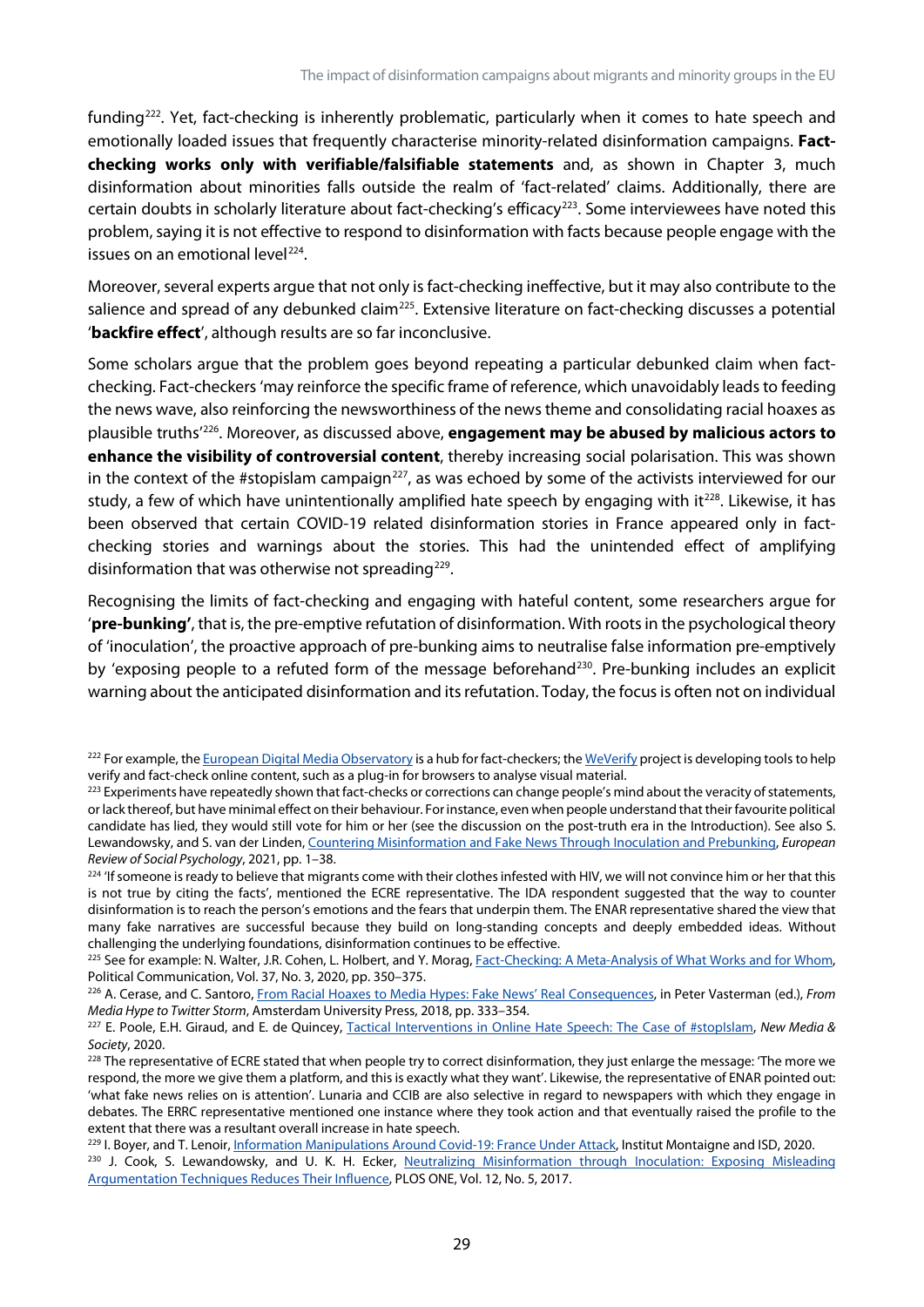funding[222]. Yet, fact-checking is inherently problematic, particularly when it comes to hate speech and emotionally loaded issues that frequently characterise minority-related disinformation campaigns. **Fact-checking works only with verifiable/falsifiable statements** and, as shown in Chapter 3, much disinformation about minorities falls outside the realm of 'fact-related' claims. Additionally, there are certain doubts in scholarly literature about fact-checking's efficacy[223]. Some interviewees have noted this problem, saying it is not effective to respond to disinformation with facts because people engage with the issues on an emotional level[224].

Moreover, several experts argue that not only is fact-checking ineffective, but it may also contribute to the salience and spread of any debunked claim[225]. Extensive literature on fact-checking discusses a potential '**backfire effect**', although results are so far inconclusive.

Some scholars argue that the problem goes beyond repeating a particular debunked claim when fact-checking. Fact-checkers 'may reinforce the specific frame of reference, which unavoidably leads to feeding the news wave, also reinforcing the newsworthiness of the news theme and consolidating racial hoaxes as plausible truths'[226]. Moreover, as discussed above, **engagement may be abused by malicious actors to enhance the visibility of controversial content**, thereby increasing social polarisation. This was shown in the context of the #stopislam campaign[227], as was echoed by some of the activists interviewed for our study, a few of which have unintentionally amplified hate speech by engaging with it[228]. Likewise, it has been observed that certain COVID-19 related disinformation stories in France appeared only in fact-checking stories and warnings about the stories. This had the unintended effect of amplifying disinformation that was otherwise not spreading[229].

Recognising the limits of fact-checking and engaging with hateful content, some researchers argue for '**pre-bunking'**, that is, the pre-emptive refutation of disinformation. With roots in the psychological theory of 'inoculation', the proactive approach of pre-bunking aims to neutralise false information pre-emptively by 'exposing people to a refuted form of the message beforehand[230]. Pre-bunking includes an explicit warning about the anticipated disinformation and its refutation. Today, the focus is often not on individual

---

[222] For example, the European Digital Media Observatory is a hub for fact-checkers; the WeVerify project is developing tools to help verify and fact-check online content, such as a plug-in for browsers to analyse visual material.

[223] Experiments have repeatedly shown that fact-checks or corrections can change people's mind about the veracity of statements, or lack thereof, but have minimal effect on their behaviour. For instance, even when people understand that their favourite political candidate has lied, they would still vote for him or her (see the discussion on the post-truth era in the Introduction). See also S. Lewandowsky, and S. van der Linden, Countering Misinformation and Fake News Through Inoculation and Prebunking, *European Review of Social Psychology*, 2021, pp. 1–38.

[224] 'If someone is ready to believe that migrants come with their clothes infested with HIV, we will not convince him or her that this is not true by citing the facts', mentioned the ECRE representative. The IDA respondent suggested that the way to counter disinformation is to reach the person's emotions and the fears that underpin them. The ENAR representative shared the view that many fake narratives are successful because they build on long-standing concepts and deeply embedded ideas. Without challenging the underlying foundations, disinformation continues to be effective.

[225] See for example: N. Walter, J.R. Cohen, L. Holbert, and Y. Morag, Fact-Checking: A Meta-Analysis of What Works and for Whom, Political Communication, Vol. 37, No. 3, 2020, pp. 350–375.

[226] A. Cerase, and C. Santoro, From Racial Hoaxes to Media Hypes: Fake News' Real Consequences, in Peter Vasterman (ed.), *From Media Hype to Twitter Storm*, Amsterdam University Press, 2018, pp. 333–354.

[227] E. Poole, E.H. Giraud, and E. de Quincey, Tactical Interventions in Online Hate Speech: The Case of #stopIslam, *New Media & Society*, 2020.

[228] The representative of ECRE stated that when people try to correct disinformation, they just enlarge the message: 'The more we respond, the more we give them a platform, and this is exactly what they want'. Likewise, the representative of ENAR pointed out: 'what fake news relies on is attention'. Lunaria and CCIB are also selective in regard to newspapers with which they engage in debates. The ERRC representative mentioned one instance where they took action and that eventually raised the profile to the extent that there was a resultant overall increase in hate speech.

[229] I. Boyer, and T. Lenoir, Information Manipulations Around Covid-19: France Under Attack, Institut Montaigne and ISD, 2020.

[230] J. Cook, S. Lewandowsky, and U. K. H. Ecker, Neutralizing Misinformation through Inoculation: Exposing Misleading Argumentation Techniques Reduces Their Influence, PLOS ONE, Vol. 12, No. 5, 2017.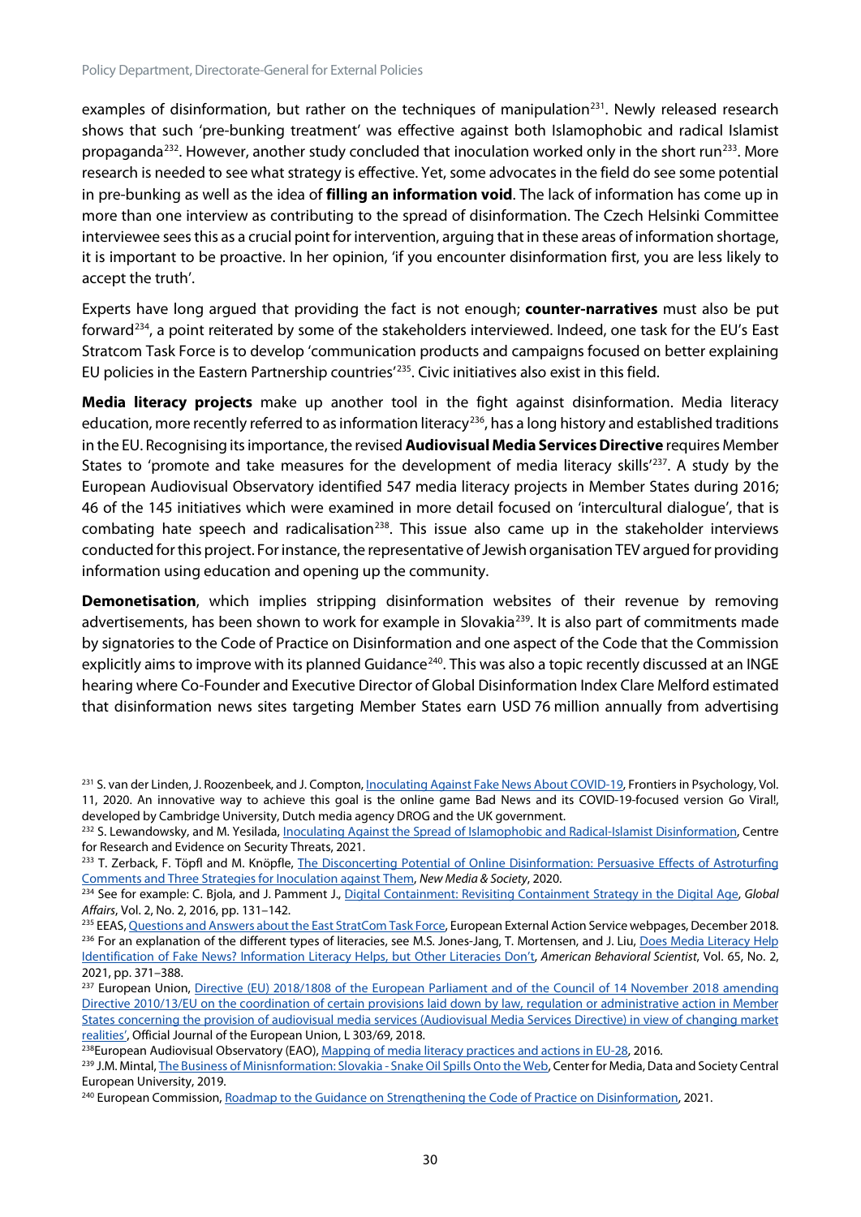examples of disinformation, but rather on the techniques of manipulation[231]. Newly released research shows that such 'pre-bunking treatment' was effective against both Islamophobic and radical Islamist propaganda[232]. However, another study concluded that inoculation worked only in the short run[233]. More research is needed to see what strategy is effective. Yet, some advocates in the field do see some potential in pre-bunking as well as the idea of **filling an information void**. The lack of information has come up in more than one interview as contributing to the spread of disinformation. The Czech Helsinki Committee interviewee sees this as a crucial point for intervention, arguing that in these areas of information shortage, it is important to be proactive. In her opinion, 'if you encounter disinformation first, you are less likely to accept the truth'.

Experts have long argued that providing the fact is not enough; **counter-narratives** must also be put forward[234], a point reiterated by some of the stakeholders interviewed. Indeed, one task for the EU's East Stratcom Task Force is to develop 'communication products and campaigns focused on better explaining EU policies in the Eastern Partnership countries'[235]. Civic initiatives also exist in this field.

**Media literacy projects** make up another tool in the fight against disinformation. Media literacy education, more recently referred to as information literacy[236], has a long history and established traditions in the EU. Recognising its importance, the revised **Audiovisual Media Services Directive** requires Member States to 'promote and take measures for the development of media literacy skills'[237]. A study by the European Audiovisual Observatory identified 547 media literacy projects in Member States during 2016; 46 of the 145 initiatives which were examined in more detail focused on 'intercultural dialogue', that is combating hate speech and radicalisation[238]. This issue also came up in the stakeholder interviews conducted for this project. For instance, the representative of Jewish organisation TEV argued for providing information using education and opening up the community.

**Demonetisation**, which implies stripping disinformation websites of their revenue by removing advertisements, has been shown to work for example in Slovakia[239]. It is also part of commitments made by signatories to the Code of Practice on Disinformation and one aspect of the Code that the Commission explicitly aims to improve with its planned Guidance[240]. This was also a topic recently discussed at an INGE hearing where Co-Founder and Executive Director of Global Disinformation Index Clare Melford estimated that disinformation news sites targeting Member States earn USD 76 million annually from advertising

[231] S. van der Linden, J. Roozenbeek, and J. Compton, Inoculating Against Fake News About COVID-19, Frontiers in Psychology, Vol. 11, 2020. An innovative way to achieve this goal is the online game Bad News and its COVID-19-focused version Go Viral!, developed by Cambridge University, Dutch media agency DROG and the UK government.

[232] S. Lewandowsky, and M. Yesilada, Inoculating Against the Spread of Islamophobic and Radical-Islamist Disinformation, Centre for Research and Evidence on Security Threats, 2021.

[233] T. Zerback, F. Töpfl and M. Knöpfle, The Disconcerting Potential of Online Disinformation: Persuasive Effects of Astroturfing Comments and Three Strategies for Inoculation against Them, *New Media & Society*, 2020.

[234] See for example: C. Bjola, and J. Pamment J., Digital Containment: Revisiting Containment Strategy in the Digital Age, *Global Affairs*, Vol. 2, No. 2, 2016, pp. 131–142.

[235] EEAS, Questions and Answers about the East StratCom Task Force, European External Action Service webpages, December 2018.

[236] For an explanation of the different types of literacies, see M.S. Jones-Jang, T. Mortensen, and J. Liu, Does Media Literacy Help Identification of Fake News? Information Literacy Helps, but Other Literacies Don't, *American Behavioral Scientist*, Vol. 65, No. 2, 2021, pp. 371–388.

[237] European Union, Directive (EU) 2018/1808 of the European Parliament and of the Council of 14 November 2018 amending Directive 2010/13/EU on the coordination of certain provisions laid down by law, regulation or administrative action in Member States concerning the provision of audiovisual media services (Audiovisual Media Services Directive) in view of changing market realities', Official Journal of the European Union, L 303/69, 2018.

[238] European Audiovisual Observatory (EAO), Mapping of media literacy practices and actions in EU-28, 2016.

[239] J.M. Mintal, The Business of Minisnformation: Slovakia - Snake Oil Spills Onto the Web, Center for Media, Data and Society Central European University, 2019.

[240] European Commission, Roadmap to the Guidance on Strengthening the Code of Practice on Disinformation, 2021.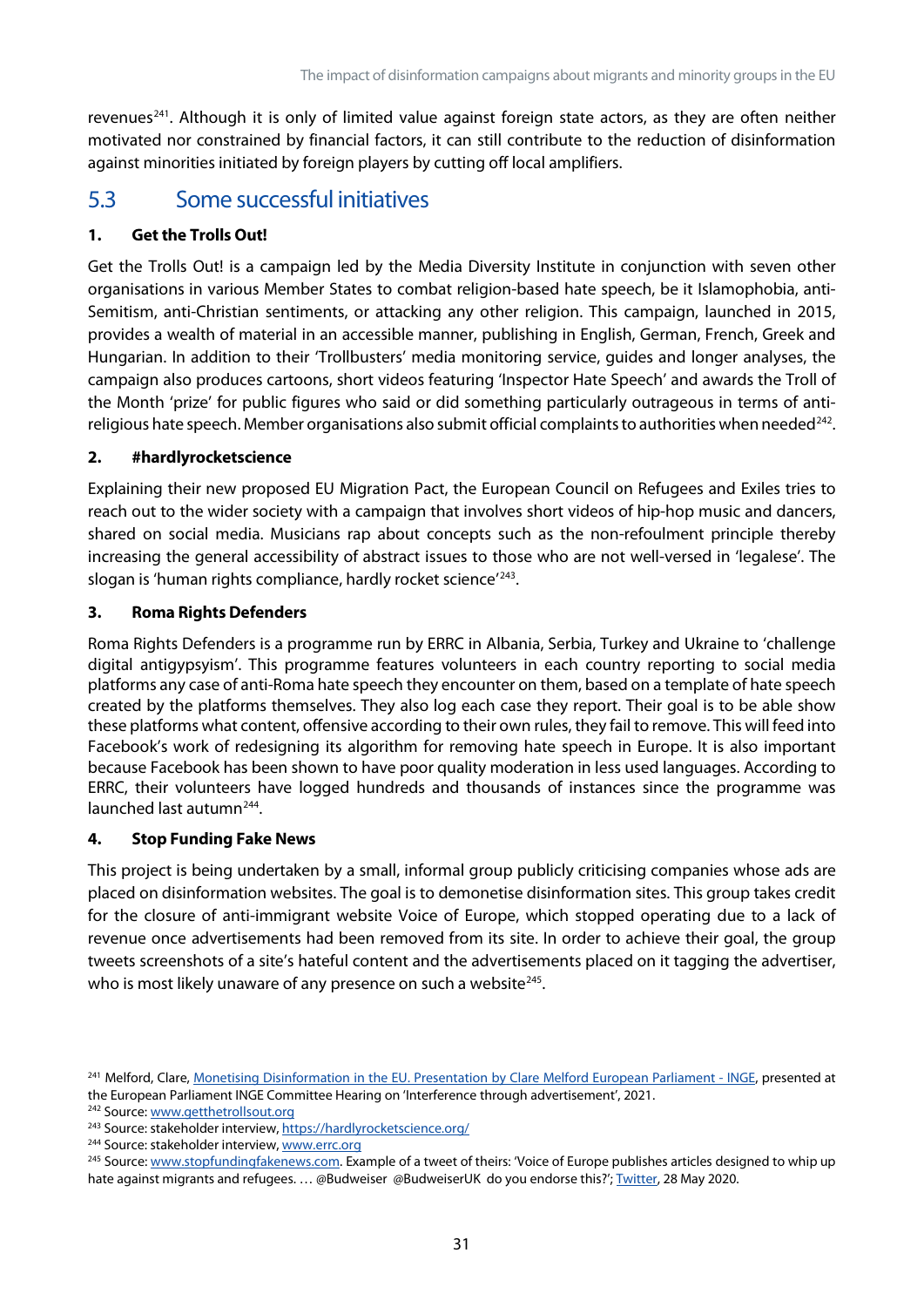revenues[241]. Although it is only of limited value against foreign state actors, as they are often neither motivated nor constrained by financial factors, it can still contribute to the reduction of disinformation against minorities initiated by foreign players by cutting off local amplifiers.

## 5.3 Some successful initiatives

### 1. Get the Trolls Out!

Get the Trolls Out! is a campaign led by the Media Diversity Institute in conjunction with seven other organisations in various Member States to combat religion-based hate speech, be it Islamophobia, anti-Semitism, anti-Christian sentiments, or attacking any other religion. This campaign, launched in 2015, provides a wealth of material in an accessible manner, publishing in English, German, French, Greek and Hungarian. In addition to their 'Trollbusters' media monitoring service, guides and longer analyses, the campaign also produces cartoons, short videos featuring 'Inspector Hate Speech' and awards the Troll of the Month 'prize' for public figures who said or did something particularly outrageous in terms of anti-religious hate speech. Member organisations also submit official complaints to authorities when needed[242].

### 2. #hardlyrocketscience

Explaining their new proposed EU Migration Pact, the European Council on Refugees and Exiles tries to reach out to the wider society with a campaign that involves short videos of hip-hop music and dancers, shared on social media. Musicians rap about concepts such as the non-refoulment principle thereby increasing the general accessibility of abstract issues to those who are not well-versed in 'legalese'. The slogan is 'human rights compliance, hardly rocket science'[243].

### 3. Roma Rights Defenders

Roma Rights Defenders is a programme run by ERRC in Albania, Serbia, Turkey and Ukraine to 'challenge digital antigypsyism'. This programme features volunteers in each country reporting to social media platforms any case of anti-Roma hate speech they encounter on them, based on a template of hate speech created by the platforms themselves. They also log each case they report. Their goal is to be able show these platforms what content, offensive according to their own rules, they fail to remove. This will feed into Facebook's work of redesigning its algorithm for removing hate speech in Europe. It is also important because Facebook has been shown to have poor quality moderation in less used languages. According to ERRC, their volunteers have logged hundreds and thousands of instances since the programme was launched last autumn[244].

### 4. Stop Funding Fake News

This project is being undertaken by a small, informal group publicly criticising companies whose ads are placed on disinformation websites. The goal is to demonetise disinformation sites. This group takes credit for the closure of anti-immigrant website Voice of Europe, which stopped operating due to a lack of revenue once advertisements had been removed from its site. In order to achieve their goal, the group tweets screenshots of a site's hateful content and the advertisements placed on it tagging the advertiser, who is most likely unaware of any presence on such a website[245].

---

[241] Melford, Clare, Monetising Disinformation in the EU. Presentation by Clare Melford European Parliament - INGE, presented at the European Parliament INGE Committee Hearing on 'Interference through advertisement', 2021.

[242] Source: www.getthetrollsout.org

[243] Source: stakeholder interview, https://hardlyrocketscience.org/

[244] Source: stakeholder interview, www.errc.org

[245] Source: www.stopfundingfakenews.com. Example of a tweet of theirs: 'Voice of Europe publishes articles designed to whip up hate against migrants and refugees. … @Budweiser @BudweiserUK do you endorse this?'; Twitter, 28 May 2020.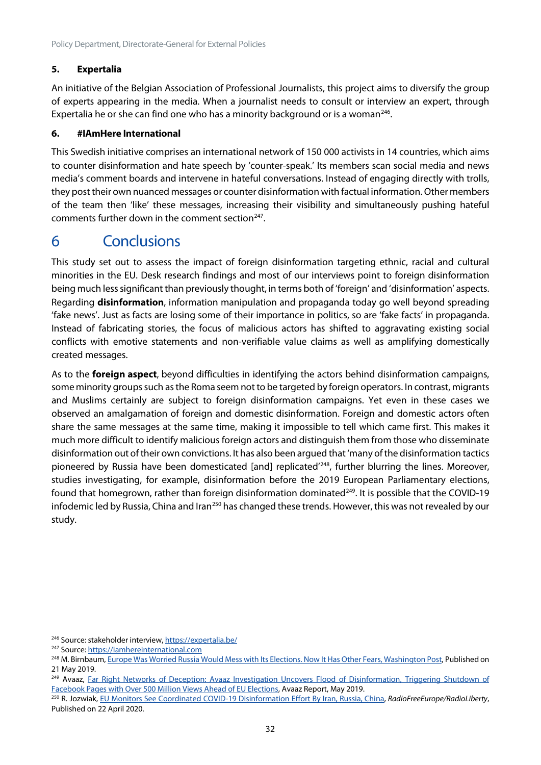### 5. Expertalia

An initiative of the Belgian Association of Professional Journalists, this project aims to diversify the group of experts appearing in the media. When a journalist needs to consult or interview an expert, through Expertalia he or she can find one who has a minority background or is a woman[246].

### 6. #IAmHere International

This Swedish initiative comprises an international network of 150 000 activists in 14 countries, which aims to counter disinformation and hate speech by 'counter-speak.' Its members scan social media and news media's comment boards and intervene in hateful conversations. Instead of engaging directly with trolls, they post their own nuanced messages or counter disinformation with factual information. Other members of the team then 'like' these messages, increasing their visibility and simultaneously pushing hateful comments further down in the comment section[247].

# 6 Conclusions

This study set out to assess the impact of foreign disinformation targeting ethnic, racial and cultural minorities in the EU. Desk research findings and most of our interviews point to foreign disinformation being much less significant than previously thought, in terms both of 'foreign' and 'disinformation' aspects. Regarding **disinformation**, information manipulation and propaganda today go well beyond spreading 'fake news'. Just as facts are losing some of their importance in politics, so are 'fake facts' in propaganda. Instead of fabricating stories, the focus of malicious actors has shifted to aggravating existing social conflicts with emotive statements and non-verifiable value claims as well as amplifying domestically created messages.

As to the **foreign aspect**, beyond difficulties in identifying the actors behind disinformation campaigns, some minority groups such as the Roma seem not to be targeted by foreign operators. In contrast, migrants and Muslims certainly are subject to foreign disinformation campaigns. Yet even in these cases we observed an amalgamation of foreign and domestic disinformation. Foreign and domestic actors often share the same messages at the same time, making it impossible to tell which came first. This makes it much more difficult to identify malicious foreign actors and distinguish them from those who disseminate disinformation out of their own convictions. It has also been argued that 'many of the disinformation tactics pioneered by Russia have been domesticated [and] replicated'[248], further blurring the lines. Moreover, studies investigating, for example, disinformation before the 2019 European Parliamentary elections, found that homegrown, rather than foreign disinformation dominated[249]. It is possible that the COVID-19 infodemic led by Russia, China and Iran[250] has changed these trends. However, this was not revealed by our study.

---

[246] Source: stakeholder interview, https://expertalia.be/

[247] Source: https://iamhereinternational.com

[248] M. Birnbaum, Europe Was Worried Russia Would Mess with Its Elections. Now It Has Other Fears, Washington Post, Published on 21 May 2019.

[249] Avaaz, Far Right Networks of Deception: Avaaz Investigation Uncovers Flood of Disinformation, Triggering Shutdown of Facebook Pages with Over 500 Million Views Ahead of EU Elections, Avaaz Report, May 2019.

[250] R. Jozwiak, EU Monitors See Coordinated COVID-19 Disinformation Effort By Iran, Russia, China, *RadioFreeEurope/RadioLiberty*, Published on 22 April 2020.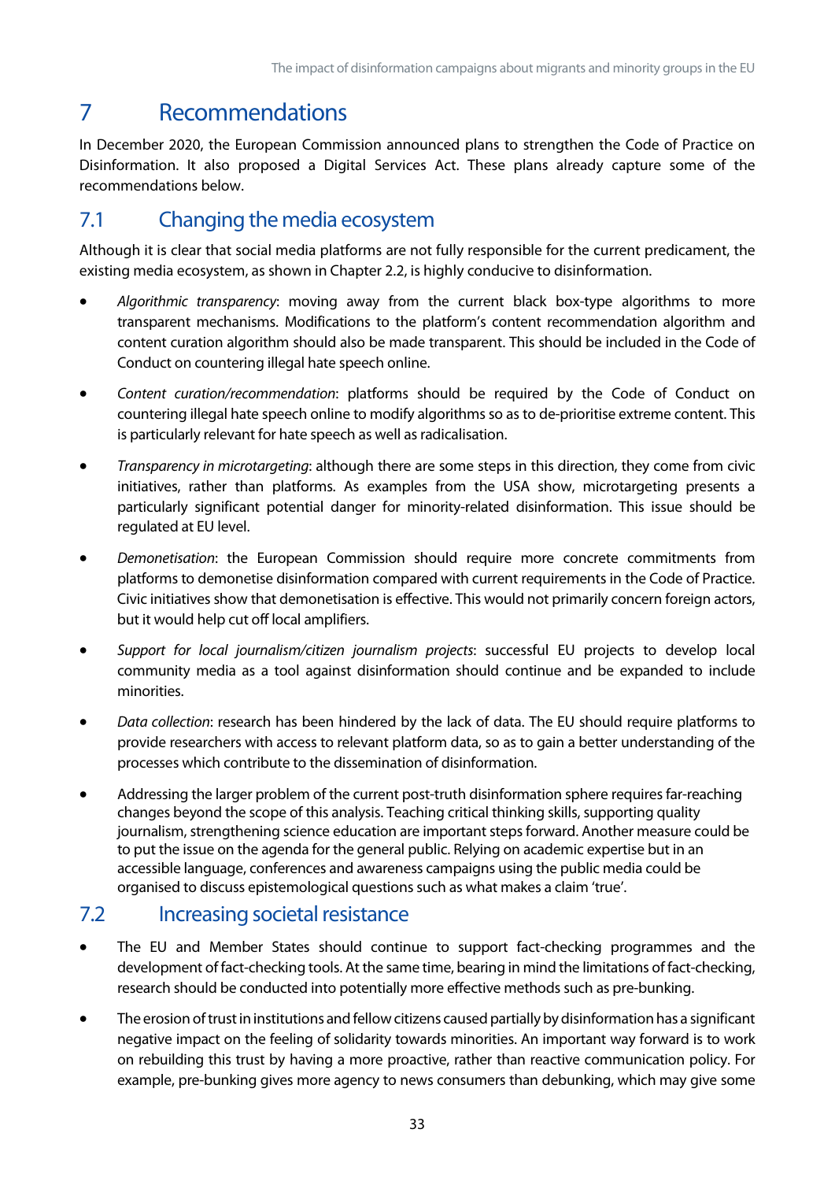# 7 Recommendations

In December 2020, the European Commission announced plans to strengthen the Code of Practice on Disinformation. It also proposed a Digital Services Act. These plans already capture some of the recommendations below.

## 7.1 Changing the media ecosystem

Although it is clear that social media platforms are not fully responsible for the current predicament, the existing media ecosystem, as shown in Chapter 2.2, is highly conducive to disinformation.

- *Algorithmic transparency*: moving away from the current black box-type algorithms to more transparent mechanisms. Modifications to the platform's content recommendation algorithm and content curation algorithm should also be made transparent. This should be included in the Code of Conduct on countering illegal hate speech online.
- *Content curation/recommendation*: platforms should be required by the Code of Conduct on countering illegal hate speech online to modify algorithms so as to de-prioritise extreme content. This is particularly relevant for hate speech as well as radicalisation.
- *Transparency in microtargeting*: although there are some steps in this direction, they come from civic initiatives, rather than platforms. As examples from the USA show, microtargeting presents a particularly significant potential danger for minority-related disinformation. This issue should be regulated at EU level.
- *Demonetisation*: the European Commission should require more concrete commitments from platforms to demonetise disinformation compared with current requirements in the Code of Practice. Civic initiatives show that demonetisation is effective. This would not primarily concern foreign actors, but it would help cut off local amplifiers.
- *Support for local journalism/citizen journalism projects*: successful EU projects to develop local community media as a tool against disinformation should continue and be expanded to include minorities.
- *Data collection*: research has been hindered by the lack of data. The EU should require platforms to provide researchers with access to relevant platform data, so as to gain a better understanding of the processes which contribute to the dissemination of disinformation.
- Addressing the larger problem of the current post-truth disinformation sphere requires far-reaching changes beyond the scope of this analysis. Teaching critical thinking skills, supporting quality journalism, strengthening science education are important steps forward. Another measure could be to put the issue on the agenda for the general public. Relying on academic expertise but in an accessible language, conferences and awareness campaigns using the public media could be organised to discuss epistemological questions such as what makes a claim 'true'.

## 7.2 Increasing societal resistance

- The EU and Member States should continue to support fact-checking programmes and the development of fact-checking tools. At the same time, bearing in mind the limitations of fact-checking, research should be conducted into potentially more effective methods such as pre-bunking.
- The erosion of trust in institutions and fellow citizens caused partially by disinformation has a significant negative impact on the feeling of solidarity towards minorities. An important way forward is to work on rebuilding this trust by having a more proactive, rather than reactive communication policy. For example, pre-bunking gives more agency to news consumers than debunking, which may give some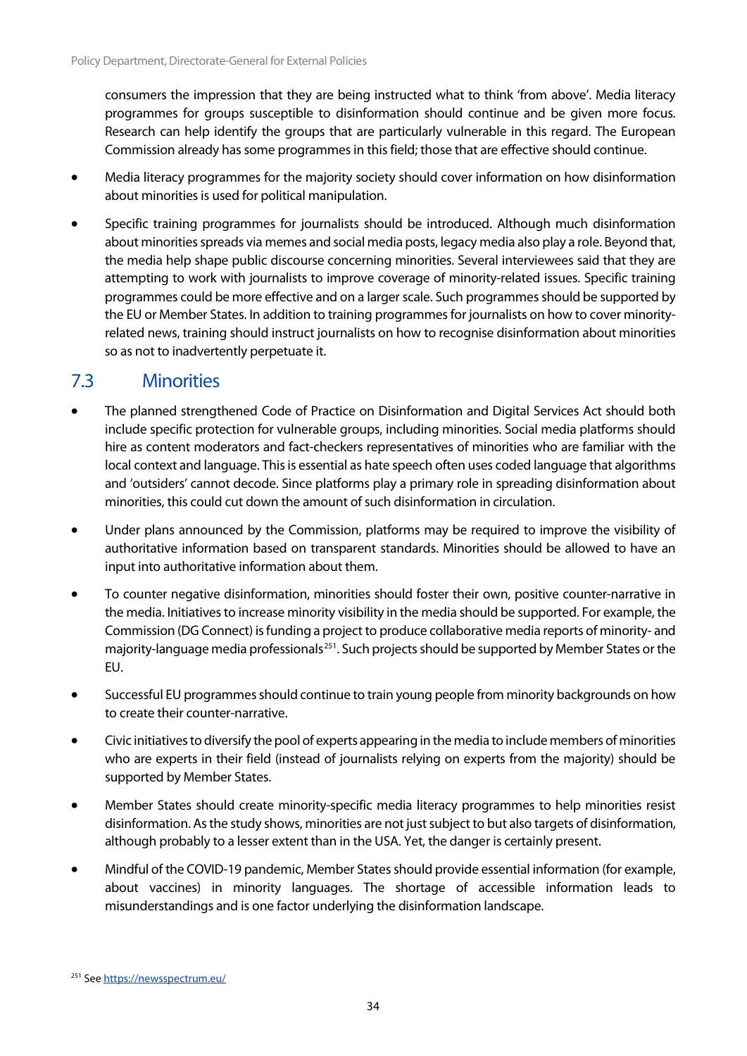consumers the impression that they are being instructed what to think 'from above'. Media literacy programmes for groups susceptible to disinformation should continue and be given more focus. Research can help identify the groups that are particularly vulnerable in this regard. The European Commission already has some programmes in this field; those that are effective should continue.

- Media literacy programmes for the majority society should cover information on how disinformation about minorities is used for political manipulation.
- Specific training programmes for journalists should be introduced. Although much disinformation about minorities spreads via memes and social media posts, legacy media also play a role. Beyond that, the media help shape public discourse concerning minorities. Several interviewees said that they are attempting to work with journalists to improve coverage of minority-related issues. Specific training programmes could be more effective and on a larger scale. Such programmes should be supported by the EU or Member States. In addition to training programmes for journalists on how to cover minority-related news, training should instruct journalists on how to recognise disinformation about minorities so as not to inadvertently perpetuate it.

## 7.3 Minorities

- The planned strengthened Code of Practice on Disinformation and Digital Services Act should both include specific protection for vulnerable groups, including minorities. Social media platforms should hire as content moderators and fact-checkers representatives of minorities who are familiar with the local context and language. This is essential as hate speech often uses coded language that algorithms and 'outsiders' cannot decode. Since platforms play a primary role in spreading disinformation about minorities, this could cut down the amount of such disinformation in circulation.
- Under plans announced by the Commission, platforms may be required to improve the visibility of authoritative information based on transparent standards. Minorities should be allowed to have an input into authoritative information about them.
- To counter negative disinformation, minorities should foster their own, positive counter-narrative in the media. Initiatives to increase minority visibility in the media should be supported. For example, the Commission (DG Connect) is funding a project to produce collaborative media reports of minority- and majority-language media professionals[251]. Such projects should be supported by Member States or the EU.
- Successful EU programmes should continue to train young people from minority backgrounds on how to create their counter-narrative.
- Civic initiatives to diversify the pool of experts appearing in the media to include members of minorities who are experts in their field (instead of journalists relying on experts from the majority) should be supported by Member States.
- Member States should create minority-specific media literacy programmes to help minorities resist disinformation. As the study shows, minorities are not just subject to but also targets of disinformation, although probably to a lesser extent than in the USA. Yet, the danger is certainly present.
- Mindful of the COVID-19 pandemic, Member States should provide essential information (for example, about vaccines) in minority languages. The shortage of accessible information leads to misunderstandings and is one factor underlying the disinformation landscape.

[251] See https://newsspectrum.eu/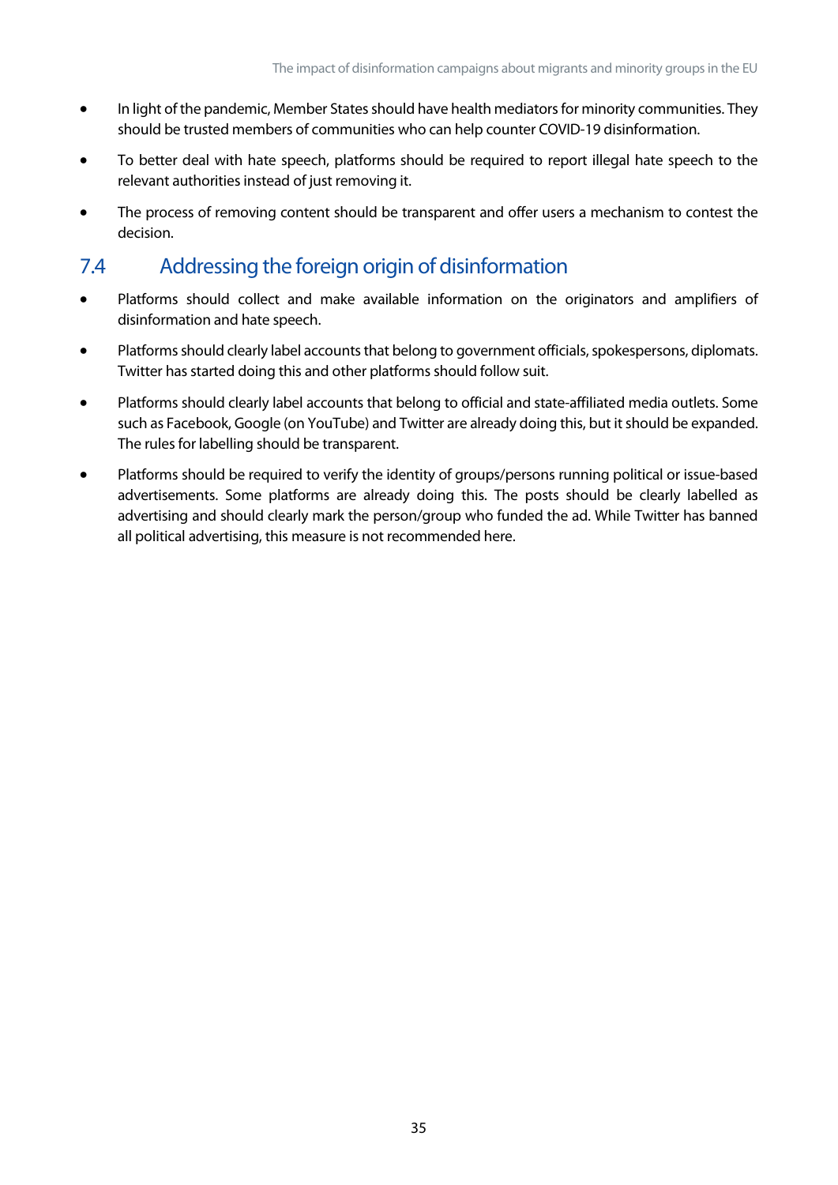- In light of the pandemic, Member States should have health mediators for minority communities. They should be trusted members of communities who can help counter COVID-19 disinformation.
- To better deal with hate speech, platforms should be required to report illegal hate speech to the relevant authorities instead of just removing it.
- The process of removing content should be transparent and offer users a mechanism to contest the decision.

## 7.4 Addressing the foreign origin of disinformation

- Platforms should collect and make available information on the originators and amplifiers of disinformation and hate speech.
- Platforms should clearly label accounts that belong to government officials, spokespersons, diplomats. Twitter has started doing this and other platforms should follow suit.
- Platforms should clearly label accounts that belong to official and state-affiliated media outlets. Some such as Facebook, Google (on YouTube) and Twitter are already doing this, but it should be expanded. The rules for labelling should be transparent.
- Platforms should be required to verify the identity of groups/persons running political or issue-based advertisements. Some platforms are already doing this. The posts should be clearly labelled as advertising and should clearly mark the person/group who funded the ad. While Twitter has banned all political advertising, this measure is not recommended here.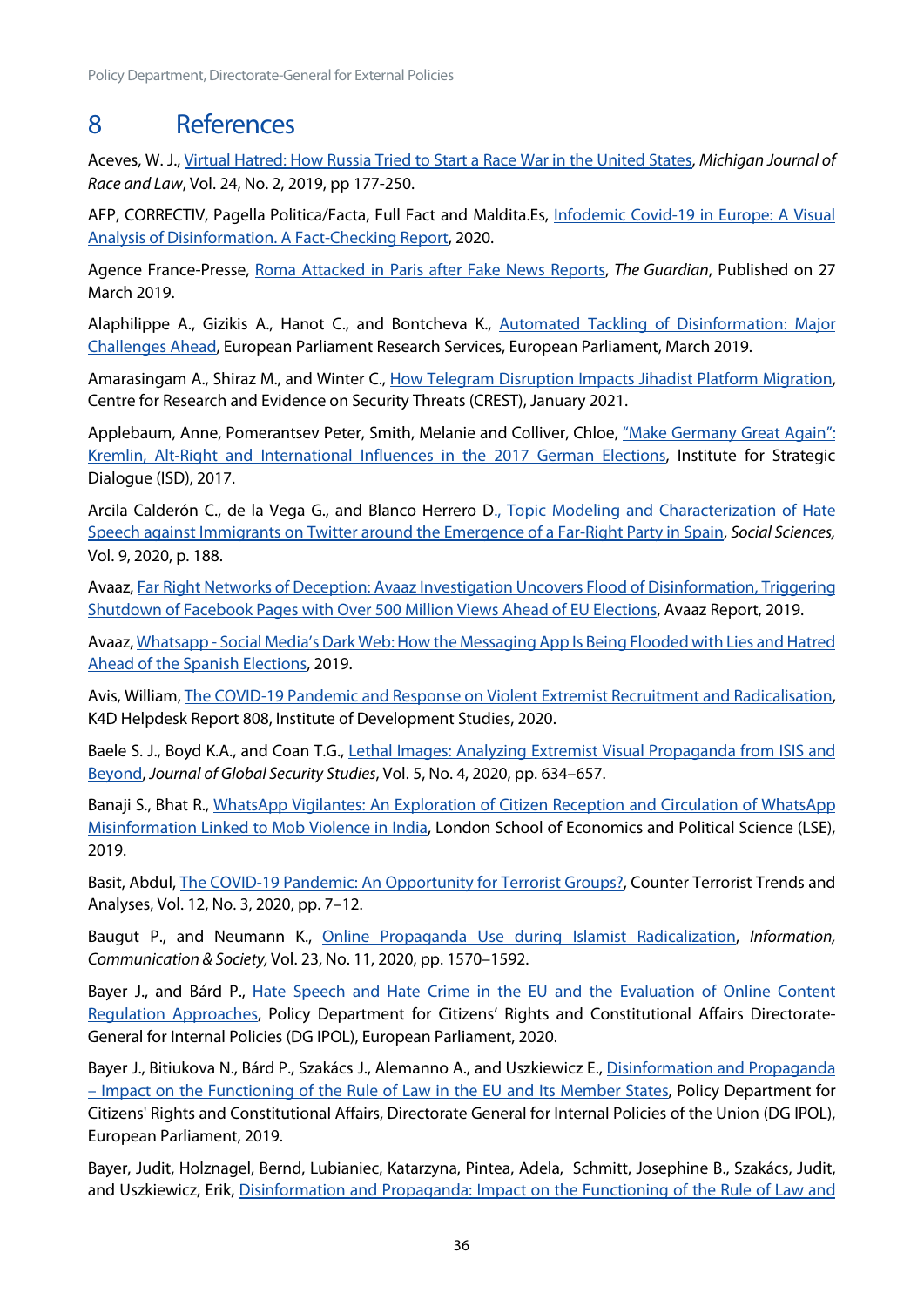# 8 References

Aceves, W. J., Virtual Hatred: How Russia Tried to Start a Race War in the United States, *Michigan Journal of Race and Law*, Vol. 24, No. 2, 2019, pp 177-250.

AFP, CORRECTIV, Pagella Politica/Facta, Full Fact and Maldita.Es, Infodemic Covid-19 in Europe: A Visual Analysis of Disinformation. A Fact-Checking Report, 2020.

Agence France-Presse, Roma Attacked in Paris after Fake News Reports, *The Guardian*, Published on 27 March 2019.

Alaphilippe A., Gizikis A., Hanot C., and Bontcheva K., Automated Tackling of Disinformation: Major Challenges Ahead, European Parliament Research Services, European Parliament, March 2019.

Amarasingam A., Shiraz M., and Winter C., How Telegram Disruption Impacts Jihadist Platform Migration, Centre for Research and Evidence on Security Threats (CREST), January 2021.

Applebaum, Anne, Pomerantsev Peter, Smith, Melanie and Colliver, Chloe, "Make Germany Great Again": Kremlin, Alt-Right and International Influences in the 2017 German Elections, Institute for Strategic Dialogue (ISD), 2017.

Arcila Calderón C., de la Vega G., and Blanco Herrero D., Topic Modeling and Characterization of Hate Speech against Immigrants on Twitter around the Emergence of a Far-Right Party in Spain, *Social Sciences,* Vol. 9, 2020, p. 188.

Avaaz, Far Right Networks of Deception: Avaaz Investigation Uncovers Flood of Disinformation, Triggering Shutdown of Facebook Pages with Over 500 Million Views Ahead of EU Elections, Avaaz Report, 2019.

Avaaz, Whatsapp - Social Media's Dark Web: How the Messaging App Is Being Flooded with Lies and Hatred Ahead of the Spanish Elections, 2019.

Avis, William, The COVID-19 Pandemic and Response on Violent Extremist Recruitment and Radicalisation, K4D Helpdesk Report 808, Institute of Development Studies, 2020.

Baele S. J., Boyd K.A., and Coan T.G., Lethal Images: Analyzing Extremist Visual Propaganda from ISIS and Beyond, *Journal of Global Security Studies*, Vol. 5, No. 4, 2020, pp. 634–657.

Banaji S., Bhat R., WhatsApp Vigilantes: An Exploration of Citizen Reception and Circulation of WhatsApp Misinformation Linked to Mob Violence in India, London School of Economics and Political Science (LSE), 2019.

Basit, Abdul, The COVID-19 Pandemic: An Opportunity for Terrorist Groups?, Counter Terrorist Trends and Analyses, Vol. 12, No. 3, 2020, pp. 7–12.

Baugut P., and Neumann K., Online Propaganda Use during Islamist Radicalization, *Information, Communication & Society*, Vol. 23, No. 11, 2020, pp. 1570–1592.

Bayer J., and Bárd P., Hate Speech and Hate Crime in the EU and the Evaluation of Online Content Regulation Approaches, Policy Department for Citizens' Rights and Constitutional Affairs Directorate-General for Internal Policies (DG IPOL), European Parliament, 2020.

Bayer J., Bitiukova N., Bárd P., Szakács J., Alemanno A., and Uszkiewicz E., Disinformation and Propaganda – Impact on the Functioning of the Rule of Law in the EU and Its Member States, Policy Department for Citizens' Rights and Constitutional Affairs, Directorate General for Internal Policies of the Union (DG IPOL), European Parliament, 2019.

Bayer, Judit, Holznagel, Bernd, Lubianiec, Katarzyna, Pintea, Adela, Schmitt, Josephine B., Szakács, Judit, and Uszkiewicz, Erik, Disinformation and Propaganda: Impact on the Functioning of the Rule of Law and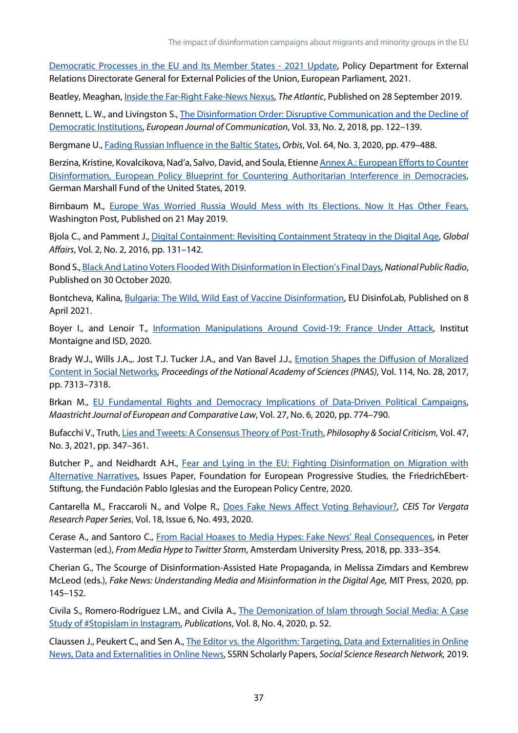Democratic Processes in the EU and Its Member States - 2021 Update, Policy Department for External Relations Directorate General for External Policies of the Union, European Parliament, 2021.

Beatley, Meaghan, Inside the Far-Right Fake-News Nexus, *The Atlantic*, Published on 28 September 2019.

Bennett, L. W., and Livingston S., The Disinformation Order: Disruptive Communication and the Decline of Democratic Institutions, *European Journal of Communication*, Vol. 33, No. 2, 2018, pp. 122–139.

Bergmane U., Fading Russian Influence in the Baltic States, *Orbis*, Vol. 64, No. 3, 2020, pp. 479–488.

Berzina, Kristine, Kovalcikova, Nad'a, Salvo, David, and Soula, Etienne Annex A.: European Efforts to Counter Disinformation, European Policy Blueprint for Countering Authoritarian Interference in Democracies, German Marshall Fund of the United States, 2019.

Birnbaum M., Europe Was Worried Russia Would Mess with Its Elections. Now It Has Other Fears, Washington Post, Published on 21 May 2019.

Bjola C., and Pamment J., Digital Containment: Revisiting Containment Strategy in the Digital Age, *Global Affairs*, Vol. 2, No. 2, 2016, pp. 131–142.

Bond S., Black And Latino Voters Flooded With Disinformation In Election's Final Days, *National Public Radio*, Published on 30 October 2020.

Bontcheva, Kalina, Bulgaria: The Wild, Wild East of Vaccine Disinformation, EU DisinfoLab, Published on 8 April 2021.

Boyer I., and Lenoir T., Information Manipulations Around Covid-19: France Under Attack, Institut Montaigne and ISD, 2020.

Brady W.J., Wills J.A.,. Jost T.J. Tucker J.A., and Van Bavel J.J., Emotion Shapes the Diffusion of Moralized Content in Social Networks, *Proceedings of the National Academy of Sciences (PNAS)*, Vol. 114, No. 28, 2017, pp. 7313–7318.

Brkan M., EU Fundamental Rights and Democracy Implications of Data-Driven Political Campaigns, *Maastricht Journal of European and Comparative Law*, Vol. 27, No. 6, 2020, pp. 774–790.

Bufacchi V., Truth, Lies and Tweets: A Consensus Theory of Post-Truth, *Philosophy & Social Criticism*, Vol. 47, No. 3, 2021, pp. 347–361.

Butcher P., and Neidhardt A.H., Fear and Lying in the EU: Fighting Disinformation on Migration with Alternative Narratives, Issues Paper, Foundation for European Progressive Studies, the FriedrichEbert-Stiftung, the Fundación Pablo Iglesias and the European Policy Centre, 2020.

Cantarella M., Fraccaroli N., and Volpe R., Does Fake News Affect Voting Behaviour?, *CEIS Tor Vergata Research Paper Series*, Vol. 18, Issue 6, No. 493, 2020.

Cerase A., and Santoro C., From Racial Hoaxes to Media Hypes: Fake News' Real Consequences, in Peter Vasterman (ed.), *From Media Hype to Twitter Storm*, Amsterdam University Press, 2018, pp. 333–354.

Cherian G., The Scourge of Disinformation-Assisted Hate Propaganda, in Melissa Zimdars and Kembrew McLeod (eds.), *Fake News: Understanding Media and Misinformation in the Digital Age,* MIT Press, 2020, pp. 145–152.

Civila S., Romero-Rodríguez L.M., and Civila A., The Demonization of Islam through Social Media: A Case Study of #Stopislam in Instagram, *Publications*, Vol. 8, No. 4, 2020, p. 52.

Claussen J., Peukert C., and Sen A., The Editor vs. the Algorithm: Targeting, Data and Externalities in Online News, Data and Externalities in Online News, SSRN Scholarly Papers, *Social Science Research Network,* 2019.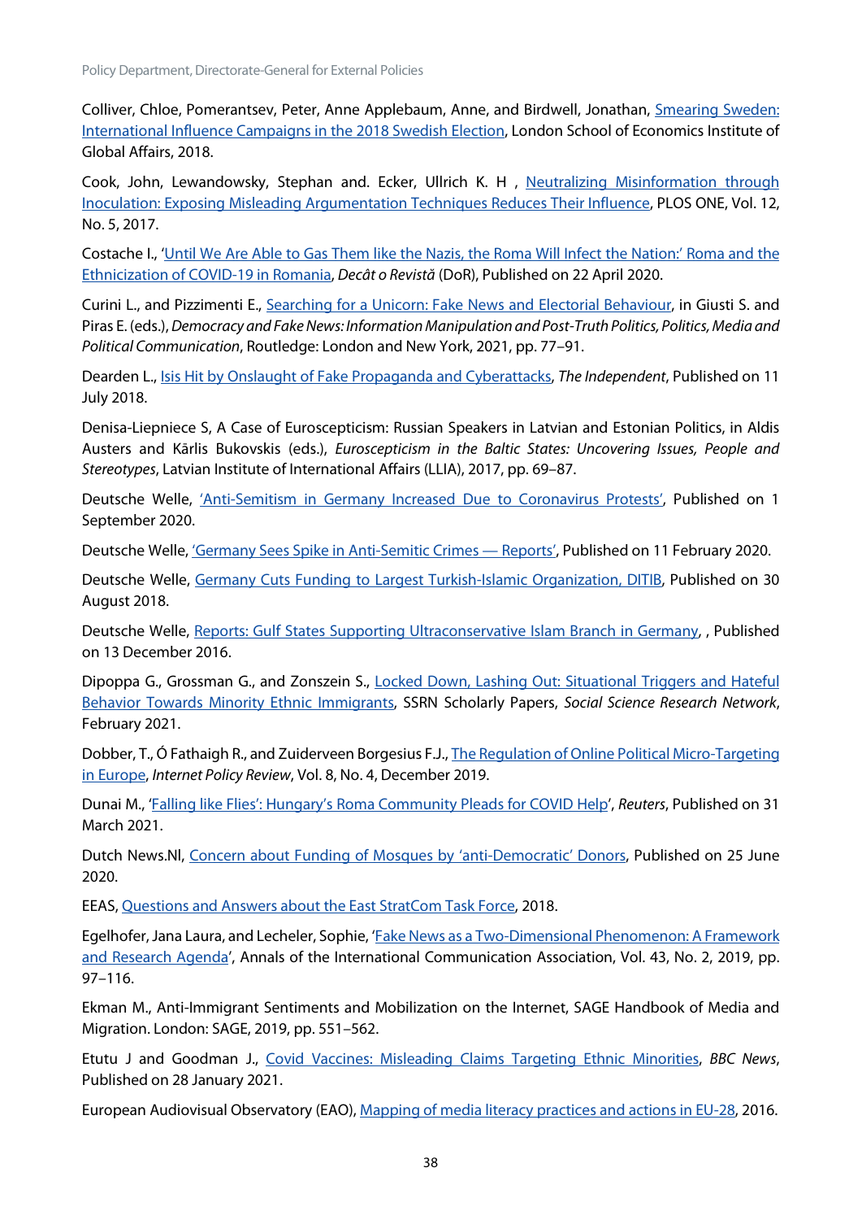Colliver, Chloe, Pomerantsev, Peter, Anne Applebaum, Anne, and Birdwell, Jonathan, Smearing Sweden: International Influence Campaigns in the 2018 Swedish Election, London School of Economics Institute of Global Affairs, 2018.

Cook, John, Lewandowsky, Stephan and. Ecker, Ullrich K. H , Neutralizing Misinformation through Inoculation: Exposing Misleading Argumentation Techniques Reduces Their Influence, PLOS ONE, Vol. 12, No. 5, 2017.

Costache I., 'Until We Are Able to Gas Them like the Nazis, the Roma Will Infect the Nation:' Roma and the Ethnicization of COVID-19 in Romania, *Decât o Revistă* (DoR), Published on 22 April 2020.

Curini L., and Pizzimenti E., Searching for a Unicorn: Fake News and Electorial Behaviour, in Giusti S. and Piras E. (eds.), *Democracy and Fake News: Information Manipulation and Post-Truth Politics, Politics, Media and Political Communication*, Routledge: London and New York, 2021, pp. 77–91.

Dearden L., Isis Hit by Onslaught of Fake Propaganda and Cyberattacks, *The Independent*, Published on 11 July 2018.

Denisa-Liepniece S, A Case of Euroscepticism: Russian Speakers in Latvian and Estonian Politics, in Aldis Austers and Kārlis Bukovskis (eds.), *Euroscepticism in the Baltic States: Uncovering Issues, People and Stereotypes*, Latvian Institute of International Affairs (LLIA), 2017, pp. 69–87.

Deutsche Welle, 'Anti-Semitism in Germany Increased Due to Coronavirus Protests', Published on 1 September 2020.

Deutsche Welle, 'Germany Sees Spike in Anti-Semitic Crimes — Reports', Published on 11 February 2020.

Deutsche Welle, Germany Cuts Funding to Largest Turkish-Islamic Organization, DITIB, Published on 30 August 2018.

Deutsche Welle, Reports: Gulf States Supporting Ultraconservative Islam Branch in Germany, , Published on 13 December 2016.

Dipoppa G., Grossman G., and Zonszein S., Locked Down, Lashing Out: Situational Triggers and Hateful Behavior Towards Minority Ethnic Immigrants, SSRN Scholarly Papers, *Social Science Research Network*, February 2021.

Dobber, T., Ó Fathaigh R., and Zuiderveen Borgesius F.J., The Regulation of Online Political Micro-Targeting in Europe, *Internet Policy Review*, Vol. 8, No. 4, December 2019.

Dunai M., 'Falling like Flies': Hungary's Roma Community Pleads for COVID Help', *Reuters*, Published on 31 March 2021.

Dutch News.Nl, Concern about Funding of Mosques by 'anti-Democratic' Donors, Published on 25 June 2020.

EEAS, Questions and Answers about the East StratCom Task Force, 2018.

Egelhofer, Jana Laura, and Lecheler, Sophie, 'Fake News as a Two-Dimensional Phenomenon: A Framework and Research Agenda', Annals of the International Communication Association, Vol. 43, No. 2, 2019, pp. 97–116.

Ekman M., Anti-Immigrant Sentiments and Mobilization on the Internet, SAGE Handbook of Media and Migration. London: SAGE, 2019, pp. 551–562.

Etutu J and Goodman J., Covid Vaccines: Misleading Claims Targeting Ethnic Minorities, *BBC News*, Published on 28 January 2021.

European Audiovisual Observatory (EAO), Mapping of media literacy practices and actions in EU-28, 2016.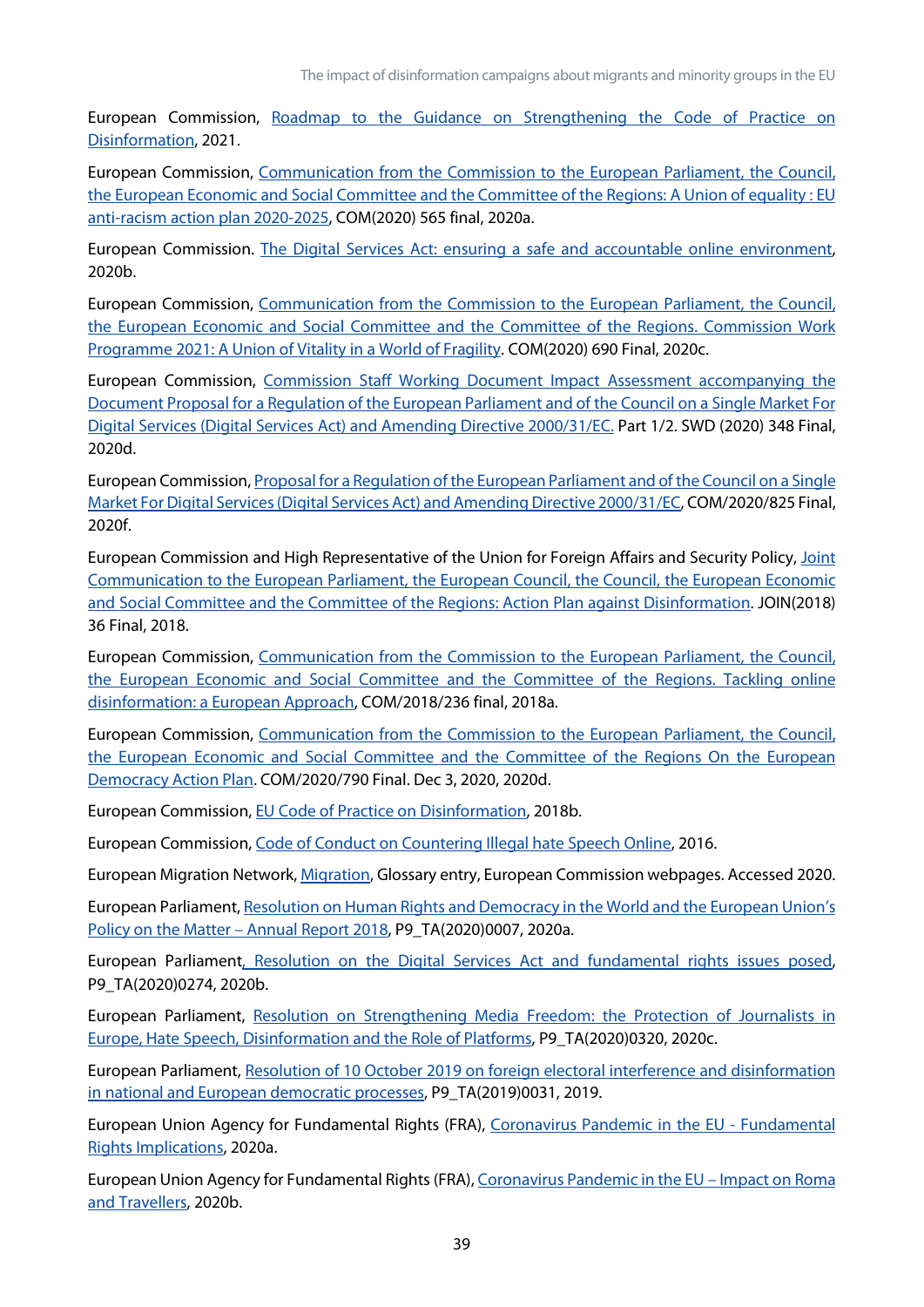European Commission, Roadmap to the Guidance on Strengthening the Code of Practice on Disinformation, 2021.

European Commission, Communication from the Commission to the European Parliament, the Council, the European Economic and Social Committee and the Committee of the Regions: A Union of equality : EU anti-racism action plan 2020-2025, COM(2020) 565 final, 2020a.

European Commission. The Digital Services Act: ensuring a safe and accountable online environment, 2020b.

European Commission, Communication from the Commission to the European Parliament, the Council, the European Economic and Social Committee and the Committee of the Regions. Commission Work Programme 2021: A Union of Vitality in a World of Fragility. COM(2020) 690 Final, 2020c.

European Commission, Commission Staff Working Document Impact Assessment accompanying the Document Proposal for a Regulation of the European Parliament and of the Council on a Single Market For Digital Services (Digital Services Act) and Amending Directive 2000/31/EC. Part 1/2. SWD (2020) 348 Final, 2020d.

European Commission, Proposal for a Regulation of the European Parliament and of the Council on a Single Market For Digital Services (Digital Services Act) and Amending Directive 2000/31/EC, COM/2020/825 Final, 2020f.

European Commission and High Representative of the Union for Foreign Affairs and Security Policy, Joint Communication to the European Parliament, the European Council, the Council, the European Economic and Social Committee and the Committee of the Regions: Action Plan against Disinformation. JOIN(2018) 36 Final, 2018.

European Commission, Communication from the Commission to the European Parliament, the Council, the European Economic and Social Committee and the Committee of the Regions. Tackling online disinformation: a European Approach, COM/2018/236 final, 2018a.

European Commission, Communication from the Commission to the European Parliament, the Council, the European Economic and Social Committee and the Committee of the Regions On the European Democracy Action Plan. COM/2020/790 Final. Dec 3, 2020, 2020d.

European Commission, EU Code of Practice on Disinformation, 2018b.

European Commission, Code of Conduct on Countering Illegal hate Speech Online, 2016.

European Migration Network, Migration, Glossary entry, European Commission webpages. Accessed 2020.

European Parliament, Resolution on Human Rights and Democracy in the World and the European Union's Policy on the Matter – Annual Report 2018, P9_TA(2020)0007, 2020a.

European Parliament, Resolution on the Digital Services Act and fundamental rights issues posed, P9_TA(2020)0274, 2020b.

European Parliament, Resolution on Strengthening Media Freedom: the Protection of Journalists in Europe, Hate Speech, Disinformation and the Role of Platforms, P9_TA(2020)0320, 2020c.

European Parliament, Resolution of 10 October 2019 on foreign electoral interference and disinformation in national and European democratic processes, P9_TA(2019)0031, 2019.

European Union Agency for Fundamental Rights (FRA), Coronavirus Pandemic in the EU - Fundamental Rights Implications, 2020a.

European Union Agency for Fundamental Rights (FRA), Coronavirus Pandemic in the EU – Impact on Roma and Travellers, 2020b.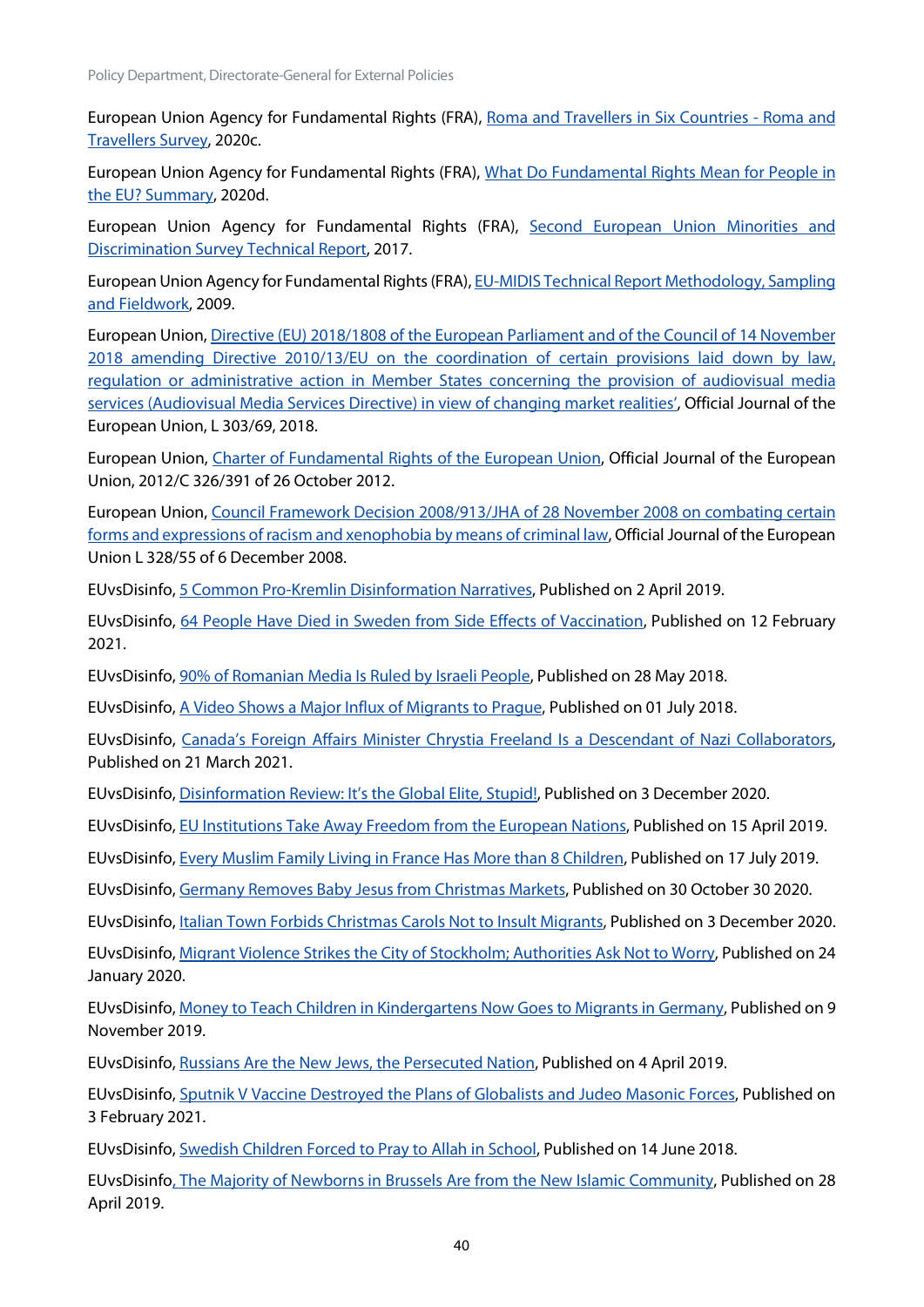European Union Agency for Fundamental Rights (FRA), Roma and Travellers in Six Countries - Roma and Travellers Survey, 2020c.

European Union Agency for Fundamental Rights (FRA), What Do Fundamental Rights Mean for People in the EU? Summary, 2020d.

European Union Agency for Fundamental Rights (FRA), Second European Union Minorities and Discrimination Survey Technical Report, 2017.

European Union Agency for Fundamental Rights (FRA), EU-MIDIS Technical Report Methodology, Sampling and Fieldwork, 2009.

European Union, Directive (EU) 2018/1808 of the European Parliament and of the Council of 14 November 2018 amending Directive 2010/13/EU on the coordination of certain provisions laid down by law, regulation or administrative action in Member States concerning the provision of audiovisual media services (Audiovisual Media Services Directive) in view of changing market realities', Official Journal of the European Union, L 303/69, 2018.

European Union, Charter of Fundamental Rights of the European Union, Official Journal of the European Union, 2012/C 326/391 of 26 October 2012.

European Union, Council Framework Decision 2008/913/JHA of 28 November 2008 on combating certain forms and expressions of racism and xenophobia by means of criminal law, Official Journal of the European Union L 328/55 of 6 December 2008.

EUvsDisinfo, 5 Common Pro-Kremlin Disinformation Narratives, Published on 2 April 2019.

EUvsDisinfo, 64 People Have Died in Sweden from Side Effects of Vaccination, Published on 12 February 2021.

EUvsDisinfo, 90% of Romanian Media Is Ruled by Israeli People, Published on 28 May 2018.

EUvsDisinfo, A Video Shows a Major Influx of Migrants to Prague, Published on 01 July 2018.

EUvsDisinfo, Canada's Foreign Affairs Minister Chrystia Freeland Is a Descendant of Nazi Collaborators, Published on 21 March 2021.

EUvsDisinfo, Disinformation Review: It's the Global Elite, Stupid!, Published on 3 December 2020.

EUvsDisinfo, EU Institutions Take Away Freedom from the European Nations, Published on 15 April 2019.

EUvsDisinfo, Every Muslim Family Living in France Has More than 8 Children, Published on 17 July 2019.

EUvsDisinfo, Germany Removes Baby Jesus from Christmas Markets, Published on 30 October 30 2020.

EUvsDisinfo, Italian Town Forbids Christmas Carols Not to Insult Migrants, Published on 3 December 2020.

EUvsDisinfo, Migrant Violence Strikes the City of Stockholm; Authorities Ask Not to Worry, Published on 24 January 2020.

EUvsDisinfo, Money to Teach Children in Kindergartens Now Goes to Migrants in Germany, Published on 9 November 2019.

EUvsDisinfo, Russians Are the New Jews, the Persecuted Nation, Published on 4 April 2019.

EUvsDisinfo, Sputnik V Vaccine Destroyed the Plans of Globalists and Judeo Masonic Forces, Published on 3 February 2021.

EUvsDisinfo, Swedish Children Forced to Pray to Allah in School, Published on 14 June 2018.

EUvsDisinfo, The Majority of Newborns in Brussels Are from the New Islamic Community, Published on 28 April 2019.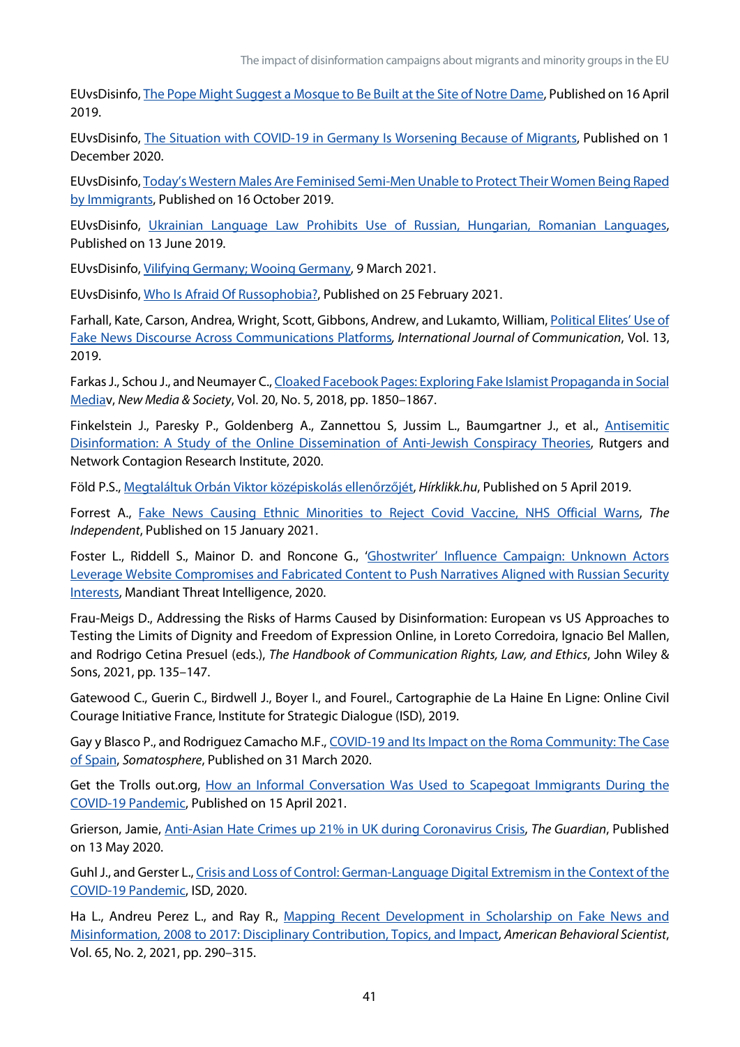EUvsDisinfo, The Pope Might Suggest a Mosque to Be Built at the Site of Notre Dame, Published on 16 April 2019.

EUvsDisinfo, The Situation with COVID-19 in Germany Is Worsening Because of Migrants, Published on 1 December 2020.

EUvsDisinfo, Today's Western Males Are Feminised Semi-Men Unable to Protect Their Women Being Raped by Immigrants, Published on 16 October 2019.

EUvsDisinfo, Ukrainian Language Law Prohibits Use of Russian, Hungarian, Romanian Languages, Published on 13 June 2019.

EUvsDisinfo, Vilifying Germany; Wooing Germany, 9 March 2021.

EUvsDisinfo, Who Is Afraid Of Russophobia?, Published on 25 February 2021.

Farhall, Kate, Carson, Andrea, Wright, Scott, Gibbons, Andrew, and Lukamto, William, Political Elites' Use of Fake News Discourse Across Communications Platforms, *International Journal of Communication*, Vol. 13, 2019.

Farkas J., Schou J., and Neumayer C., Cloaked Facebook Pages: Exploring Fake Islamist Propaganda in Social Mediav, *New Media & Society*, Vol. 20, No. 5, 2018, pp. 1850–1867.

Finkelstein J., Paresky P., Goldenberg A., Zannettou S, Jussim L., Baumgartner J., et al., Antisemitic Disinformation: A Study of the Online Dissemination of Anti-Jewish Conspiracy Theories, Rutgers and Network Contagion Research Institute, 2020.

Föld P.S., Megtaláltuk Orbán Viktor középiskolás ellenőrzőjét, *Hírklikk.hu*, Published on 5 April 2019.

Forrest A., Fake News Causing Ethnic Minorities to Reject Covid Vaccine, NHS Official Warns, *The Independent*, Published on 15 January 2021.

Foster L., Riddell S., Mainor D. and Roncone G., 'Ghostwriter' Influence Campaign: Unknown Actors Leverage Website Compromises and Fabricated Content to Push Narratives Aligned with Russian Security Interests, Mandiant Threat Intelligence, 2020.

Frau-Meigs D., Addressing the Risks of Harms Caused by Disinformation: European vs US Approaches to Testing the Limits of Dignity and Freedom of Expression Online, in Loreto Corredoira, Ignacio Bel Mallen, and Rodrigo Cetina Presuel (eds.), *The Handbook of Communication Rights, Law, and Ethics*, John Wiley & Sons, 2021, pp. 135–147.

Gatewood C., Guerin C., Birdwell J., Boyer I., and Fourel., Cartographie de La Haine En Ligne: Online Civil Courage Initiative France, Institute for Strategic Dialogue (ISD), 2019.

Gay y Blasco P., and Rodriguez Camacho M.F., COVID-19 and Its Impact on the Roma Community: The Case of Spain, *Somatosphere*, Published on 31 March 2020.

Get the Trolls out.org, How an Informal Conversation Was Used to Scapegoat Immigrants During the COVID-19 Pandemic, Published on 15 April 2021.

Grierson, Jamie, Anti-Asian Hate Crimes up 21% in UK during Coronavirus Crisis, *The Guardian*, Published on 13 May 2020.

Guhl J., and Gerster L., Crisis and Loss of Control: German-Language Digital Extremism in the Context of the COVID-19 Pandemic, ISD, 2020.

Ha L., Andreu Perez L., and Ray R., Mapping Recent Development in Scholarship on Fake News and Misinformation, 2008 to 2017: Disciplinary Contribution, Topics, and Impact, *American Behavioral Scientist*, Vol. 65, No. 2, 2021, pp. 290–315.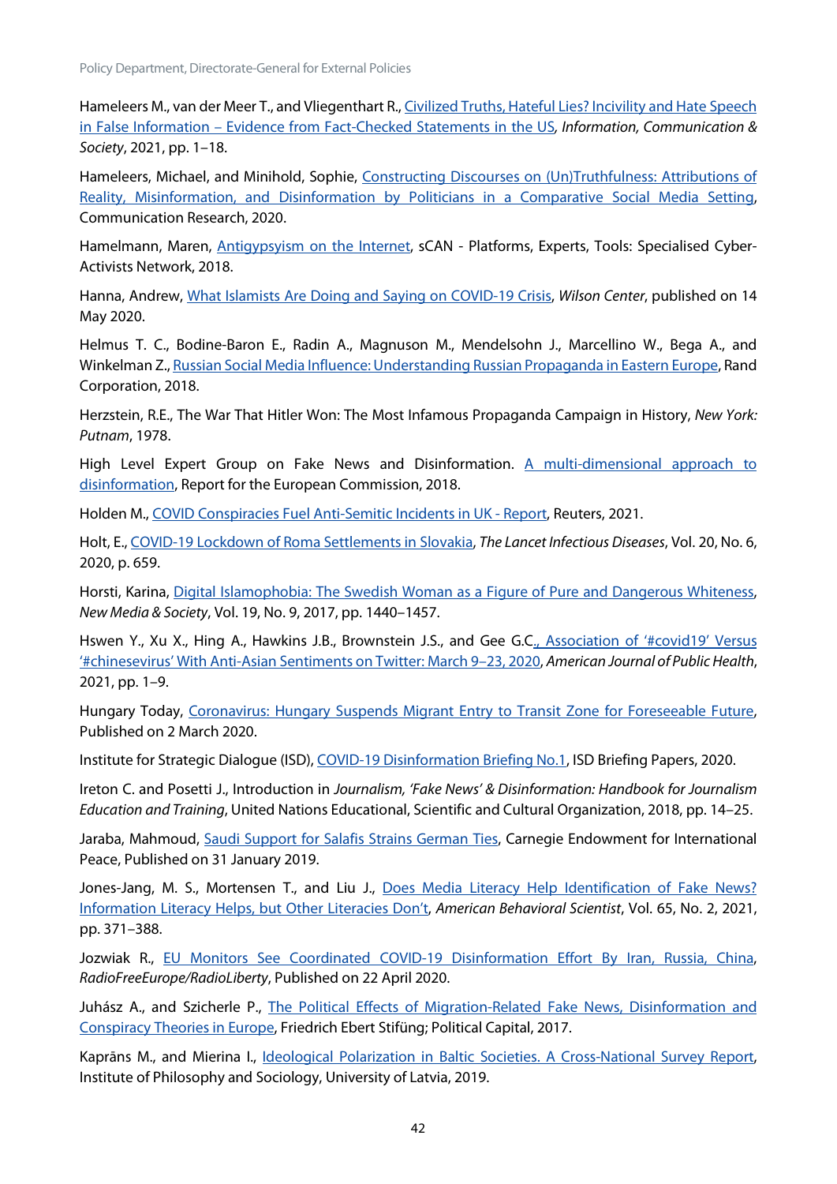Hameleers M., van der Meer T., and Vliegenthart R., Civilized Truths, Hateful Lies? Incivility and Hate Speech in False Information – Evidence from Fact-Checked Statements in the US, *Information, Communication & Society*, 2021, pp. 1–18.

Hameleers, Michael, and Minihold, Sophie, Constructing Discourses on (Un)Truthfulness: Attributions of Reality, Misinformation, and Disinformation by Politicians in a Comparative Social Media Setting, Communication Research, 2020.

Hamelmann, Maren, Antigypsyism on the Internet, sCAN - Platforms, Experts, Tools: Specialised Cyber-Activists Network, 2018.

Hanna, Andrew, What Islamists Are Doing and Saying on COVID-19 Crisis, *Wilson Center*, published on 14 May 2020.

Helmus T. C., Bodine-Baron E., Radin A., Magnuson M., Mendelsohn J., Marcellino W., Bega A., and Winkelman Z., Russian Social Media Influence: Understanding Russian Propaganda in Eastern Europe, Rand Corporation, 2018.

Herzstein, R.E., The War That Hitler Won: The Most Infamous Propaganda Campaign in History, *New York: Putnam*, 1978.

High Level Expert Group on Fake News and Disinformation. A multi-dimensional approach to disinformation, Report for the European Commission, 2018.

Holden M., COVID Conspiracies Fuel Anti-Semitic Incidents in UK - Report, Reuters, 2021.

Holt, E., COVID-19 Lockdown of Roma Settlements in Slovakia, *The Lancet Infectious Diseases*, Vol. 20, No. 6, 2020, p. 659.

Horsti, Karina, Digital Islamophobia: The Swedish Woman as a Figure of Pure and Dangerous Whiteness, *New Media & Society*, Vol. 19, No. 9, 2017, pp. 1440–1457.

Hswen Y., Xu X., Hing A., Hawkins J.B., Brownstein J.S., and Gee G.C., Association of '#covid19' Versus '#chinesevirus' With Anti-Asian Sentiments on Twitter: March 9–23, 2020, *American Journal of Public Health*, 2021, pp. 1–9.

Hungary Today, Coronavirus: Hungary Suspends Migrant Entry to Transit Zone for Foreseeable Future, Published on 2 March 2020.

Institute for Strategic Dialogue (ISD), COVID-19 Disinformation Briefing No.1, ISD Briefing Papers, 2020.

Ireton C. and Posetti J., Introduction in *Journalism, 'Fake News' & Disinformation: Handbook for Journalism Education and Training*, United Nations Educational, Scientific and Cultural Organization, 2018, pp. 14–25.

Jaraba, Mahmoud, Saudi Support for Salafis Strains German Ties, Carnegie Endowment for International Peace, Published on 31 January 2019.

Jones-Jang, M. S., Mortensen T., and Liu J., Does Media Literacy Help Identification of Fake News? Information Literacy Helps, but Other Literacies Don't, *American Behavioral Scientist*, Vol. 65, No. 2, 2021, pp. 371–388.

Jozwiak R., EU Monitors See Coordinated COVID-19 Disinformation Effort By Iran, Russia, China, *RadioFreeEurope/RadioLiberty*, Published on 22 April 2020.

Juhász A., and Szicherle P., The Political Effects of Migration-Related Fake News, Disinformation and Conspiracy Theories in Europe, Friedrich Ebert Stifüng; Political Capital, 2017.

Kaprāns M., and Mierina I., Ideological Polarization in Baltic Societies. A Cross-National Survey Report, Institute of Philosophy and Sociology, University of Latvia, 2019.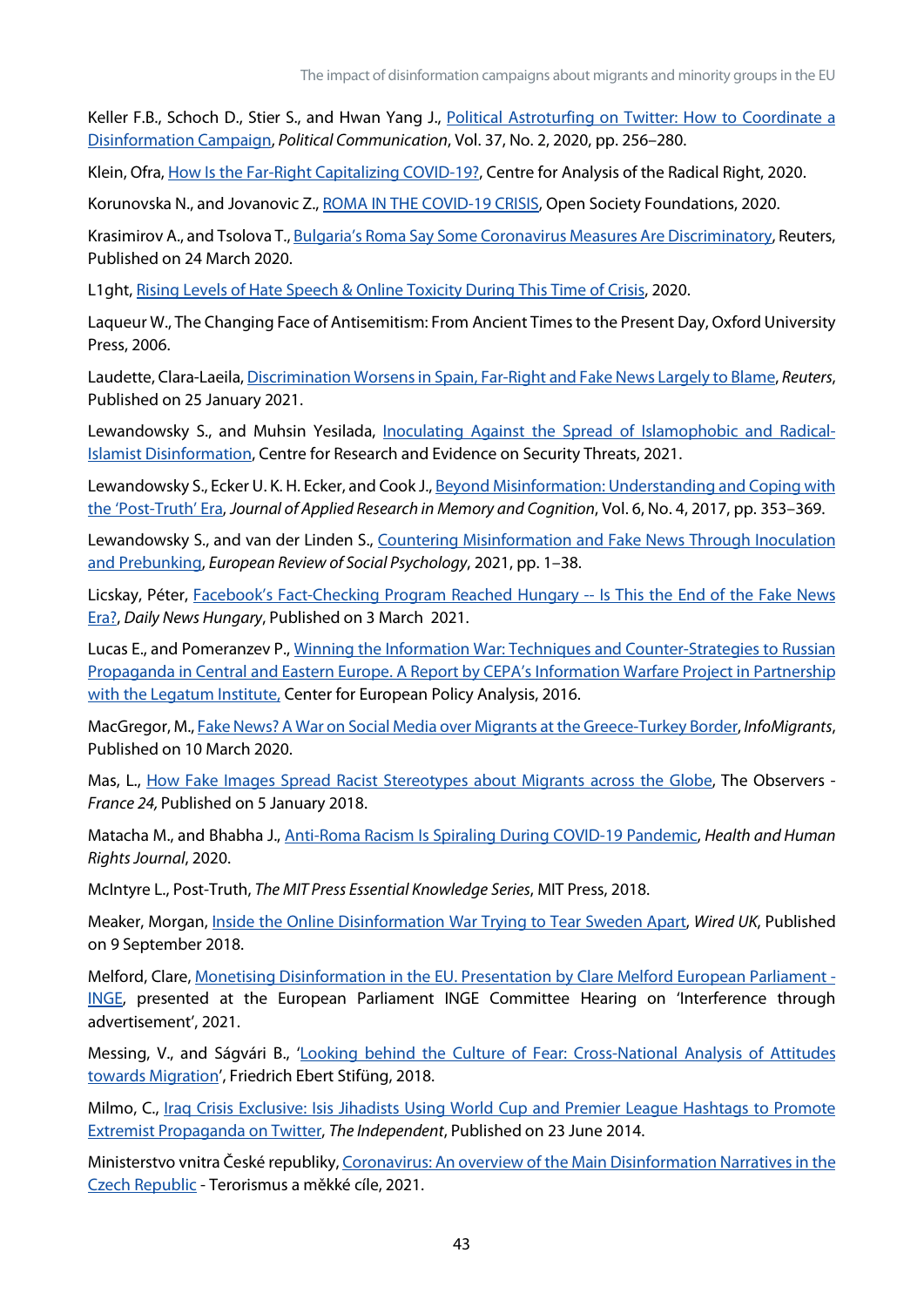Keller F.B., Schoch D., Stier S., and Hwan Yang J., Political Astroturfing on Twitter: How to Coordinate a Disinformation Campaign, *Political Communication*, Vol. 37, No. 2, 2020, pp. 256–280.

Klein, Ofra, How Is the Far-Right Capitalizing COVID-19?, Centre for Analysis of the Radical Right, 2020.

Korunovska N., and Jovanovic Z., ROMA IN THE COVID-19 CRISIS, Open Society Foundations, 2020.

Krasimirov A., and Tsolova T., Bulgaria's Roma Say Some Coronavirus Measures Are Discriminatory, Reuters, Published on 24 March 2020.

L1ght, Rising Levels of Hate Speech & Online Toxicity During This Time of Crisis, 2020.

Laqueur W., The Changing Face of Antisemitism: From Ancient Times to the Present Day, Oxford University Press, 2006.

Laudette, Clara-Laeila, Discrimination Worsens in Spain, Far-Right and Fake News Largely to Blame, *Reuters*, Published on 25 January 2021.

Lewandowsky S., and Muhsin Yesilada, Inoculating Against the Spread of Islamophobic and Radical-Islamist Disinformation, Centre for Research and Evidence on Security Threats, 2021.

Lewandowsky S., Ecker U. K. H. Ecker, and Cook J., Beyond Misinformation: Understanding and Coping with the 'Post-Truth' Era, *Journal of Applied Research in Memory and Cognition*, Vol. 6, No. 4, 2017, pp. 353–369.

Lewandowsky S., and van der Linden S., Countering Misinformation and Fake News Through Inoculation and Prebunking, *European Review of Social Psychology*, 2021, pp. 1–38.

Licskay, Péter, Facebook's Fact-Checking Program Reached Hungary -- Is This the End of the Fake News Era?, *Daily News Hungary*, Published on 3 March 2021.

Lucas E., and Pomeranzev P., Winning the Information War: Techniques and Counter-Strategies to Russian Propaganda in Central and Eastern Europe. A Report by CEPA's Information Warfare Project in Partnership with the Legatum Institute, Center for European Policy Analysis, 2016.

MacGregor, M., Fake News? A War on Social Media over Migrants at the Greece-Turkey Border, *InfoMigrants*, Published on 10 March 2020.

Mas, L., How Fake Images Spread Racist Stereotypes about Migrants across the Globe, The Observers - *France 24,* Published on 5 January 2018.

Matacha M., and Bhabha J., Anti-Roma Racism Is Spiraling During COVID-19 Pandemic, *Health and Human Rights Journal*, 2020.

McIntyre L., Post-Truth, *The MIT Press Essential Knowledge Series*, MIT Press, 2018.

Meaker, Morgan, Inside the Online Disinformation War Trying to Tear Sweden Apart, *Wired UK*, Published on 9 September 2018.

Melford, Clare, Monetising Disinformation in the EU. Presentation by Clare Melford European Parliament - INGE, presented at the European Parliament INGE Committee Hearing on 'Interference through advertisement', 2021.

Messing, V., and Ságvári B., 'Looking behind the Culture of Fear: Cross-National Analysis of Attitudes towards Migration', Friedrich Ebert Stifüng, 2018.

Milmo, C., Iraq Crisis Exclusive: Isis Jihadists Using World Cup and Premier League Hashtags to Promote Extremist Propaganda on Twitter, *The Independent*, Published on 23 June 2014.

Ministerstvo vnitra České republiky, Coronavirus: An overview of the Main Disinformation Narratives in the Czech Republic - Terorismus a měkké cíle, 2021.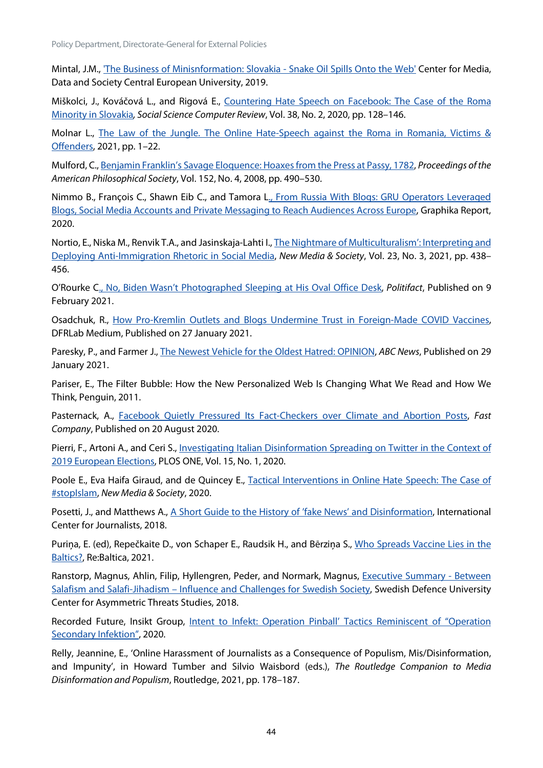Mintal, J.M., 'The Business of Minisnformation: Slovakia - Snake Oil Spills Onto the Web' Center for Media, Data and Society Central European University, 2019.

Miškolci, J., Kováčová L., and Rigová E., Countering Hate Speech on Facebook: The Case of the Roma Minority in Slovakia, *Social Science Computer Review*, Vol. 38, No. 2, 2020, pp. 128–146.

Molnar L., The Law of the Jungle. The Online Hate-Speech against the Roma in Romania, Victims & Offenders, 2021, pp. 1–22.

Mulford, C., Benjamin Franklin's Savage Eloquence: Hoaxes from the Press at Passy, 1782, *Proceedings of the American Philosophical Society*, Vol. 152, No. 4, 2008, pp. 490–530.

Nimmo B., François C., Shawn Eib C., and Tamora L., From Russia With Blogs: GRU Operators Leveraged Blogs, Social Media Accounts and Private Messaging to Reach Audiences Across Europe, Graphika Report, 2020.

Nortio, E., Niska M., Renvik T.A., and Jasinskaja-Lahti I., The Nightmare of Multiculturalism': Interpreting and Deploying Anti-Immigration Rhetoric in Social Media, *New Media & Society*, Vol. 23, No. 3, 2021, pp. 438–456.

O'Rourke C., No, Biden Wasn't Photographed Sleeping at His Oval Office Desk, *Politifact*, Published on 9 February 2021.

Osadchuk, R., How Pro-Kremlin Outlets and Blogs Undermine Trust in Foreign-Made COVID Vaccines, DFRLab Medium, Published on 27 January 2021.

Paresky, P., and Farmer J., The Newest Vehicle for the Oldest Hatred: OPINION, *ABC News*, Published on 29 January 2021.

Pariser, E., The Filter Bubble: How the New Personalized Web Is Changing What We Read and How We Think, Penguin, 2011.

Pasternack, A., Facebook Quietly Pressured Its Fact-Checkers over Climate and Abortion Posts, *Fast Company*, Published on 20 August 2020.

Pierri, F., Artoni A., and Ceri S., Investigating Italian Disinformation Spreading on Twitter in the Context of 2019 European Elections, PLOS ONE, Vol. 15, No. 1, 2020.

Poole E., Eva Haifa Giraud, and de Quincey E., Tactical Interventions in Online Hate Speech: The Case of #stopIslam, *New Media & Society*, 2020.

Posetti, J., and Matthews A., A Short Guide to the History of 'fake News' and Disinformation, International Center for Journalists, 2018.

Puriņa, E. (ed), Repečkaite D., von Schaper E., Raudsik H., and Bērziņa S., Who Spreads Vaccine Lies in the Baltics?, Re:Baltica, 2021.

Ranstorp, Magnus, Ahlin, Filip, Hyllengren, Peder, and Normark, Magnus, Executive Summary - Between Salafism and Salafi-Jihadism – Influence and Challenges for Swedish Society, Swedish Defence University Center for Asymmetric Threats Studies, 2018.

Recorded Future, Insikt Group, Intent to Infekt: Operation Pinball' Tactics Reminiscent of "Operation Secondary Infektion", 2020.

Relly, Jeannine, E., 'Online Harassment of Journalists as a Consequence of Populism, Mis/Disinformation, and Impunity', in Howard Tumber and Silvio Waisbord (eds.), *The Routledge Companion to Media Disinformation and Populism*, Routledge, 2021, pp. 178–187.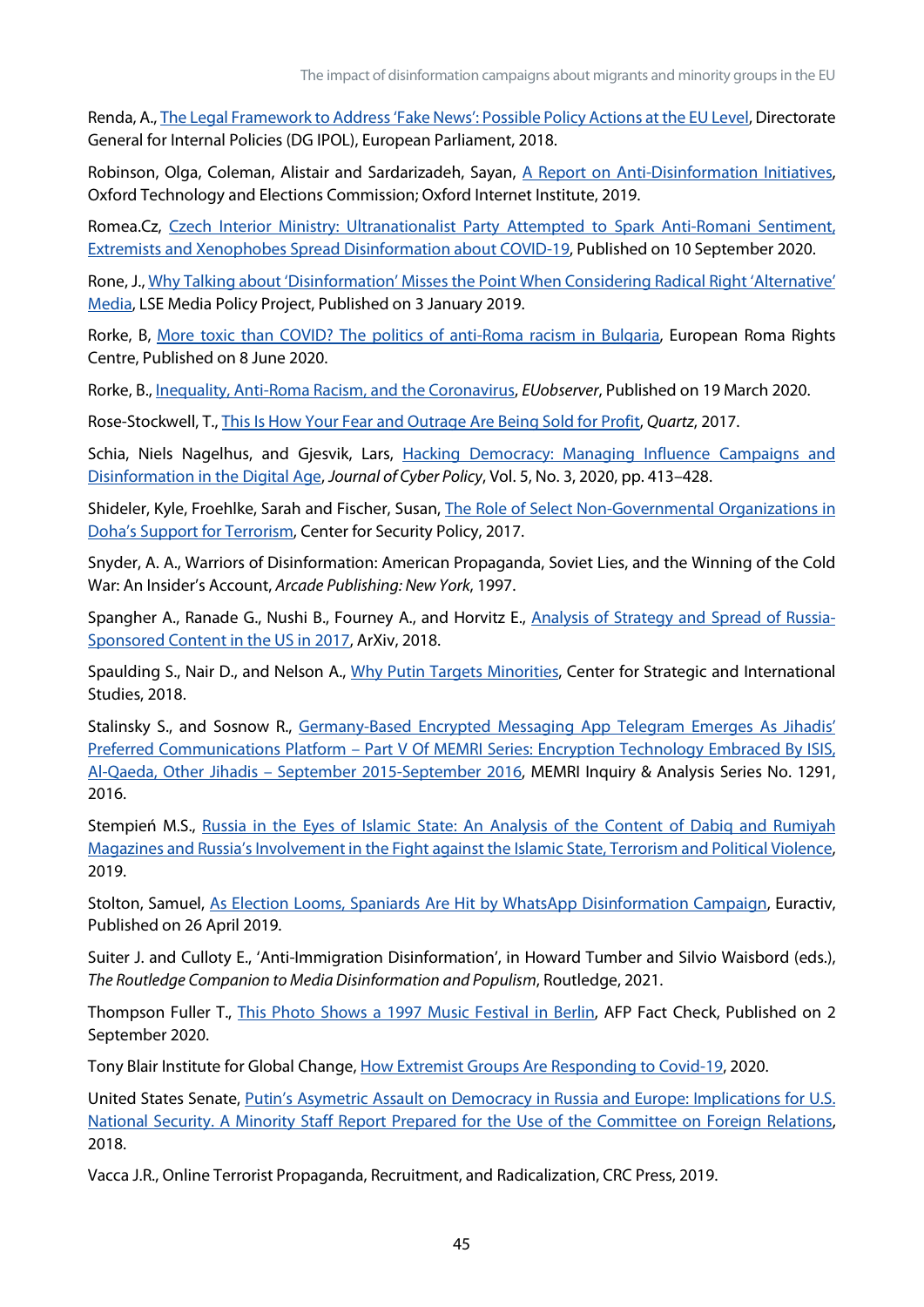Renda, A., The Legal Framework to Address 'Fake News': Possible Policy Actions at the EU Level, Directorate General for Internal Policies (DG IPOL), European Parliament, 2018.

Robinson, Olga, Coleman, Alistair and Sardarizadeh, Sayan, A Report on Anti-Disinformation Initiatives, Oxford Technology and Elections Commission; Oxford Internet Institute, 2019.

Romea.Cz, Czech Interior Ministry: Ultranationalist Party Attempted to Spark Anti-Romani Sentiment, Extremists and Xenophobes Spread Disinformation about COVID-19, Published on 10 September 2020.

Rone, J., Why Talking about 'Disinformation' Misses the Point When Considering Radical Right 'Alternative' Media, LSE Media Policy Project, Published on 3 January 2019.

Rorke, B, More toxic than COVID? The politics of anti-Roma racism in Bulgaria, European Roma Rights Centre, Published on 8 June 2020.

Rorke, B., Inequality, Anti-Roma Racism, and the Coronavirus, *EUobserver*, Published on 19 March 2020.

Rose-Stockwell, T., This Is How Your Fear and Outrage Are Being Sold for Profit, *Quartz*, 2017.

Schia, Niels Nagelhus, and Gjesvik, Lars, Hacking Democracy: Managing Influence Campaigns and Disinformation in the Digital Age, *Journal of Cyber Policy*, Vol. 5, No. 3, 2020, pp. 413–428.

Shideler, Kyle, Froehlke, Sarah and Fischer, Susan, The Role of Select Non-Governmental Organizations in Doha's Support for Terrorism, Center for Security Policy, 2017.

Snyder, A. A., Warriors of Disinformation: American Propaganda, Soviet Lies, and the Winning of the Cold War: An Insider's Account, *Arcade Publishing: New York*, 1997.

Spangher A., Ranade G., Nushi B., Fourney A., and Horvitz E., Analysis of Strategy and Spread of Russia-Sponsored Content in the US in 2017, ArXiv, 2018.

Spaulding S., Nair D., and Nelson A., Why Putin Targets Minorities, Center for Strategic and International Studies, 2018.

Stalinsky S., and Sosnow R., Germany-Based Encrypted Messaging App Telegram Emerges As Jihadis' Preferred Communications Platform – Part V Of MEMRI Series: Encryption Technology Embraced By ISIS, Al-Qaeda, Other Jihadis – September 2015-September 2016, MEMRI Inquiry & Analysis Series No. 1291, 2016.

Stempień M.S., Russia in the Eyes of Islamic State: An Analysis of the Content of Dabiq and Rumiyah Magazines and Russia's Involvement in the Fight against the Islamic State, Terrorism and Political Violence, 2019.

Stolton, Samuel, As Election Looms, Spaniards Are Hit by WhatsApp Disinformation Campaign, Euractiv, Published on 26 April 2019.

Suiter J. and Culloty E., 'Anti-Immigration Disinformation', in Howard Tumber and Silvio Waisbord (eds.), *The Routledge Companion to Media Disinformation and Populism*, Routledge, 2021.

Thompson Fuller T., This Photo Shows a 1997 Music Festival in Berlin, AFP Fact Check, Published on 2 September 2020.

Tony Blair Institute for Global Change, How Extremist Groups Are Responding to Covid-19, 2020.

United States Senate, Putin's Asymetric Assault on Democracy in Russia and Europe: Implications for U.S. National Security. A Minority Staff Report Prepared for the Use of the Committee on Foreign Relations, 2018.

Vacca J.R., Online Terrorist Propaganda, Recruitment, and Radicalization, CRC Press, 2019.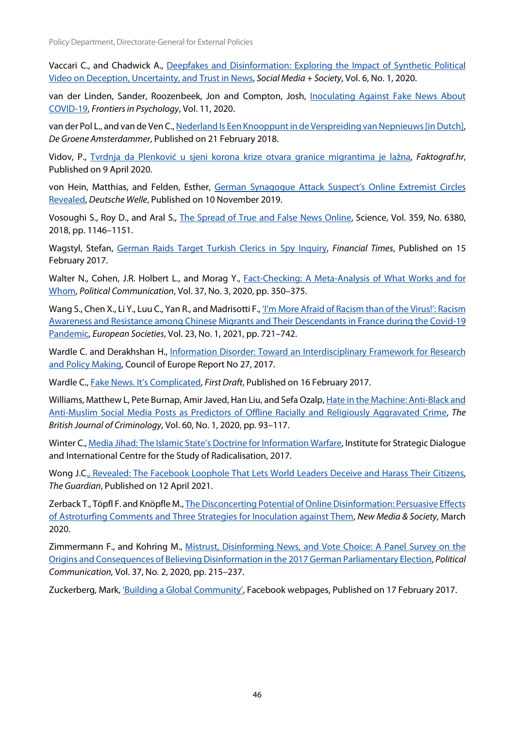Vaccari C., and Chadwick A., Deepfakes and Disinformation: Exploring the Impact of Synthetic Political Video on Deception, Uncertainty, and Trust in News, *Social Media + Society*, Vol. 6, No. 1, 2020.

van der Linden, Sander, Roozenbeek, Jon and Compton, Josh, Inoculating Against Fake News About COVID-19, *Frontiers in Psychology*, Vol. 11, 2020.

van der Pol L., and van de Ven C., Nederland Is Een Knooppunt in de Verspreiding van Nepnieuws [in Dutch], *De Groene Amsterdammer*, Published on 21 February 2018.

Vidov, P., Tvrdnja da Plenković u sjeni korona krize otvara granice migrantima je lažna, *Faktograf.hr*, Published on 9 April 2020.

von Hein, Matthias, and Felden, Esther, German Synagogue Attack Suspect's Online Extremist Circles Revealed, *Deutsche Welle*, Published on 10 November 2019.

Vosoughi S., Roy D., and Aral S., The Spread of True and False News Online, Science, Vol. 359, No. 6380, 2018, pp. 1146–1151.

Wagstyl, Stefan, German Raids Target Turkish Clerics in Spy Inquiry, *Financial Times*, Published on 15 February 2017.

Walter N., Cohen, J.R. Holbert L., and Morag Y., Fact-Checking: A Meta-Analysis of What Works and for Whom, *Political Communication*, Vol. 37, No. 3, 2020, pp. 350–375.

Wang S., Chen X., Li Y., Luu C., Yan R., and Madrisotti F., 'I'm More Afraid of Racism than of the Virus!': Racism Awareness and Resistance among Chinese Migrants and Their Descendants in France during the Covid-19 Pandemic, *European Societies*, Vol. 23, No. 1, 2021, pp. 721–742.

Wardle C. and Derakhshan H., Information Disorder: Toward an Interdisciplinary Framework for Research and Policy Making, Council of Europe Report No 27, 2017.

Wardle C., Fake News. It's Complicated, *First Draft*, Published on 16 February 2017.

Williams, Matthew L, Pete Burnap, Amir Javed, Han Liu, and Sefa Ozalp, Hate in the Machine: Anti-Black and Anti-Muslim Social Media Posts as Predictors of Offline Racially and Religiously Aggravated Crime, *The British Journal of Criminology*, Vol. 60, No. 1, 2020, pp. 93–117.

Winter C., Media Jihad: The Islamic State's Doctrine for Information Warfare, Institute for Strategic Dialogue and International Centre for the Study of Radicalisation, 2017.

Wong J.C., Revealed: The Facebook Loophole That Lets World Leaders Deceive and Harass Their Citizens, *The Guardian*, Published on 12 April 2021.

Zerback T., Töpfl F. and Knöpfle M., The Disconcerting Potential of Online Disinformation: Persuasive Effects of Astroturfing Comments and Three Strategies for Inoculation against Them, *New Media & Society*, March 2020.

Zimmermann F., and Kohring M., Mistrust, Disinforming News, and Vote Choice: A Panel Survey on the Origins and Consequences of Believing Disinformation in the 2017 German Parliamentary Election, *Political Communication,* Vol. 37, No. 2, 2020, pp. 215–237.

Zuckerberg, Mark, 'Building a Global Community', Facebook webpages, Published on 17 February 2017.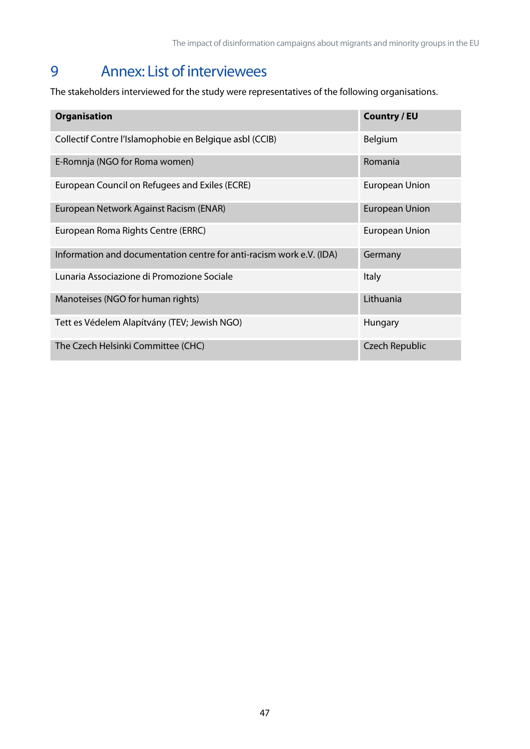# 9 Annex: List of interviewees

The stakeholders interviewed for the study were representatives of the following organisations.

| Organisation | Country / EU |
|---|---|
| Collectif Contre l'Islamophobie en Belgique asbl (CCIB) | Belgium |
| E-Romnja (NGO for Roma women) | Romania |
| European Council on Refugees and Exiles (ECRE) | European Union |
| European Network Against Racism (ENAR) | European Union |
| European Roma Rights Centre (ERRC) | European Union |
| Information and documentation centre for anti-racism work e.V. (IDA) | Germany |
| Lunaria Associazione di Promozione Sociale | Italy |
| Manoteises (NGO for human rights) | Lithuania |
| Tett es Védelem Alapítvány (TEV; Jewish NGO) | Hungary |
| The Czech Helsinki Committee (CHC) | Czech Republic |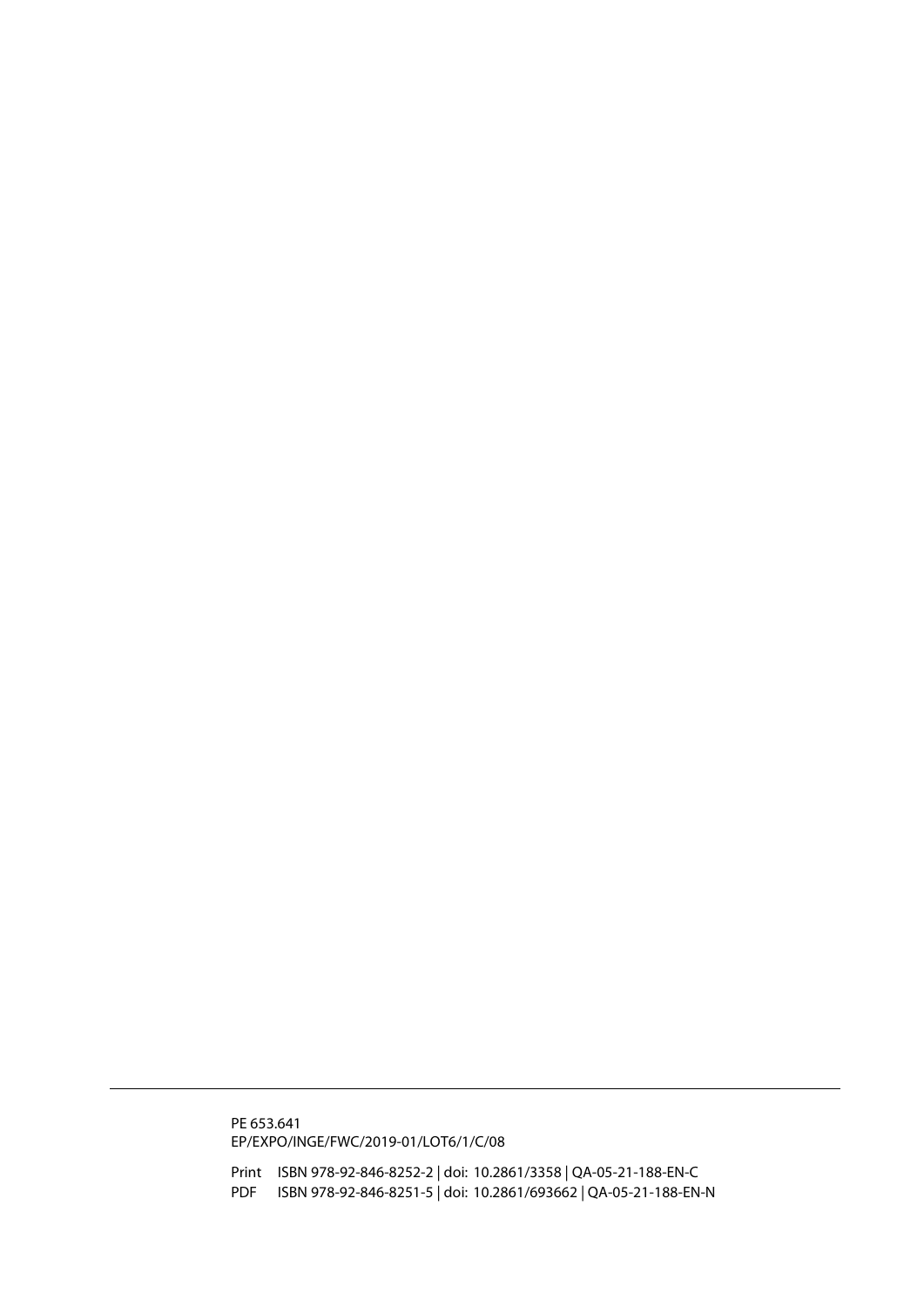PE 653.641
EP/EXPO/INGE/FWC/2019-01/LOT6/1/C/08

Print ISBN 978-92-846-8252-2 | doi: 10.2861/3358 | QA-05-21-188-EN-C
PDF ISBN 978-92-846-8251-5 | doi: 10.2861/693662 | QA-05-21-188-EN-N